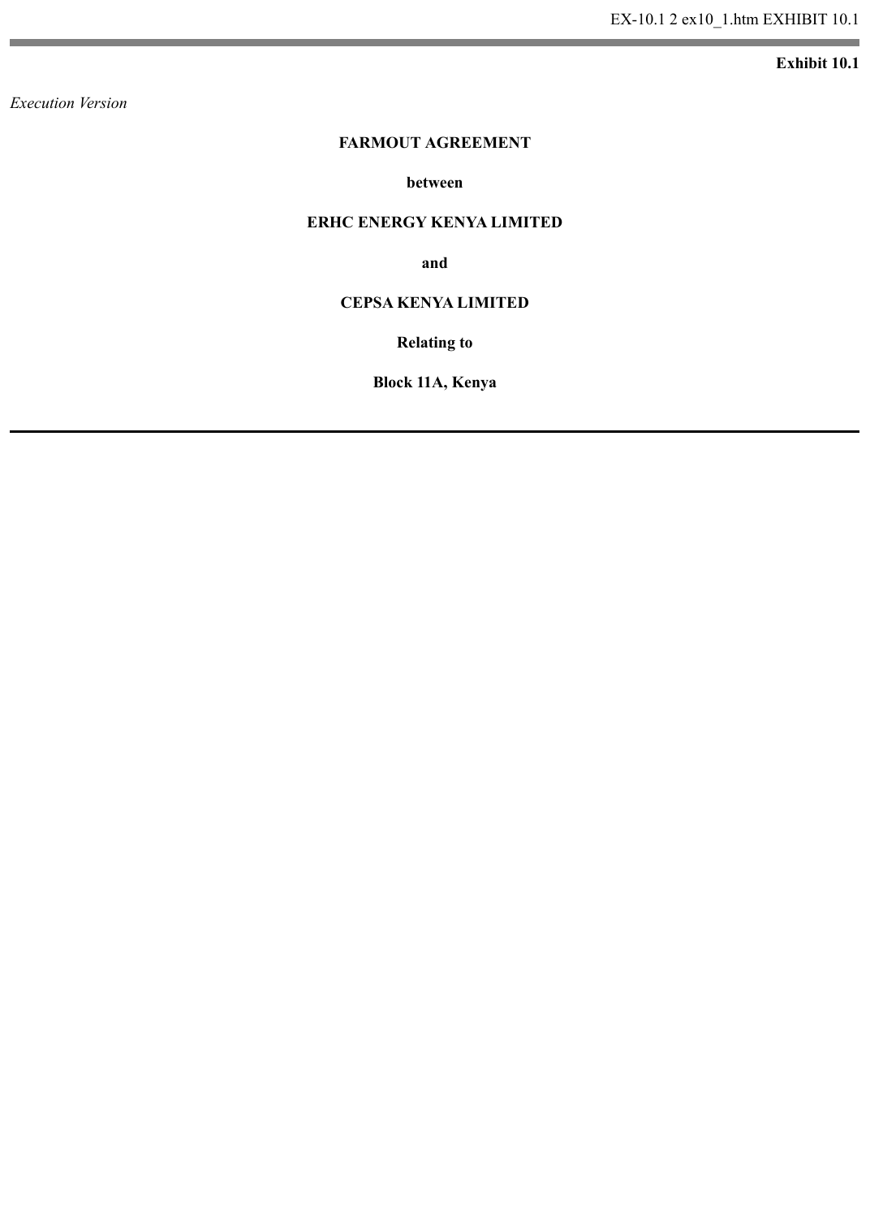**Exhibit 10.1**

*Execution Version*

# FARMOUT AGREEMENT

**between**

**ERHC ENERGY KENYA LIMITED**

**and**

**CEPSA KENYA LIMITED**

**Relating to**

**Block 11A, Kenya**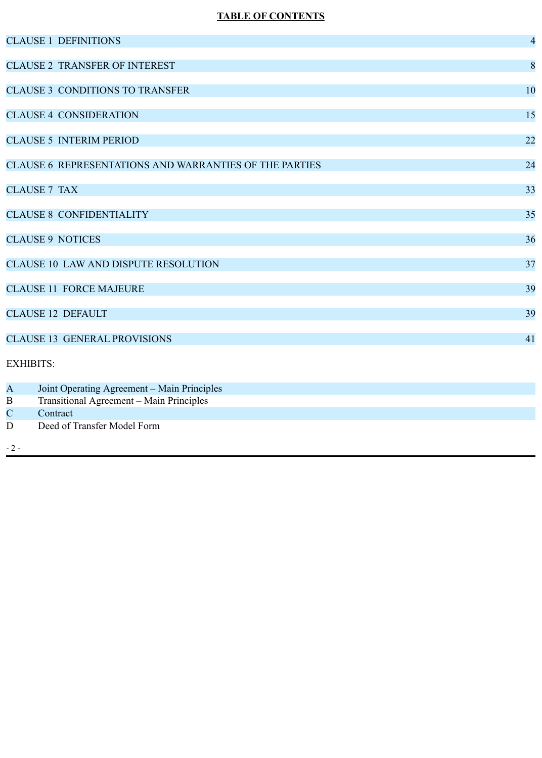**TABLE OF CONTENTS**

| | |
|---|---|
| CLAUSE 1 DEFINITIONS | 4 |
| CLAUSE 2 TRANSFER OF INTEREST | 8 |
| CLAUSE 3 CONDITIONS TO TRANSFER | 10 |
| CLAUSE 4 CONSIDERATION | 15 |
| CLAUSE 5 INTERIM PERIOD | 22 |
| CLAUSE 6 REPRESENTATIONS AND WARRANTIES OF THE PARTIES | 24 |
| CLAUSE 7 TAX | 33 |
| CLAUSE 8 CONFIDENTIALITY | 35 |
| CLAUSE 9 NOTICES | 36 |
| CLAUSE 10 LAW AND DISPUTE RESOLUTION | 37 |
| CLAUSE 11 FORCE MAJEURE | 39 |
| CLAUSE 12 DEFAULT | 39 |
| CLAUSE 13 GENERAL PROVISIONS | 41 |

EXHIBITS:

| | |
|---|---|
| A | Joint Operating Agreement – Main Principles |
| B | Transitional Agreement – Main Principles |
| C | Contract |
| D | Deed of Transfer Model Form |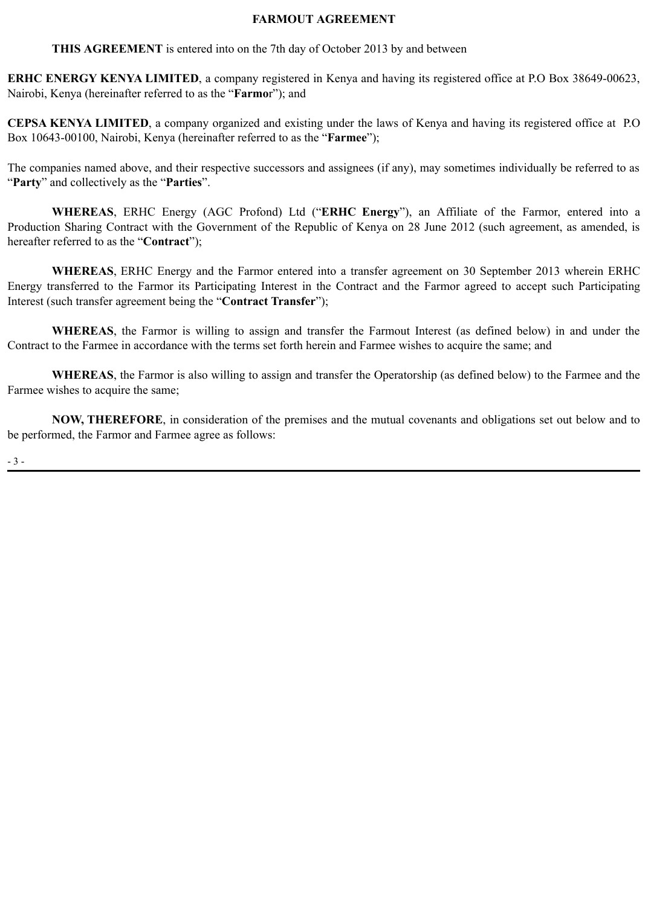# FARMOUT AGREEMENT

**THIS AGREEMENT** is entered into on the 7th day of October 2013 by and between

**ERHC ENERGY KENYA LIMITED**, a company registered in Kenya and having its registered office at P.O Box 38649-00623, Nairobi, Kenya (hereinafter referred to as the "**Farmor**"); and

**CEPSA KENYA LIMITED**, a company organized and existing under the laws of Kenya and having its registered office at P.O Box 10643-00100, Nairobi, Kenya (hereinafter referred to as the "**Farmee**");

The companies named above, and their respective successors and assignees (if any), may sometimes individually be referred to as "**Party**" and collectively as the "**Parties**".

**WHEREAS**, ERHC Energy (AGC Profond) Ltd ("**ERHC Energy**"), an Affiliate of the Farmor, entered into a Production Sharing Contract with the Government of the Republic of Kenya on 28 June 2012 (such agreement, as amended, is hereafter referred to as the "**Contract**");

**WHEREAS**, ERHC Energy and the Farmor entered into a transfer agreement on 30 September 2013 wherein ERHC Energy transferred to the Farmor its Participating Interest in the Contract and the Farmor agreed to accept such Participating Interest (such transfer agreement being the "**Contract Transfer**");

**WHEREAS**, the Farmor is willing to assign and transfer the Farmout Interest (as defined below) in and under the Contract to the Farmee in accordance with the terms set forth herein and Farmee wishes to acquire the same; and

**WHEREAS**, the Farmor is also willing to assign and transfer the Operatorship (as defined below) to the Farmee and the Farmee wishes to acquire the same;

**NOW, THEREFORE**, in consideration of the premises and the mutual covenants and obligations set out below and to be performed, the Farmor and Farmee agree as follows: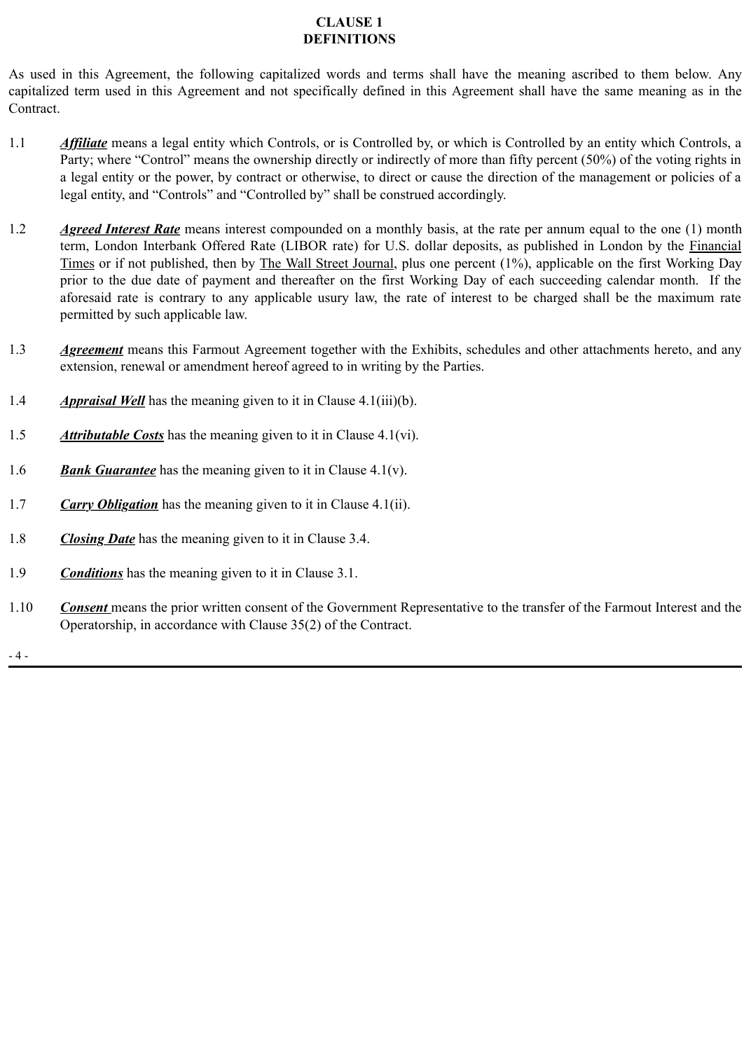# CLAUSE 1
# DEFINITIONS

As used in this Agreement, the following capitalized words and terms shall have the meaning ascribed to them below. Any capitalized term used in this Agreement and not specifically defined in this Agreement shall have the same meaning as in the Contract.

1.1 ***Affiliate*** means a legal entity which Controls, or is Controlled by, or which is Controlled by an entity which Controls, a Party; where "Control" means the ownership directly or indirectly of more than fifty percent (50%) of the voting rights in a legal entity or the power, by contract or otherwise, to direct or cause the direction of the management or policies of a legal entity, and "Controls" and "Controlled by" shall be construed accordingly.

1.2 ***Agreed Interest Rate*** means interest compounded on a monthly basis, at the rate per annum equal to the one (1) month term, London Interbank Offered Rate (LIBOR rate) for U.S. dollar deposits, as published in London by the Financial Times or if not published, then by The Wall Street Journal, plus one percent (1%), applicable on the first Working Day prior to the due date of payment and thereafter on the first Working Day of each succeeding calendar month. If the aforesaid rate is contrary to any applicable usury law, the rate of interest to be charged shall be the maximum rate permitted by such applicable law.

1.3 ***Agreement*** means this Farmout Agreement together with the Exhibits, schedules and other attachments hereto, and any extension, renewal or amendment hereof agreed to in writing by the Parties.

1.4 ***Appraisal Well*** has the meaning given to it in Clause 4.1(iii)(b).

1.5 ***Attributable Costs*** has the meaning given to it in Clause 4.1(vi).

1.6 ***Bank Guarantee*** has the meaning given to it in Clause 4.1(v).

1.7 ***Carry Obligation*** has the meaning given to it in Clause 4.1(ii).

1.8 ***Closing Date*** has the meaning given to it in Clause 3.4.

1.9 ***Conditions*** has the meaning given to it in Clause 3.1.

1.10 ***Consent*** means the prior written consent of the Government Representative to the transfer of the Farmout Interest and the Operatorship, in accordance with Clause 35(2) of the Contract.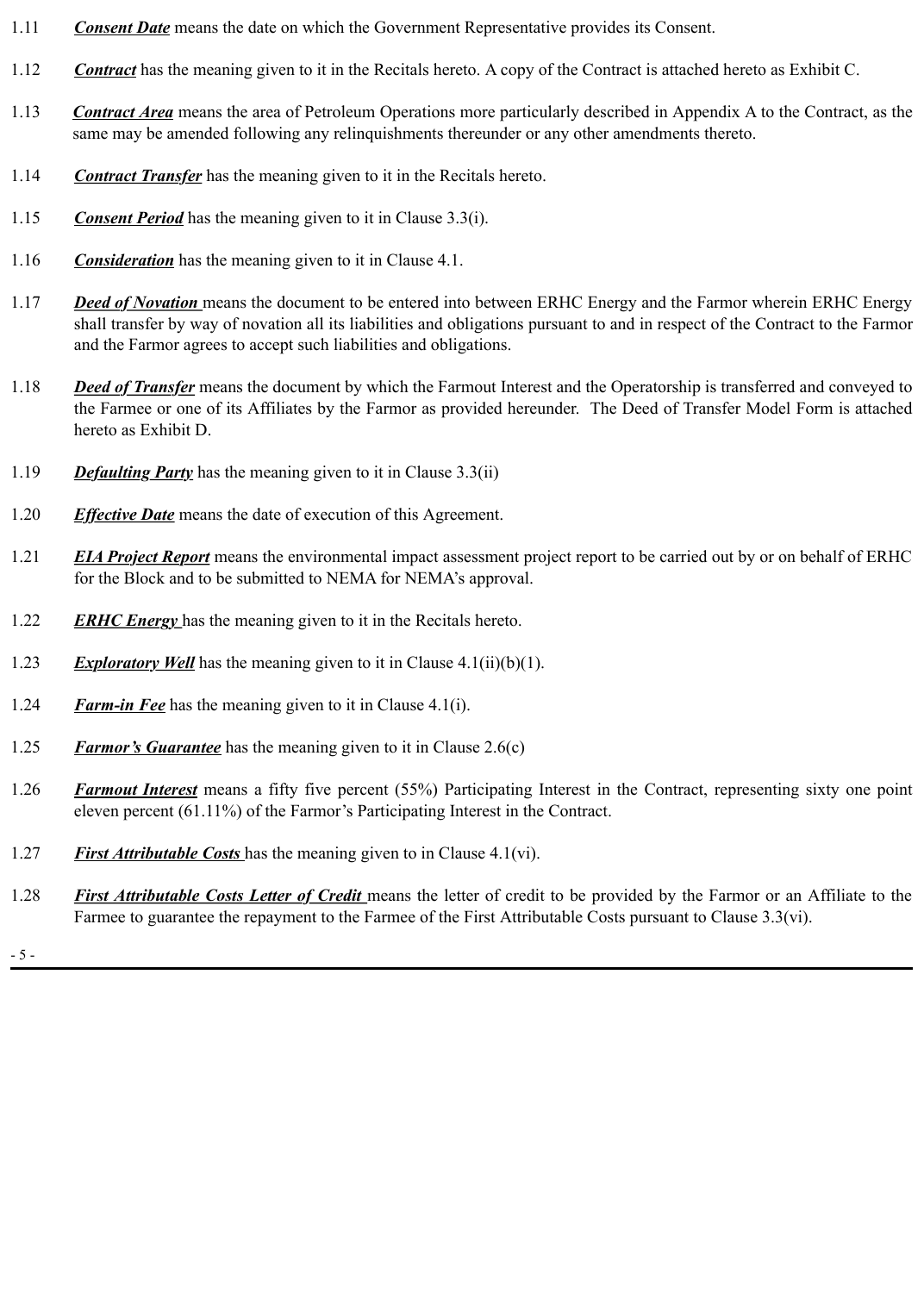1.11 ***Consent Date*** means the date on which the Government Representative provides its Consent.

1.12 ***Contract*** has the meaning given to it in the Recitals hereto. A copy of the Contract is attached hereto as Exhibit C.

1.13 ***Contract Area*** means the area of Petroleum Operations more particularly described in Appendix A to the Contract, as the same may be amended following any relinquishments thereunder or any other amendments thereto.

1.14 ***Contract Transfer*** has the meaning given to it in the Recitals hereto.

1.15 ***Consent Period*** has the meaning given to it in Clause 3.3(i).

1.16 ***Consideration*** has the meaning given to it in Clause 4.1.

1.17 ***Deed of Novation*** means the document to be entered into between ERHC Energy and the Farmor wherein ERHC Energy shall transfer by way of novation all its liabilities and obligations pursuant to and in respect of the Contract to the Farmor and the Farmor agrees to accept such liabilities and obligations.

1.18 ***Deed of Transfer*** means the document by which the Farmout Interest and the Operatorship is transferred and conveyed to the Farmee or one of its Affiliates by the Farmor as provided hereunder. The Deed of Transfer Model Form is attached hereto as Exhibit D.

1.19 ***Defaulting Party*** has the meaning given to it in Clause 3.3(ii)

1.20 ***Effective Date*** means the date of execution of this Agreement.

1.21 ***EIA Project Report*** means the environmental impact assessment project report to be carried out by or on behalf of ERHC for the Block and to be submitted to NEMA for NEMA's approval.

1.22 ***ERHC Energy*** has the meaning given to it in the Recitals hereto.

1.23 ***Exploratory Well*** has the meaning given to it in Clause 4.1(ii)(b)(1).

1.24 ***Farm-in Fee*** has the meaning given to it in Clause 4.1(i).

1.25 ***Farmor's Guarantee*** has the meaning given to it in Clause 2.6(c)

1.26 ***Farmout Interest*** means a fifty five percent (55%) Participating Interest in the Contract, representing sixty one point eleven percent (61.11%) of the Farmor's Participating Interest in the Contract.

1.27 ***First Attributable Costs*** has the meaning given to in Clause 4.1(vi).

1.28 ***First Attributable Costs Letter of Credit*** means the letter of credit to be provided by the Farmor or an Affiliate to the Farmee to guarantee the repayment to the Farmee of the First Attributable Costs pursuant to Clause 3.3(vi).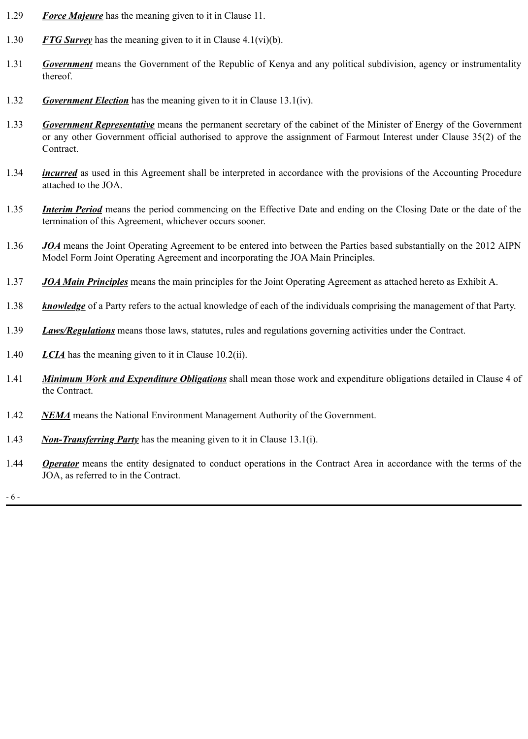1.29 ***Force Majeure*** has the meaning given to it in Clause 11.

1.30 ***FTG Survey*** has the meaning given to it in Clause 4.1(vi)(b).

1.31 ***Government*** means the Government of the Republic of Kenya and any political subdivision, agency or instrumentality thereof.

1.32 ***Government Election*** has the meaning given to it in Clause 13.1(iv).

1.33 ***Government Representative*** means the permanent secretary of the cabinet of the Minister of Energy of the Government or any other Government official authorised to approve the assignment of Farmout Interest under Clause 35(2) of the Contract.

1.34 ***incurred*** as used in this Agreement shall be interpreted in accordance with the provisions of the Accounting Procedure attached to the JOA.

1.35 ***Interim Period*** means the period commencing on the Effective Date and ending on the Closing Date or the date of the termination of this Agreement, whichever occurs sooner.

1.36 ***JOA*** means the Joint Operating Agreement to be entered into between the Parties based substantially on the 2012 AIPN Model Form Joint Operating Agreement and incorporating the JOA Main Principles.

1.37 ***JOA Main Principles*** means the main principles for the Joint Operating Agreement as attached hereto as Exhibit A.

1.38 ***knowledge*** of a Party refers to the actual knowledge of each of the individuals comprising the management of that Party.

1.39 ***Laws/Regulations*** means those laws, statutes, rules and regulations governing activities under the Contract.

1.40 ***LCIA*** has the meaning given to it in Clause 10.2(ii).

1.41 ***Minimum Work and Expenditure Obligations*** shall mean those work and expenditure obligations detailed in Clause 4 of the Contract.

1.42 ***NEMA*** means the National Environment Management Authority of the Government.

1.43 ***Non-Transferring Party*** has the meaning given to it in Clause 13.1(i).

1.44 ***Operator*** means the entity designated to conduct operations in the Contract Area in accordance with the terms of the JOA, as referred to in the Contract.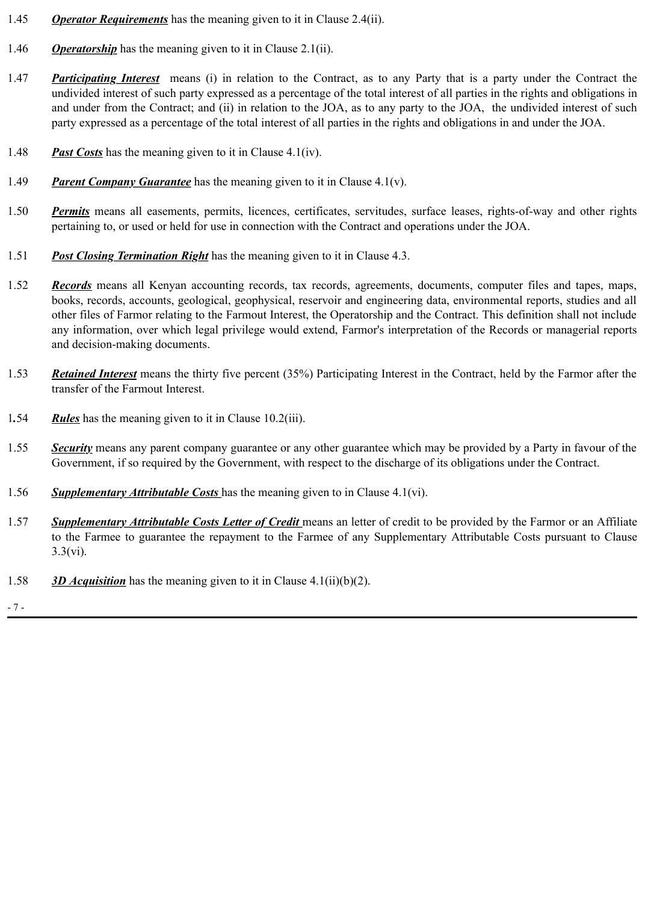1.45 ***Operator Requirements*** has the meaning given to it in Clause 2.4(ii).

1.46 ***Operatorship*** has the meaning given to it in Clause 2.1(ii).

1.47 ***Participating Interest*** means (i) in relation to the Contract, as to any Party that is a party under the Contract the undivided interest of such party expressed as a percentage of the total interest of all parties in the rights and obligations in and under from the Contract; and (ii) in relation to the JOA, as to any party to the JOA, the undivided interest of such party expressed as a percentage of the total interest of all parties in the rights and obligations in and under the JOA.

1.48 ***Past Costs*** has the meaning given to it in Clause 4.1(iv).

1.49 ***Parent Company Guarantee*** has the meaning given to it in Clause 4.1(v).

1.50 ***Permits*** means all easements, permits, licences, certificates, servitudes, surface leases, rights-of-way and other rights pertaining to, or used or held for use in connection with the Contract and operations under the JOA.

1.51 ***Post Closing Termination Right*** has the meaning given to it in Clause 4.3.

1.52 ***Records*** means all Kenyan accounting records, tax records, agreements, documents, computer files and tapes, maps, books, records, accounts, geological, geophysical, reservoir and engineering data, environmental reports, studies and all other files of Farmor relating to the Farmout Interest, the Operatorship and the Contract. This definition shall not include any information, over which legal privilege would extend, Farmor's interpretation of the Records or managerial reports and decision-making documents.

1.53 ***Retained Interest*** means the thirty five percent (35%) Participating Interest in the Contract, held by the Farmor after the transfer of the Farmout Interest.

1.54 ***Rules*** has the meaning given to it in Clause 10.2(iii).

1.55 ***Security*** means any parent company guarantee or any other guarantee which may be provided by a Party in favour of the Government, if so required by the Government, with respect to the discharge of its obligations under the Contract.

1.56 ***Supplementary Attributable Costs*** has the meaning given to in Clause 4.1(vi).

1.57 ***Supplementary Attributable Costs Letter of Credit*** means an letter of credit to be provided by the Farmor or an Affiliate to the Farmee to guarantee the repayment to the Farmee of any Supplementary Attributable Costs pursuant to Clause 3.3(vi).

1.58 ***3D Acquisition*** has the meaning given to it in Clause 4.1(ii)(b)(2).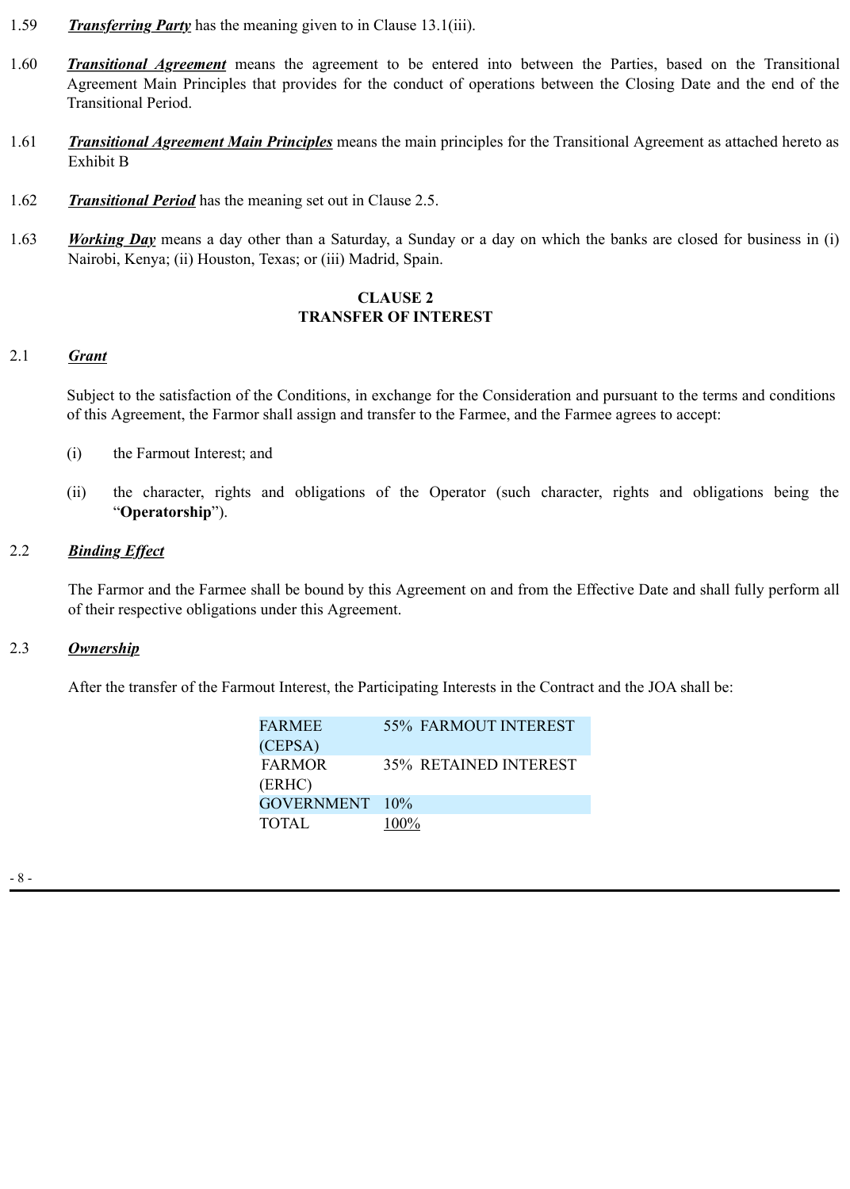1.59 ***Transferring Party*** has the meaning given to in Clause 13.1(iii).

1.60 ***Transitional Agreement*** means the agreement to be entered into between the Parties, based on the Transitional Agreement Main Principles that provides for the conduct of operations between the Closing Date and the end of the Transitional Period.

1.61 ***Transitional Agreement Main Principles*** means the main principles for the Transitional Agreement as attached hereto as Exhibit B

1.62 ***Transitional Period*** has the meaning set out in Clause 2.5.

1.63 ***Working Day*** means a day other than a Saturday, a Sunday or a day on which the banks are closed for business in (i) Nairobi, Kenya; (ii) Houston, Texas; or (iii) Madrid, Spain.

## CLAUSE 2
## TRANSFER OF INTEREST

2.1 ***Grant***

Subject to the satisfaction of the Conditions, in exchange for the Consideration and pursuant to the terms and conditions of this Agreement, the Farmor shall assign and transfer to the Farmee, and the Farmee agrees to accept:

(i) the Farmout Interest; and

(ii) the character, rights and obligations of the Operator (such character, rights and obligations being the "**Operatorship**").

2.2 ***Binding Effect***

The Farmor and the Farmee shall be bound by this Agreement on and from the Effective Date and shall fully perform all of their respective obligations under this Agreement.

2.3 ***Ownership***

After the transfer of the Farmout Interest, the Participating Interests in the Contract and the JOA shall be:

| | |
|---|---|
| FARMEE (CEPSA) | 55% FARMOUT INTEREST |
| FARMOR (ERHC) | 35% RETAINED INTEREST |
| GOVERNMENT | 10% |
| TOTAL | 100% |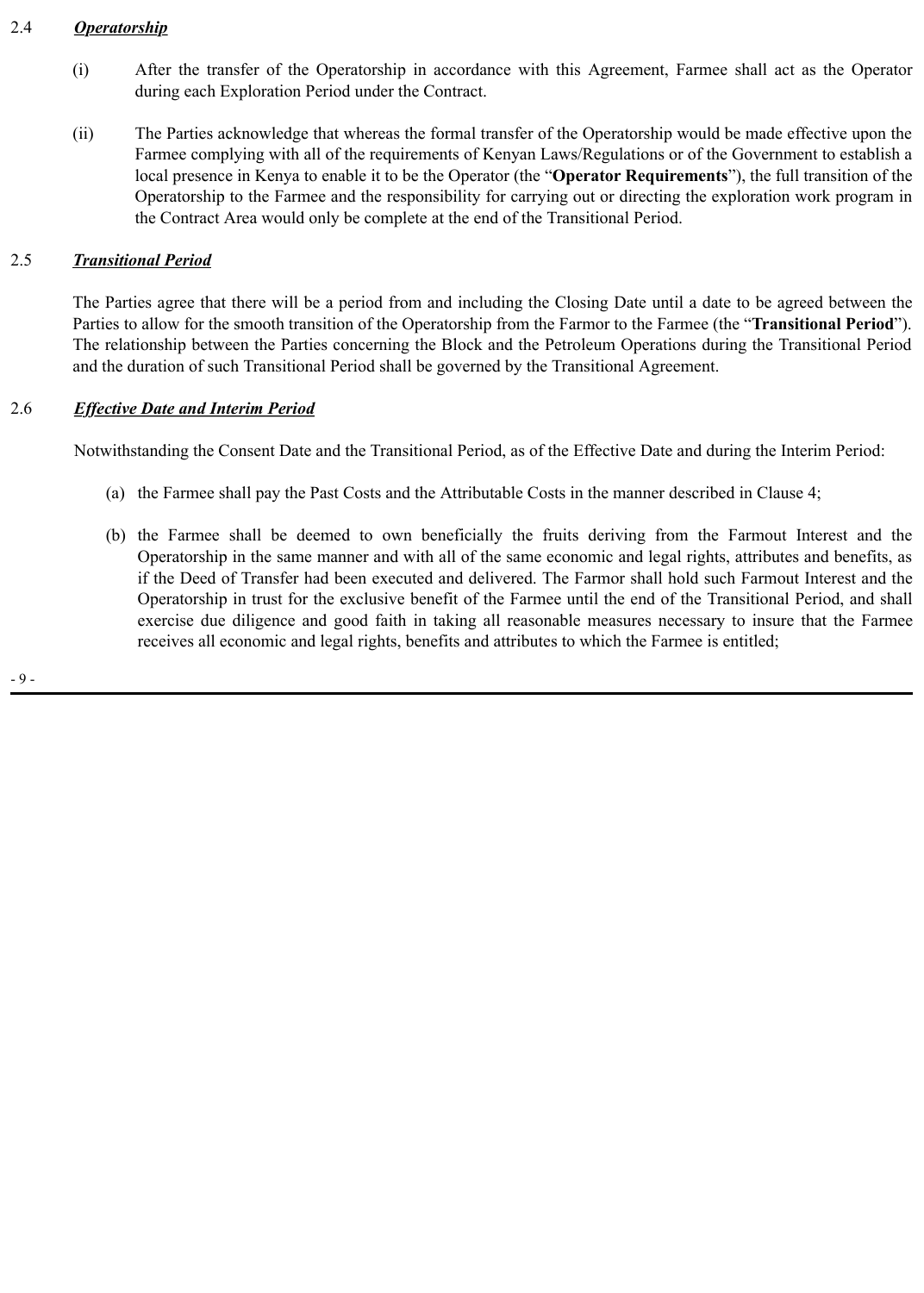2.4 ***Operatorship***

(i) After the transfer of the Operatorship in accordance with this Agreement, Farmee shall act as the Operator during each Exploration Period under the Contract.

(ii) The Parties acknowledge that whereas the formal transfer of the Operatorship would be made effective upon the Farmee complying with all of the requirements of Kenyan Laws/Regulations or of the Government to establish a local presence in Kenya to enable it to be the Operator (the "**Operator Requirements**"), the full transition of the Operatorship to the Farmee and the responsibility for carrying out or directing the exploration work program in the Contract Area would only be complete at the end of the Transitional Period.

2.5 ***Transitional Period***

The Parties agree that there will be a period from and including the Closing Date until a date to be agreed between the Parties to allow for the smooth transition of the Operatorship from the Farmor to the Farmee (the "**Transitional Period**"). The relationship between the Parties concerning the Block and the Petroleum Operations during the Transitional Period and the duration of such Transitional Period shall be governed by the Transitional Agreement.

2.6 ***Effective Date and Interim Period***

Notwithstanding the Consent Date and the Transitional Period, as of the Effective Date and during the Interim Period:

(a) the Farmee shall pay the Past Costs and the Attributable Costs in the manner described in Clause 4;

(b) the Farmee shall be deemed to own beneficially the fruits deriving from the Farmout Interest and the Operatorship in the same manner and with all of the same economic and legal rights, attributes and benefits, as if the Deed of Transfer had been executed and delivered. The Farmor shall hold such Farmout Interest and the Operatorship in trust for the exclusive benefit of the Farmee until the end of the Transitional Period, and shall exercise due diligence and good faith in taking all reasonable measures necessary to insure that the Farmee receives all economic and legal rights, benefits and attributes to which the Farmee is entitled;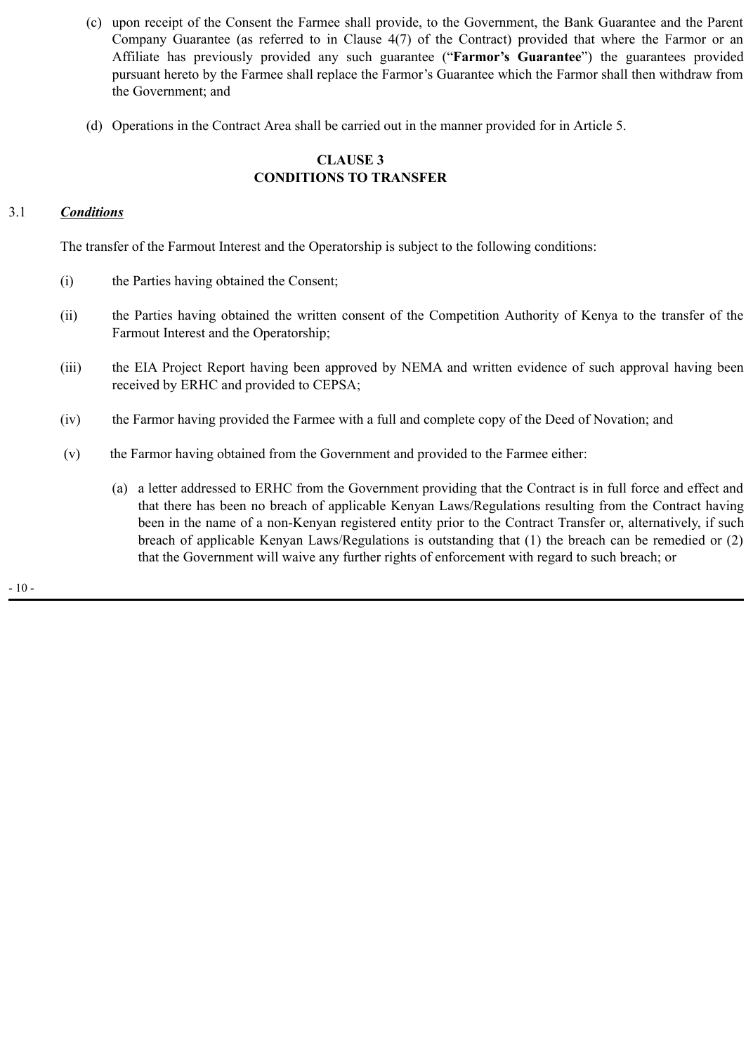(c) upon receipt of the Consent the Farmee shall provide, to the Government, the Bank Guarantee and the Parent Company Guarantee (as referred to in Clause 4(7) of the Contract) provided that where the Farmor or an Affiliate has previously provided any such guarantee ("**Farmor's Guarantee**") the guarantees provided pursuant hereto by the Farmee shall replace the Farmor's Guarantee which the Farmor shall then withdraw from the Government; and

(d) Operations in the Contract Area shall be carried out in the manner provided for in Article 5.

## CLAUSE 3
## CONDITIONS TO TRANSFER

3.1 ***Conditions***

The transfer of the Farmout Interest and the Operatorship is subject to the following conditions:

(i) the Parties having obtained the Consent;

(ii) the Parties having obtained the written consent of the Competition Authority of Kenya to the transfer of the Farmout Interest and the Operatorship;

(iii) the EIA Project Report having been approved by NEMA and written evidence of such approval having been received by ERHC and provided to CEPSA;

(iv) the Farmor having provided the Farmee with a full and complete copy of the Deed of Novation; and

(v) the Farmor having obtained from the Government and provided to the Farmee either:

(a) a letter addressed to ERHC from the Government providing that the Contract is in full force and effect and that there has been no breach of applicable Kenyan Laws/Regulations resulting from the Contract having been in the name of a non-Kenyan registered entity prior to the Contract Transfer or, alternatively, if such breach of applicable Kenyan Laws/Regulations is outstanding that (1) the breach can be remedied or (2) that the Government will waive any further rights of enforcement with regard to such breach; or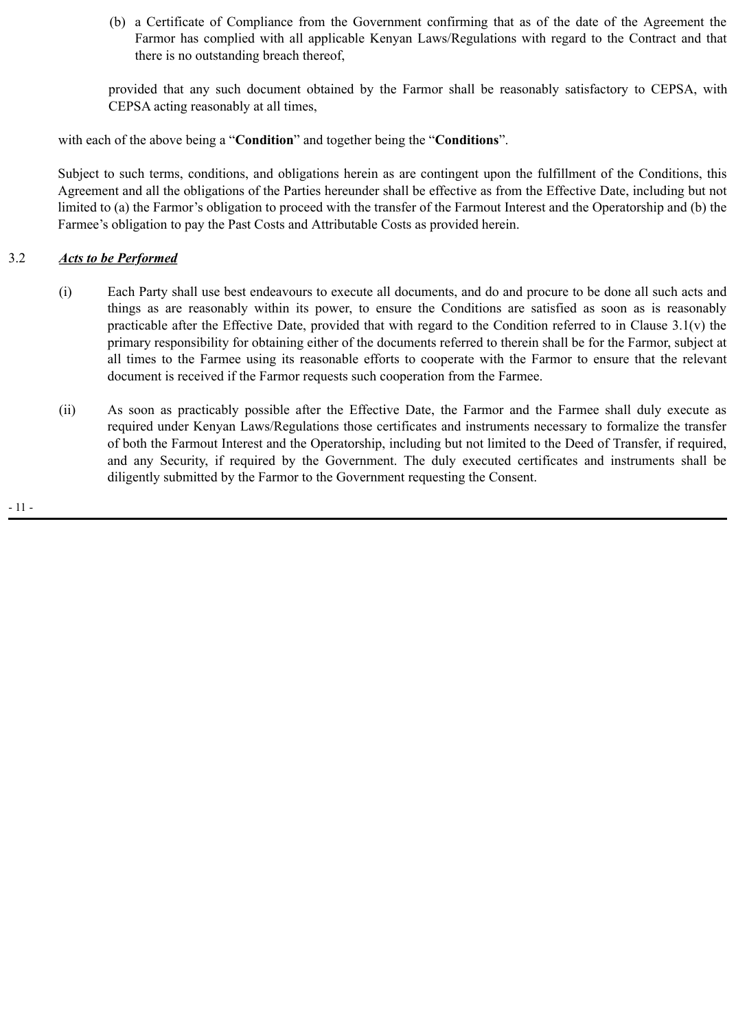(b) a Certificate of Compliance from the Government confirming that as of the date of the Agreement the Farmor has complied with all applicable Kenyan Laws/Regulations with regard to the Contract and that there is no outstanding breach thereof,

provided that any such document obtained by the Farmor shall be reasonably satisfactory to CEPSA, with CEPSA acting reasonably at all times,

with each of the above being a "**Condition**" and together being the "**Conditions**".

Subject to such terms, conditions, and obligations herein as are contingent upon the fulfillment of the Conditions, this Agreement and all the obligations of the Parties hereunder shall be effective as from the Effective Date, including but not limited to (a) the Farmor's obligation to proceed with the transfer of the Farmout Interest and the Operatorship and (b) the Farmee's obligation to pay the Past Costs and Attributable Costs as provided herein.

3.2 ***Acts to be Performed***

(i) Each Party shall use best endeavours to execute all documents, and do and procure to be done all such acts and things as are reasonably within its power, to ensure the Conditions are satisfied as soon as is reasonably practicable after the Effective Date, provided that with regard to the Condition referred to in Clause 3.1(v) the primary responsibility for obtaining either of the documents referred to therein shall be for the Farmor, subject at all times to the Farmee using its reasonable efforts to cooperate with the Farmor to ensure that the relevant document is received if the Farmor requests such cooperation from the Farmee.

(ii) As soon as practicably possible after the Effective Date, the Farmor and the Farmee shall duly execute as required under Kenyan Laws/Regulations those certificates and instruments necessary to formalize the transfer of both the Farmout Interest and the Operatorship, including but not limited to the Deed of Transfer, if required, and any Security, if required by the Government. The duly executed certificates and instruments shall be diligently submitted by the Farmor to the Government requesting the Consent.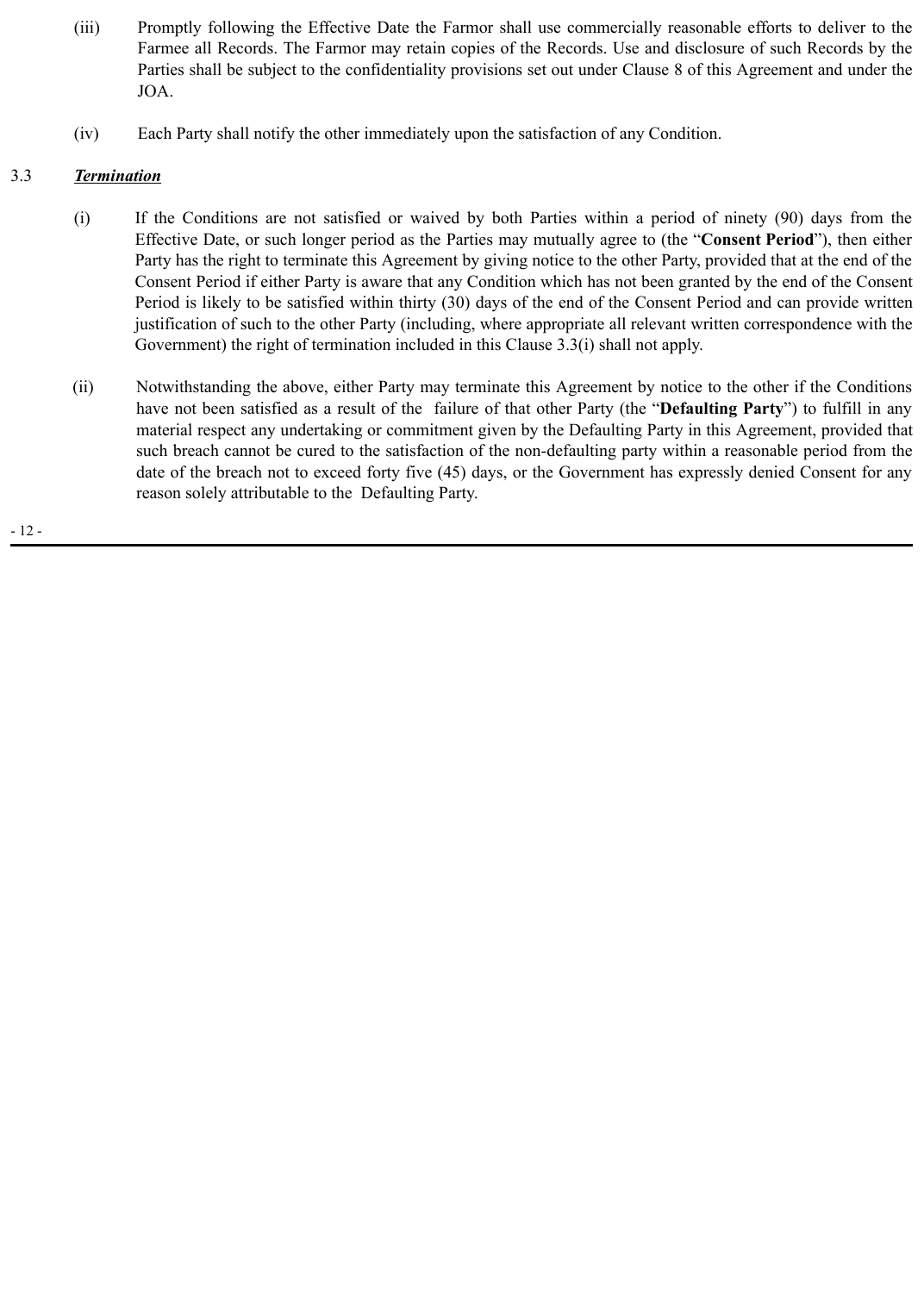(iii) Promptly following the Effective Date the Farmor shall use commercially reasonable efforts to deliver to the Farmee all Records. The Farmor may retain copies of the Records. Use and disclosure of such Records by the Parties shall be subject to the confidentiality provisions set out under Clause 8 of this Agreement and under the JOA.

(iv) Each Party shall notify the other immediately upon the satisfaction of any Condition.

3.3 ***Termination***

(i) If the Conditions are not satisfied or waived by both Parties within a period of ninety (90) days from the Effective Date, or such longer period as the Parties may mutually agree to (the "**Consent Period**"), then either Party has the right to terminate this Agreement by giving notice to the other Party, provided that at the end of the Consent Period if either Party is aware that any Condition which has not been granted by the end of the Consent Period is likely to be satisfied within thirty (30) days of the end of the Consent Period and can provide written justification of such to the other Party (including, where appropriate all relevant written correspondence with the Government) the right of termination included in this Clause 3.3(i) shall not apply.

(ii) Notwithstanding the above, either Party may terminate this Agreement by notice to the other if the Conditions have not been satisfied as a result of the failure of that other Party (the "**Defaulting Party**") to fulfill in any material respect any undertaking or commitment given by the Defaulting Party in this Agreement, provided that such breach cannot be cured to the satisfaction of the non-defaulting party within a reasonable period from the date of the breach not to exceed forty five (45) days, or the Government has expressly denied Consent for any reason solely attributable to the Defaulting Party.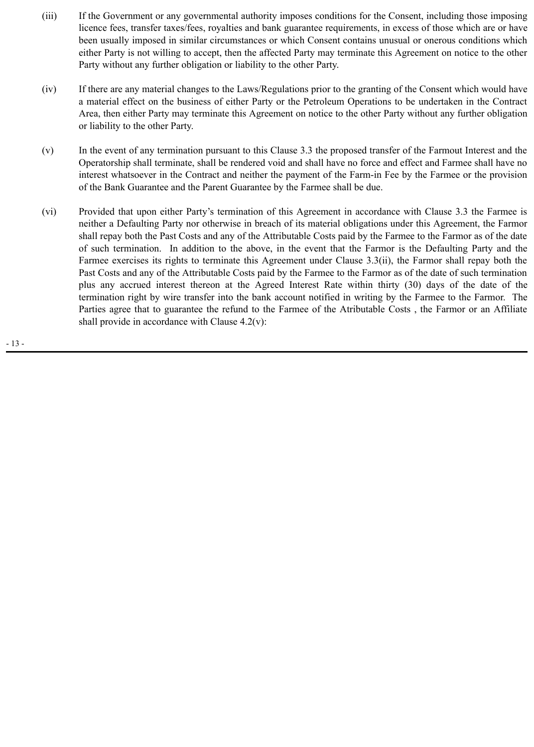(iii) If the Government or any governmental authority imposes conditions for the Consent, including those imposing licence fees, transfer taxes/fees, royalties and bank guarantee requirements, in excess of those which are or have been usually imposed in similar circumstances or which Consent contains unusual or onerous conditions which either Party is not willing to accept, then the affected Party may terminate this Agreement on notice to the other Party without any further obligation or liability to the other Party.

(iv) If there are any material changes to the Laws/Regulations prior to the granting of the Consent which would have a material effect on the business of either Party or the Petroleum Operations to be undertaken in the Contract Area, then either Party may terminate this Agreement on notice to the other Party without any further obligation or liability to the other Party.

(v) In the event of any termination pursuant to this Clause 3.3 the proposed transfer of the Farmout Interest and the Operatorship shall terminate, shall be rendered void and shall have no force and effect and Farmee shall have no interest whatsoever in the Contract and neither the payment of the Farm-in Fee by the Farmee or the provision of the Bank Guarantee and the Parent Guarantee by the Farmee shall be due.

(vi) Provided that upon either Party's termination of this Agreement in accordance with Clause 3.3 the Farmee is neither a Defaulting Party nor otherwise in breach of its material obligations under this Agreement, the Farmor shall repay both the Past Costs and any of the Attributable Costs paid by the Farmee to the Farmor as of the date of such termination. In addition to the above, in the event that the Farmor is the Defaulting Party and the Farmee exercises its rights to terminate this Agreement under Clause 3.3(ii), the Farmor shall repay both the Past Costs and any of the Attributable Costs paid by the Farmee to the Farmor as of the date of such termination plus any accrued interest thereon at the Agreed Interest Rate within thirty (30) days of the date of the termination right by wire transfer into the bank account notified in writing by the Farmee to the Farmor. The Parties agree that to guarantee the refund to the Farmee of the Atributable Costs , the Farmor or an Affiliate shall provide in accordance with Clause 4.2(v):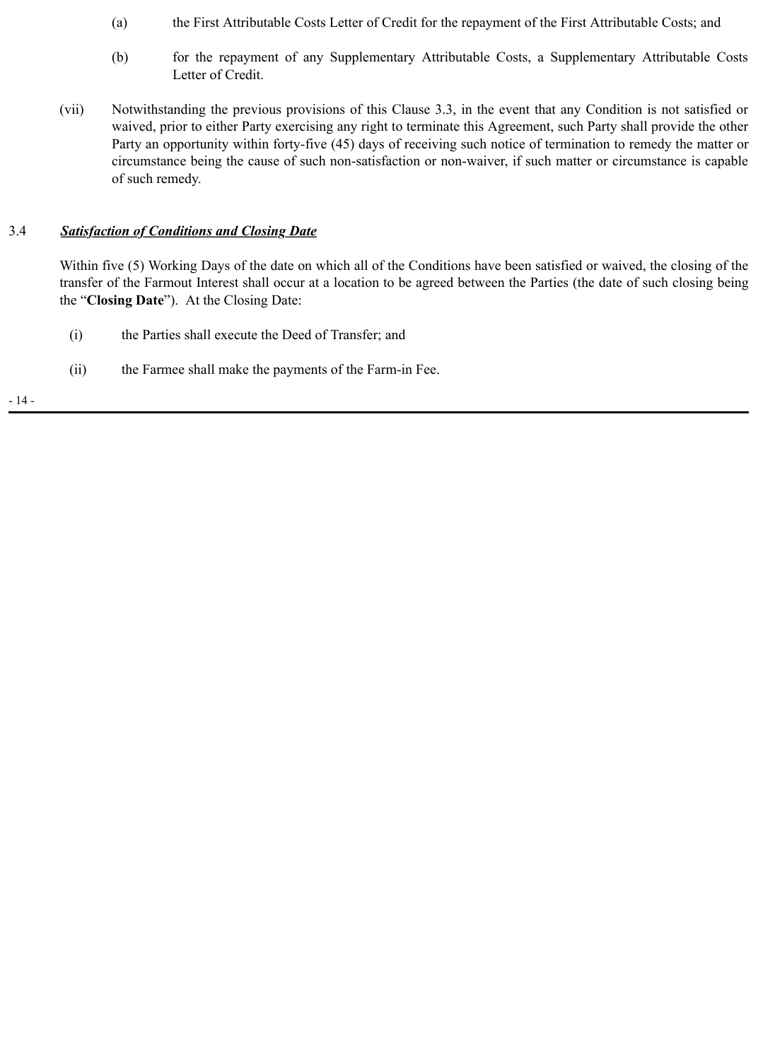(a) the First Attributable Costs Letter of Credit for the repayment of the First Attributable Costs; and

(b) for the repayment of any Supplementary Attributable Costs, a Supplementary Attributable Costs Letter of Credit.

(vii) Notwithstanding the previous provisions of this Clause 3.3, in the event that any Condition is not satisfied or waived, prior to either Party exercising any right to terminate this Agreement, such Party shall provide the other Party an opportunity within forty-five (45) days of receiving such notice of termination to remedy the matter or circumstance being the cause of such non-satisfaction or non-waiver, if such matter or circumstance is capable of such remedy.

3.4 ***Satisfaction of Conditions and Closing Date***

Within five (5) Working Days of the date on which all of the Conditions have been satisfied or waived, the closing of the transfer of the Farmout Interest shall occur at a location to be agreed between the Parties (the date of such closing being the "**Closing Date**"). At the Closing Date:

(i) the Parties shall execute the Deed of Transfer; and

(ii) the Farmee shall make the payments of the Farm-in Fee.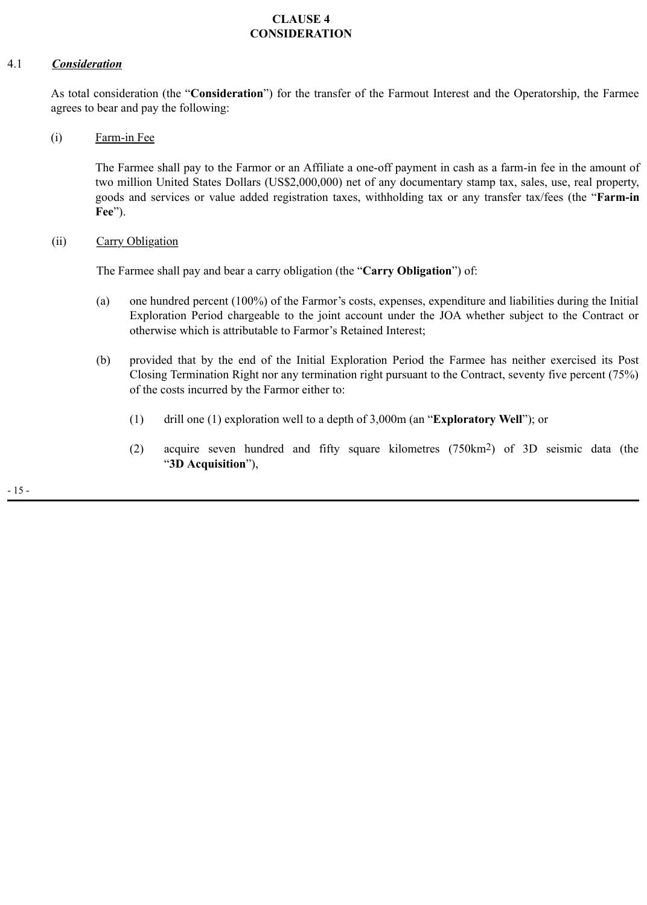# CLAUSE 4
# CONSIDERATION

4.1 ***<u>Consideration</u>***

As total consideration (the "**Consideration**") for the transfer of the Farmout Interest and the Operatorship, the Farmee agrees to bear and pay the following:

(i) <u>Farm-in Fee</u>

The Farmee shall pay to the Farmor or an Affiliate a one-off payment in cash as a farm-in fee in the amount of two million United States Dollars (US$2,000,000) net of any documentary stamp tax, sales, use, real property, goods and services or value added registration taxes, withholding tax or any transfer tax/fees (the "**Farm-in Fee**").

(ii) <u>Carry Obligation</u>

The Farmee shall pay and bear a carry obligation (the "**Carry Obligation**") of:

(a) one hundred percent (100%) of the Farmor's costs, expenses, expenditure and liabilities during the Initial Exploration Period chargeable to the joint account under the JOA whether subject to the Contract or otherwise which is attributable to Farmor's Retained Interest;

(b) provided that by the end of the Initial Exploration Period the Farmee has neither exercised its Post Closing Termination Right nor any termination right pursuant to the Contract, seventy five percent (75%) of the costs incurred by the Farmor either to:

(1) drill one (1) exploration well to a depth of 3,000m (an "**Exploratory Well**"); or

(2) acquire seven hundred and fifty square kilometres (750km$^2$) of 3D seismic data (the "**3D Acquisition**"),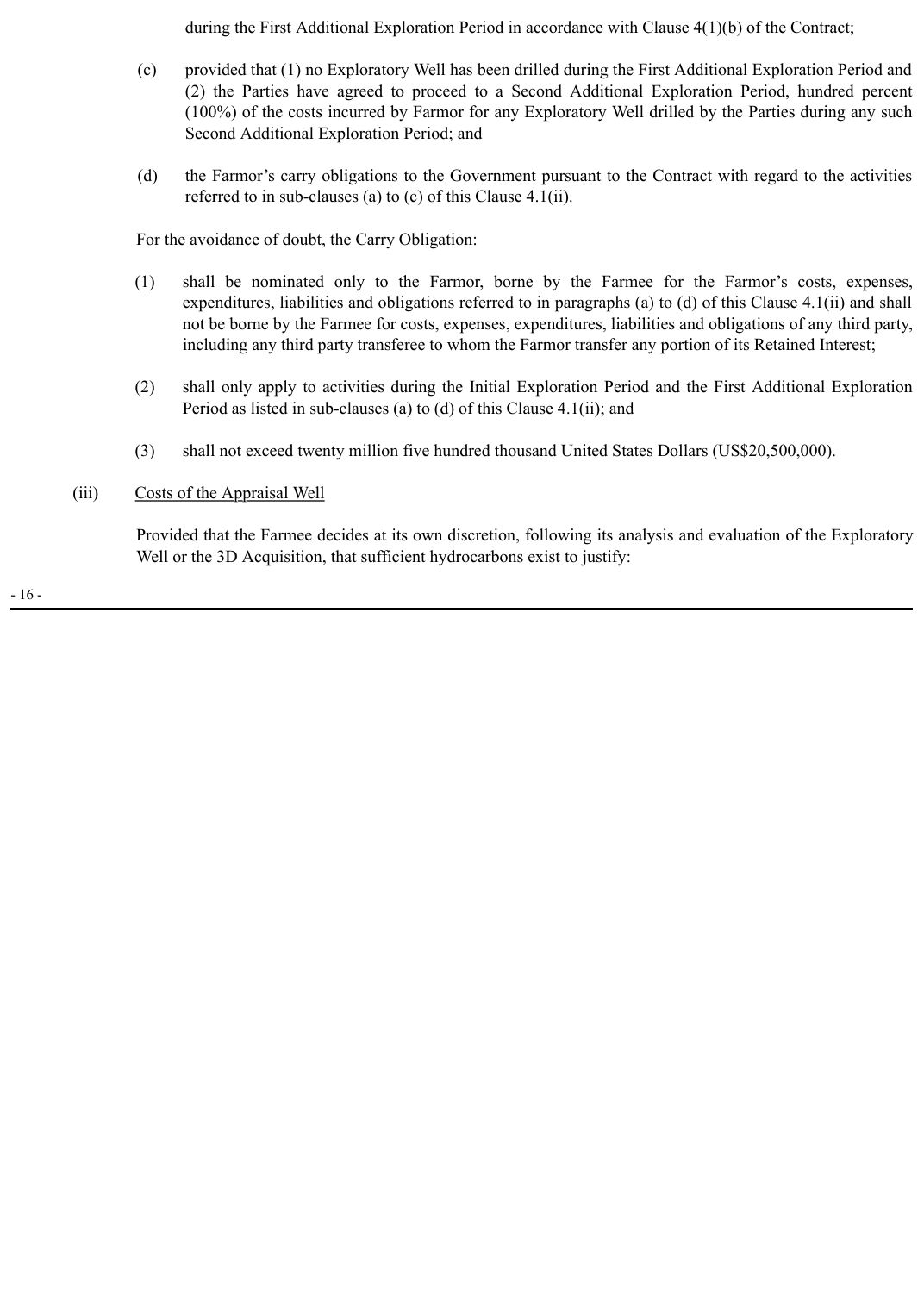during the First Additional Exploration Period in accordance with Clause 4(1)(b) of the Contract;

(c) provided that (1) no Exploratory Well has been drilled during the First Additional Exploration Period and (2) the Parties have agreed to proceed to a Second Additional Exploration Period, hundred percent (100%) of the costs incurred by Farmor for any Exploratory Well drilled by the Parties during any such Second Additional Exploration Period; and

(d) the Farmor's carry obligations to the Government pursuant to the Contract with regard to the activities referred to in sub-clauses (a) to (c) of this Clause 4.1(ii).

For the avoidance of doubt, the Carry Obligation:

(1) shall be nominated only to the Farmor, borne by the Farmee for the Farmor's costs, expenses, expenditures, liabilities and obligations referred to in paragraphs (a) to (d) of this Clause 4.1(ii) and shall not be borne by the Farmee for costs, expenses, expenditures, liabilities and obligations of any third party, including any third party transferee to whom the Farmor transfer any portion of its Retained Interest;

(2) shall only apply to activities during the Initial Exploration Period and the First Additional Exploration Period as listed in sub-clauses (a) to (d) of this Clause 4.1(ii); and

(3) shall not exceed twenty million five hundred thousand United States Dollars (US$20,500,000).

(iii) Costs of the Appraisal Well

Provided that the Farmee decides at its own discretion, following its analysis and evaluation of the Exploratory Well or the 3D Acquisition, that sufficient hydrocarbons exist to justify: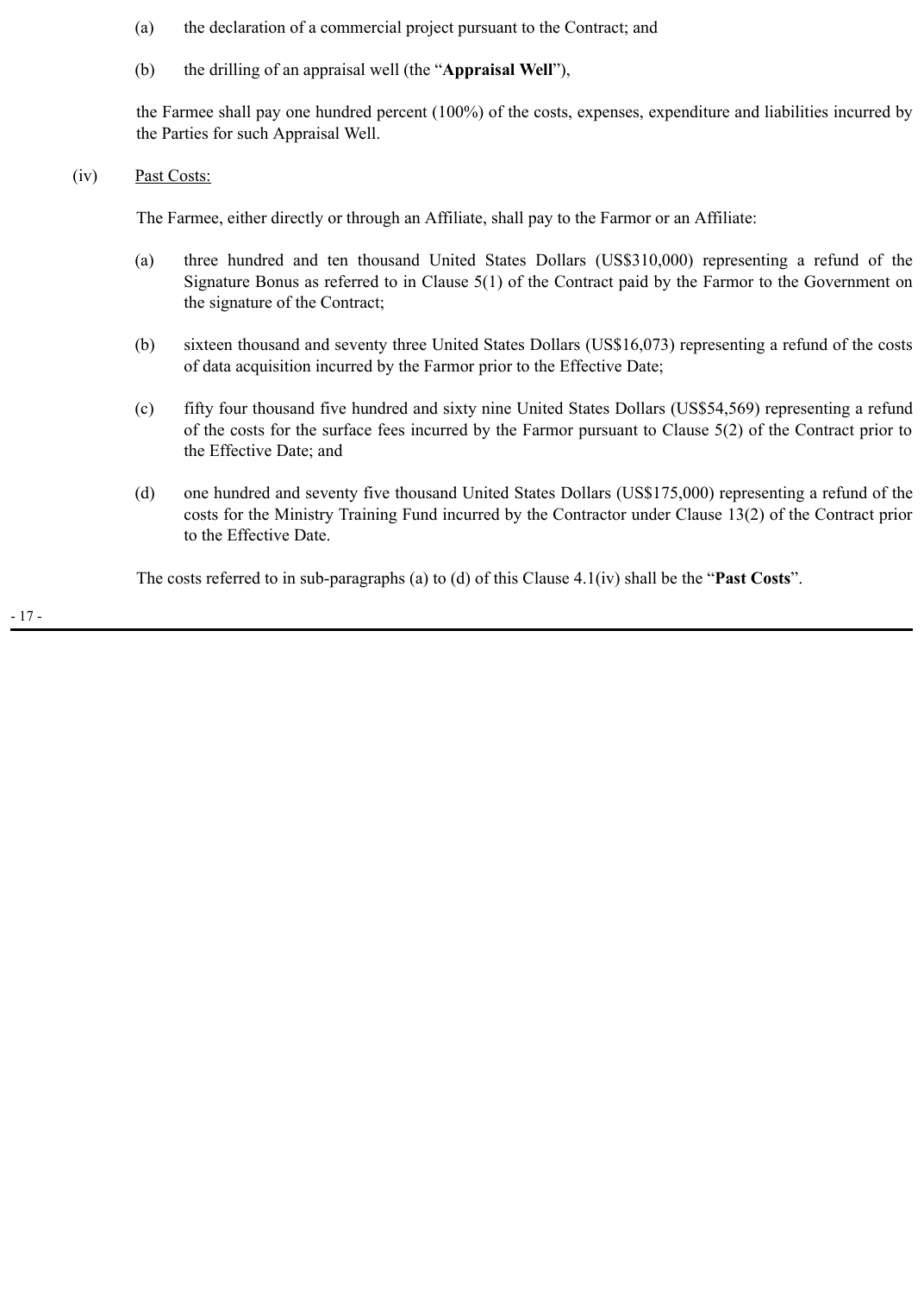(a) the declaration of a commercial project pursuant to the Contract; and

(b) the drilling of an appraisal well (the "**Appraisal Well**"),

the Farmee shall pay one hundred percent (100%) of the costs, expenses, expenditure and liabilities incurred by the Parties for such Appraisal Well.

(iv) Past Costs:

The Farmee, either directly or through an Affiliate, shall pay to the Farmor or an Affiliate:

(a) three hundred and ten thousand United States Dollars (US$310,000) representing a refund of the Signature Bonus as referred to in Clause 5(1) of the Contract paid by the Farmor to the Government on the signature of the Contract;

(b) sixteen thousand and seventy three United States Dollars (US$16,073) representing a refund of the costs of data acquisition incurred by the Farmor prior to the Effective Date;

(c) fifty four thousand five hundred and sixty nine United States Dollars (US$54,569) representing a refund of the costs for the surface fees incurred by the Farmor pursuant to Clause 5(2) of the Contract prior to the Effective Date; and

(d) one hundred and seventy five thousand United States Dollars (US$175,000) representing a refund of the costs for the Ministry Training Fund incurred by the Contractor under Clause 13(2) of the Contract prior to the Effective Date.

The costs referred to in sub-paragraphs (a) to (d) of this Clause 4.1(iv) shall be the "**Past Costs**".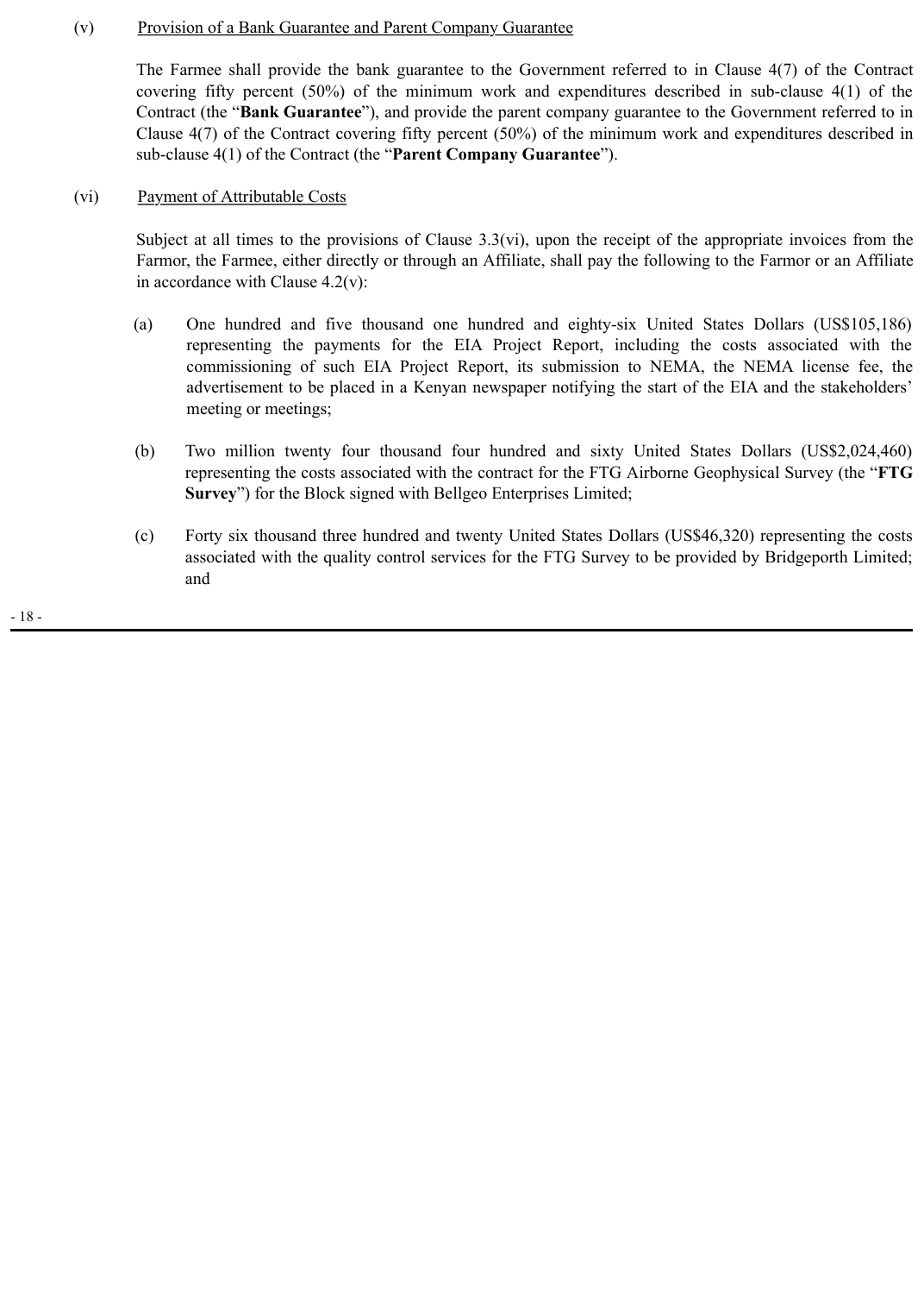(v) Provision of a Bank Guarantee and Parent Company Guarantee

The Farmee shall provide the bank guarantee to the Government referred to in Clause 4(7) of the Contract covering fifty percent (50%) of the minimum work and expenditures described in sub-clause 4(1) of the Contract (the "**Bank Guarantee**"), and provide the parent company guarantee to the Government referred to in Clause 4(7) of the Contract covering fifty percent (50%) of the minimum work and expenditures described in sub-clause 4(1) of the Contract (the "**Parent Company Guarantee**").

(vi) Payment of Attributable Costs

Subject at all times to the provisions of Clause 3.3(vi), upon the receipt of the appropriate invoices from the Farmor, the Farmee, either directly or through an Affiliate, shall pay the following to the Farmor or an Affiliate in accordance with Clause 4.2(v):

(a) One hundred and five thousand one hundred and eighty-six United States Dollars (US$105,186) representing the payments for the EIA Project Report, including the costs associated with the commissioning of such EIA Project Report, its submission to NEMA, the NEMA license fee, the advertisement to be placed in a Kenyan newspaper notifying the start of the EIA and the stakeholders' meeting or meetings;

(b) Two million twenty four thousand four hundred and sixty United States Dollars (US$2,024,460) representing the costs associated with the contract for the FTG Airborne Geophysical Survey (the "**FTG Survey**") for the Block signed with Bellgeo Enterprises Limited;

(c) Forty six thousand three hundred and twenty United States Dollars (US$46,320) representing the costs associated with the quality control services for the FTG Survey to be provided by Bridgeporth Limited; and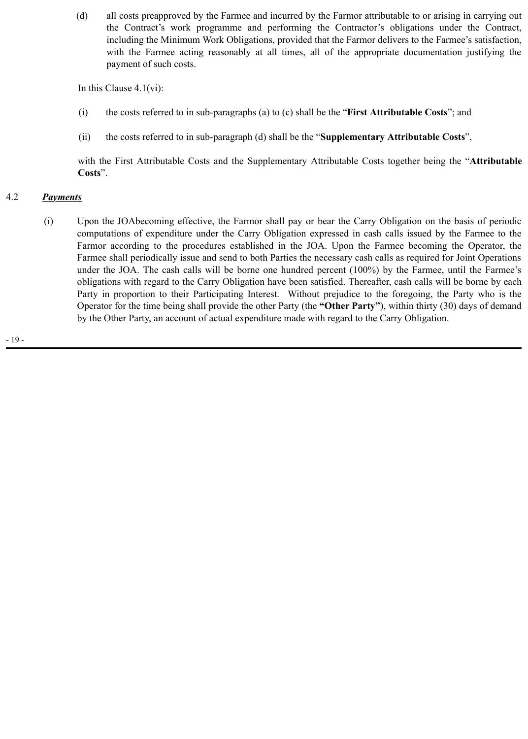(d) all costs preapproved by the Farmee and incurred by the Farmor attributable to or arising in carrying out the Contract's work programme and performing the Contractor's obligations under the Contract, including the Minimum Work Obligations, provided that the Farmor delivers to the Farmee's satisfaction, with the Farmee acting reasonably at all times, all of the appropriate documentation justifying the payment of such costs.

In this Clause 4.1(vi):

(i) the costs referred to in sub-paragraphs (a) to (c) shall be the "**First Attributable Costs**"; and

(ii) the costs referred to in sub-paragraph (d) shall be the "**Supplementary Attributable Costs**",

with the First Attributable Costs and the Supplementary Attributable Costs together being the "**Attributable Costs**".

## 4.2 ***Payments***

(i) Upon the JOAbecoming effective, the Farmor shall pay or bear the Carry Obligation on the basis of periodic computations of expenditure under the Carry Obligation expressed in cash calls issued by the Farmee to the Farmor according to the procedures established in the JOA. Upon the Farmee becoming the Operator, the Farmee shall periodically issue and send to both Parties the necessary cash calls as required for Joint Operations under the JOA. The cash calls will be borne one hundred percent (100%) by the Farmee, until the Farmee's obligations with regard to the Carry Obligation have been satisfied. Thereafter, cash calls will be borne by each Party in proportion to their Participating Interest. Without prejudice to the foregoing, the Party who is the Operator for the time being shall provide the other Party (the **"Other Party"**), within thirty (30) days of demand by the Other Party, an account of actual expenditure made with regard to the Carry Obligation.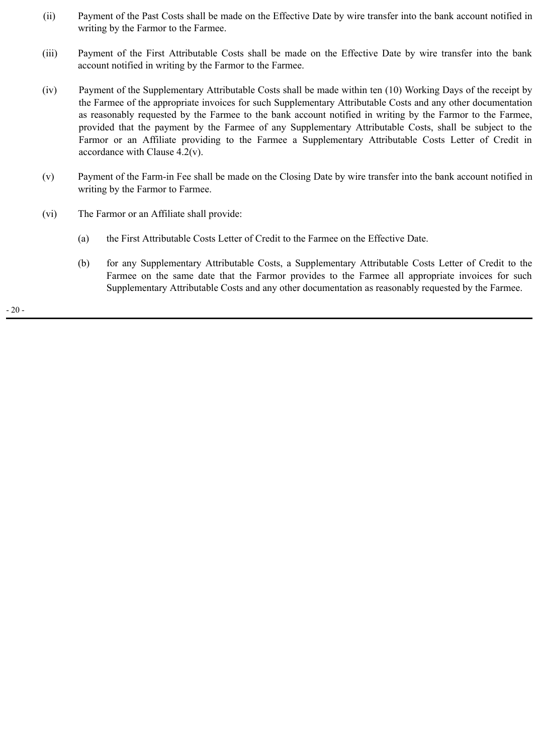(ii) Payment of the Past Costs shall be made on the Effective Date by wire transfer into the bank account notified in writing by the Farmor to the Farmee.

(iii) Payment of the First Attributable Costs shall be made on the Effective Date by wire transfer into the bank account notified in writing by the Farmor to the Farmee.

(iv) Payment of the Supplementary Attributable Costs shall be made within ten (10) Working Days of the receipt by the Farmee of the appropriate invoices for such Supplementary Attributable Costs and any other documentation as reasonably requested by the Farmee to the bank account notified in writing by the Farmor to the Farmee, provided that the payment by the Farmee of any Supplementary Attributable Costs, shall be subject to the Farmor or an Affiliate providing to the Farmee a Supplementary Attributable Costs Letter of Credit in accordance with Clause 4.2(v).

(v) Payment of the Farm-in Fee shall be made on the Closing Date by wire transfer into the bank account notified in writing by the Farmor to Farmee.

(vi) The Farmor or an Affiliate shall provide:

(a) the First Attributable Costs Letter of Credit to the Farmee on the Effective Date.

(b) for any Supplementary Attributable Costs, a Supplementary Attributable Costs Letter of Credit to the Farmee on the same date that the Farmor provides to the Farmee all appropriate invoices for such Supplementary Attributable Costs and any other documentation as reasonably requested by the Farmee.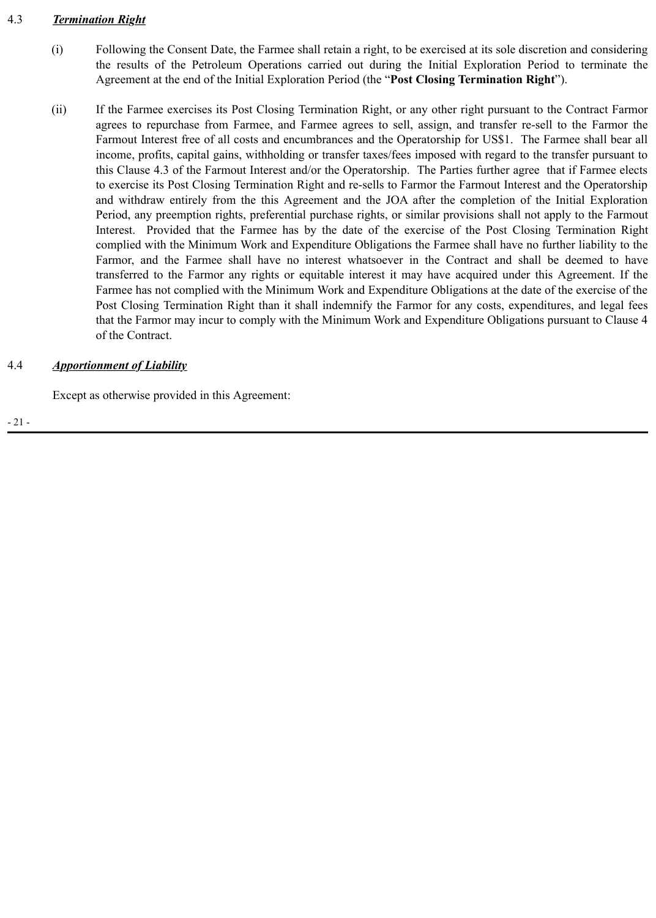4.3 ***Termination Right***

(i) Following the Consent Date, the Farmee shall retain a right, to be exercised at its sole discretion and considering the results of the Petroleum Operations carried out during the Initial Exploration Period to terminate the Agreement at the end of the Initial Exploration Period (the "**Post Closing Termination Right**").

(ii) If the Farmee exercises its Post Closing Termination Right, or any other right pursuant to the Contract Farmor agrees to repurchase from Farmee, and Farmee agrees to sell, assign, and transfer re-sell to the Farmor the Farmout Interest free of all costs and encumbrances and the Operatorship for US$1. The Farmee shall bear all income, profits, capital gains, withholding or transfer taxes/fees imposed with regard to the transfer pursuant to this Clause 4.3 of the Farmout Interest and/or the Operatorship. The Parties further agree that if Farmee elects to exercise its Post Closing Termination Right and re-sells to Farmor the Farmout Interest and the Operatorship and withdraw entirely from the this Agreement and the JOA after the completion of the Initial Exploration Period, any preemption rights, preferential purchase rights, or similar provisions shall not apply to the Farmout Interest. Provided that the Farmee has by the date of the exercise of the Post Closing Termination Right complied with the Minimum Work and Expenditure Obligations the Farmee shall have no further liability to the Farmor, and the Farmee shall have no interest whatsoever in the Contract and shall be deemed to have transferred to the Farmor any rights or equitable interest it may have acquired under this Agreement. If the Farmee has not complied with the Minimum Work and Expenditure Obligations at the date of the exercise of the Post Closing Termination Right than it shall indemnify the Farmor for any costs, expenditures, and legal fees that the Farmor may incur to comply with the Minimum Work and Expenditure Obligations pursuant to Clause 4 of the Contract.

4.4 ***Apportionment of Liability***

Except as otherwise provided in this Agreement: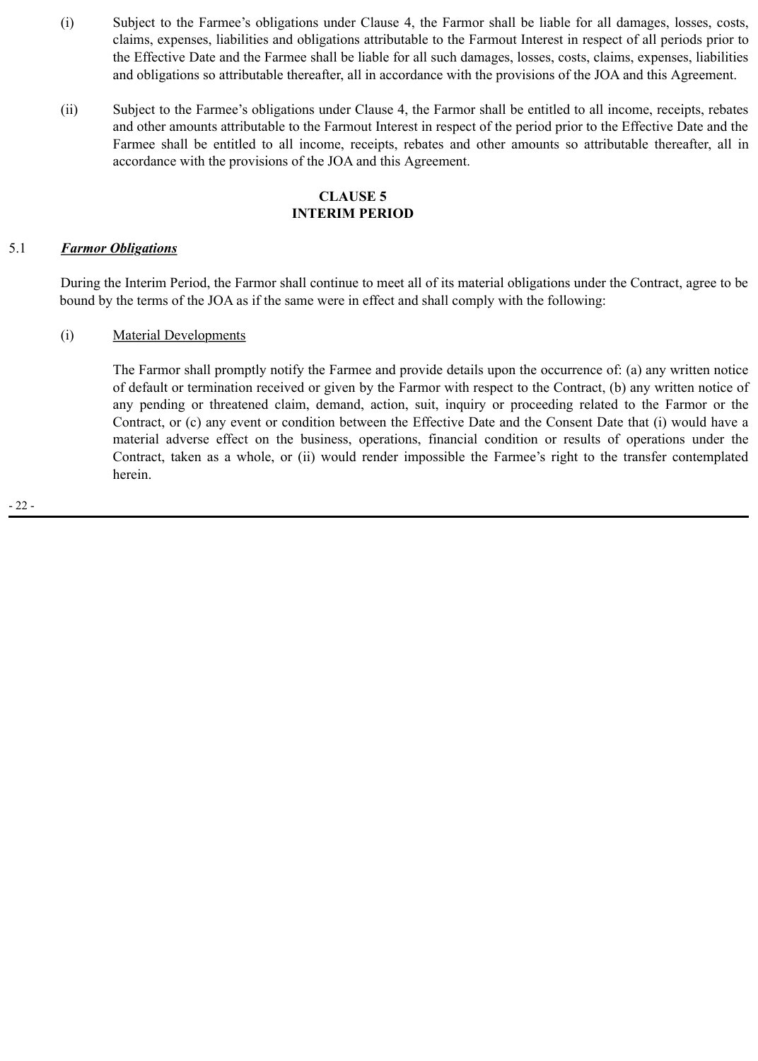(i) Subject to the Farmee's obligations under Clause 4, the Farmor shall be liable for all damages, losses, costs, claims, expenses, liabilities and obligations attributable to the Farmout Interest in respect of all periods prior to the Effective Date and the Farmee shall be liable for all such damages, losses, costs, claims, expenses, liabilities and obligations so attributable thereafter, all in accordance with the provisions of the JOA and this Agreement.

(ii) Subject to the Farmee's obligations under Clause 4, the Farmor shall be entitled to all income, receipts, rebates and other amounts attributable to the Farmout Interest in respect of the period prior to the Effective Date and the Farmee shall be entitled to all income, receipts, rebates and other amounts so attributable thereafter, all in accordance with the provisions of the JOA and this Agreement.

## CLAUSE 5
## INTERIM PERIOD

### 5.1 ***Farmor Obligations***

During the Interim Period, the Farmor shall continue to meet all of its material obligations under the Contract, agree to be bound by the terms of the JOA as if the same were in effect and shall comply with the following:

(i) Material Developments

The Farmor shall promptly notify the Farmee and provide details upon the occurrence of: (a) any written notice of default or termination received or given by the Farmor with respect to the Contract, (b) any written notice of any pending or threatened claim, demand, action, suit, inquiry or proceeding related to the Farmor or the Contract, or (c) any event or condition between the Effective Date and the Consent Date that (i) would have a material adverse effect on the business, operations, financial condition or results of operations under the Contract, taken as a whole, or (ii) would render impossible the Farmee's right to the transfer contemplated herein.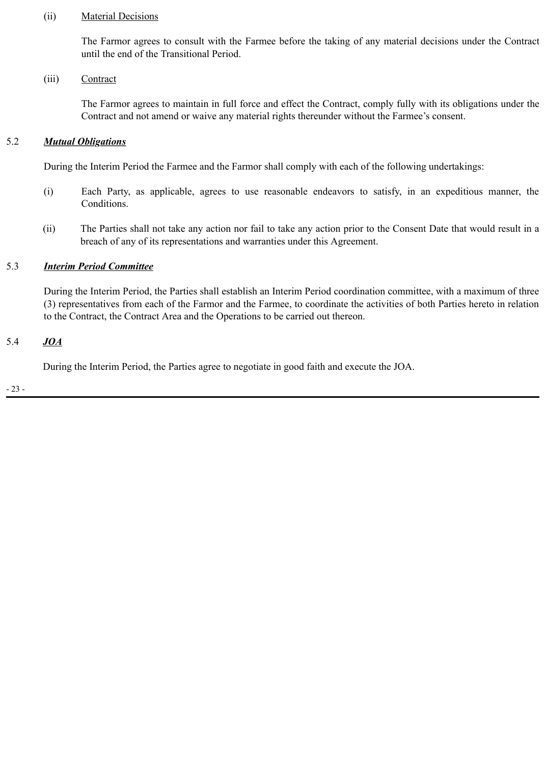(ii) Material Decisions

The Farmor agrees to consult with the Farmee before the taking of any material decisions under the Contract until the end of the Transitional Period.

(iii) Contract

The Farmor agrees to maintain in full force and effect the Contract, comply fully with its obligations under the Contract and not amend or waive any material rights thereunder without the Farmee's consent.

5.2 ***Mutual Obligations***

During the Interim Period the Farmee and the Farmor shall comply with each of the following undertakings:

(i) Each Party, as applicable, agrees to use reasonable endeavors to satisfy, in an expeditious manner, the Conditions.

(ii) The Parties shall not take any action nor fail to take any action prior to the Consent Date that would result in a breach of any of its representations and warranties under this Agreement.

5.3 ***Interim Period Committee***

During the Interim Period, the Parties shall establish an Interim Period coordination committee, with a maximum of three (3) representatives from each of the Farmor and the Farmee, to coordinate the activities of both Parties hereto in relation to the Contract, the Contract Area and the Operations to be carried out thereon.

5.4 ***JOA***

During the Interim Period, the Parties agree to negotiate in good faith and execute the JOA.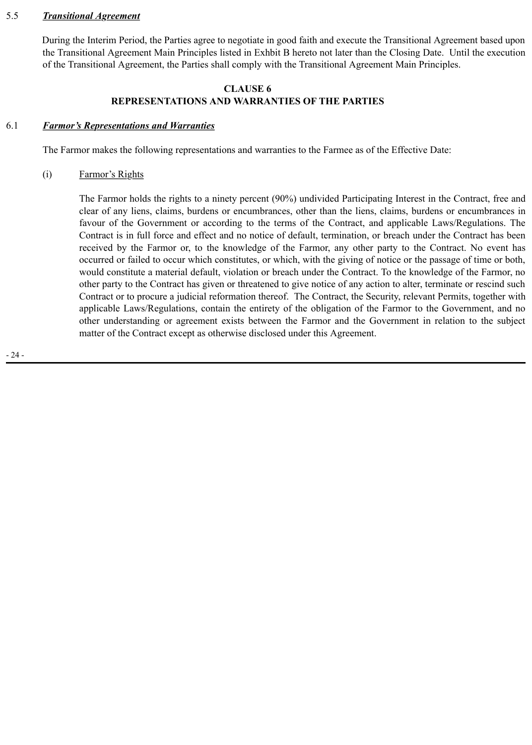5.5 ***Transitional Agreement***

During the Interim Period, the Parties agree to negotiate in good faith and execute the Transitional Agreement based upon the Transitional Agreement Main Principles listed in Exhbit B hereto not later than the Closing Date. Until the execution of the Transitional Agreement, the Parties shall comply with the Transitional Agreement Main Principles.

**CLAUSE 6**
**REPRESENTATIONS AND WARRANTIES OF THE PARTIES**

6.1 ***Farmor's Representations and Warranties***

The Farmor makes the following representations and warranties to the Farmee as of the Effective Date:

(i) Farmor's Rights

The Farmor holds the rights to a ninety percent (90%) undivided Participating Interest in the Contract, free and clear of any liens, claims, burdens or encumbrances, other than the liens, claims, burdens or encumbrances in favour of the Government or according to the terms of the Contract, and applicable Laws/Regulations. The Contract is in full force and effect and no notice of default, termination, or breach under the Contract has been received by the Farmor or, to the knowledge of the Farmor, any other party to the Contract. No event has occurred or failed to occur which constitutes, or which, with the giving of notice or the passage of time or both, would constitute a material default, violation or breach under the Contract. To the knowledge of the Farmor, no other party to the Contract has given or threatened to give notice of any action to alter, terminate or rescind such Contract or to procure a judicial reformation thereof. The Contract, the Security, relevant Permits, together with applicable Laws/Regulations, contain the entirety of the obligation of the Farmor to the Government, and no other understanding or agreement exists between the Farmor and the Government in relation to the subject matter of the Contract except as otherwise disclosed under this Agreement.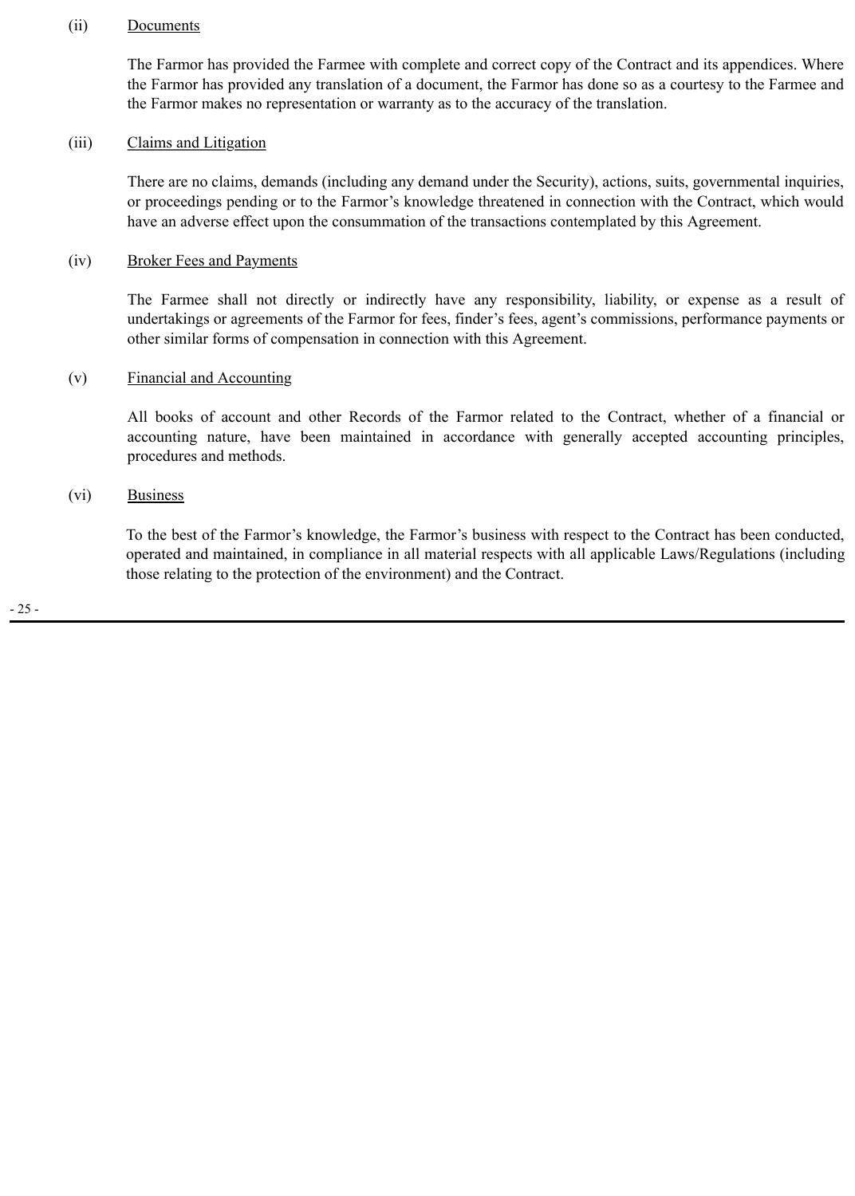(ii) Documents

The Farmor has provided the Farmee with complete and correct copy of the Contract and its appendices. Where the Farmor has provided any translation of a document, the Farmor has done so as a courtesy to the Farmee and the Farmor makes no representation or warranty as to the accuracy of the translation.

(iii) Claims and Litigation

There are no claims, demands (including any demand under the Security), actions, suits, governmental inquiries, or proceedings pending or to the Farmor's knowledge threatened in connection with the Contract, which would have an adverse effect upon the consummation of the transactions contemplated by this Agreement.

(iv) Broker Fees and Payments

The Farmee shall not directly or indirectly have any responsibility, liability, or expense as a result of undertakings or agreements of the Farmor for fees, finder's fees, agent's commissions, performance payments or other similar forms of compensation in connection with this Agreement.

(v) Financial and Accounting

All books of account and other Records of the Farmor related to the Contract, whether of a financial or accounting nature, have been maintained in accordance with generally accepted accounting principles, procedures and methods.

(vi) Business

To the best of the Farmor's knowledge, the Farmor's business with respect to the Contract has been conducted, operated and maintained, in compliance in all material respects with all applicable Laws/Regulations (including those relating to the protection of the environment) and the Contract.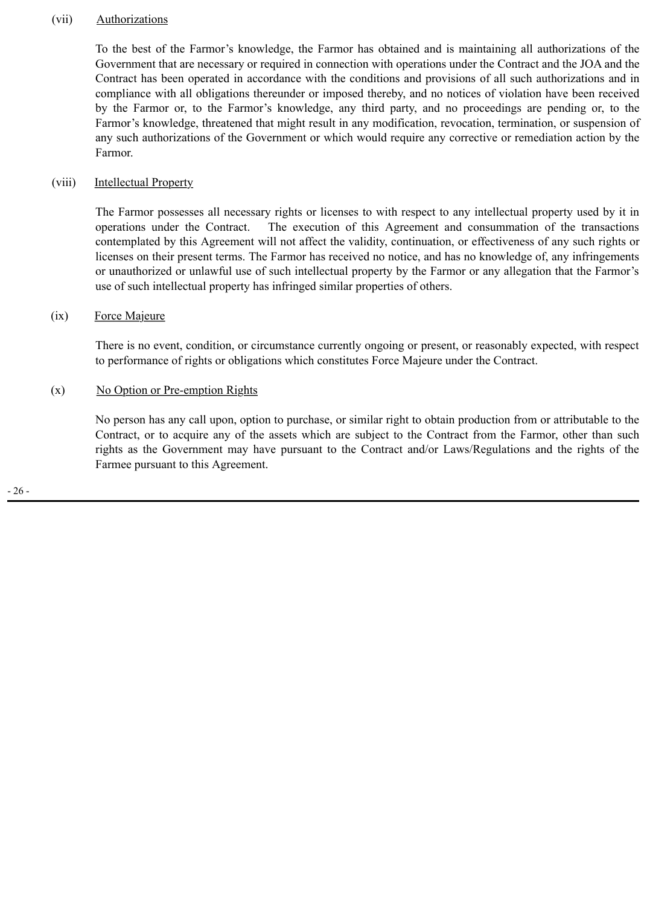(vii) Authorizations

To the best of the Farmor's knowledge, the Farmor has obtained and is maintaining all authorizations of the Government that are necessary or required in connection with operations under the Contract and the JOA and the Contract has been operated in accordance with the conditions and provisions of all such authorizations and in compliance with all obligations thereunder or imposed thereby, and no notices of violation have been received by the Farmor or, to the Farmor's knowledge, any third party, and no proceedings are pending or, to the Farmor's knowledge, threatened that might result in any modification, revocation, termination, or suspension of any such authorizations of the Government or which would require any corrective or remediation action by the Farmor.

(viii) Intellectual Property

The Farmor possesses all necessary rights or licenses to with respect to any intellectual property used by it in operations under the Contract. The execution of this Agreement and consummation of the transactions contemplated by this Agreement will not affect the validity, continuation, or effectiveness of any such rights or licenses on their present terms. The Farmor has received no notice, and has no knowledge of, any infringements or unauthorized or unlawful use of such intellectual property by the Farmor or any allegation that the Farmor's use of such intellectual property has infringed similar properties of others.

(ix) Force Majeure

There is no event, condition, or circumstance currently ongoing or present, or reasonably expected, with respect to performance of rights or obligations which constitutes Force Majeure under the Contract.

(x) No Option or Pre-emption Rights

No person has any call upon, option to purchase, or similar right to obtain production from or attributable to the Contract, or to acquire any of the assets which are subject to the Contract from the Farmor, other than such rights as the Government may have pursuant to the Contract and/or Laws/Regulations and the rights of the Farmee pursuant to this Agreement.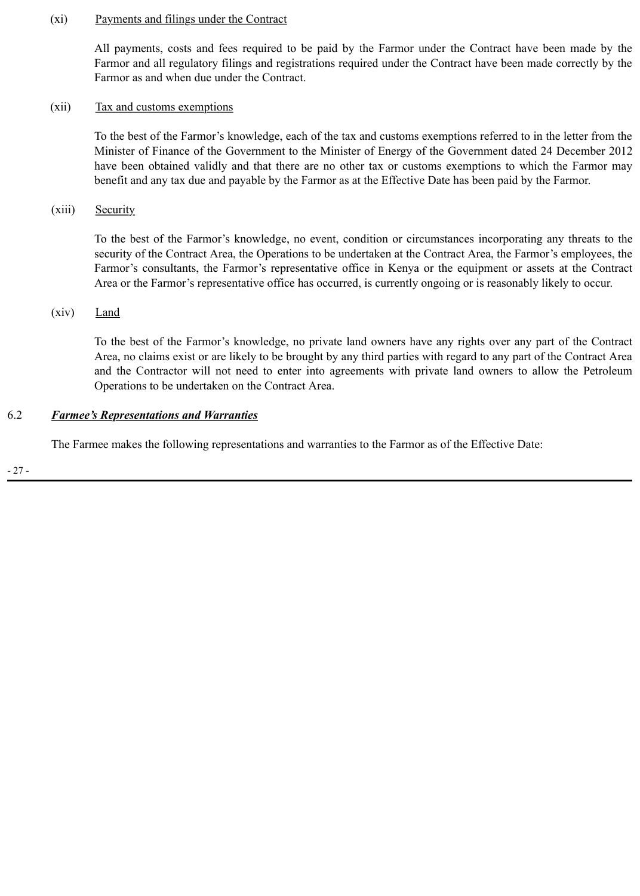(xi) Payments and filings under the Contract

All payments, costs and fees required to be paid by the Farmor under the Contract have been made by the Farmor and all regulatory filings and registrations required under the Contract have been made correctly by the Farmor as and when due under the Contract.

(xii) Tax and customs exemptions

To the best of the Farmor's knowledge, each of the tax and customs exemptions referred to in the letter from the Minister of Finance of the Government to the Minister of Energy of the Government dated 24 December 2012 have been obtained validly and that there are no other tax or customs exemptions to which the Farmor may benefit and any tax due and payable by the Farmor as at the Effective Date has been paid by the Farmor.

(xiii) Security

To the best of the Farmor's knowledge, no event, condition or circumstances incorporating any threats to the security of the Contract Area, the Operations to be undertaken at the Contract Area, the Farmor's employees, the Farmor's consultants, the Farmor's representative office in Kenya or the equipment or assets at the Contract Area or the Farmor's representative office has occurred, is currently ongoing or is reasonably likely to occur.

(xiv) Land

To the best of the Farmor's knowledge, no private land owners have any rights over any part of the Contract Area, no claims exist or are likely to be brought by any third parties with regard to any part of the Contract Area and the Contractor will not need to enter into agreements with private land owners to allow the Petroleum Operations to be undertaken on the Contract Area.

6.2 ***Farmee's Representations and Warranties***

The Farmee makes the following representations and warranties to the Farmor as of the Effective Date: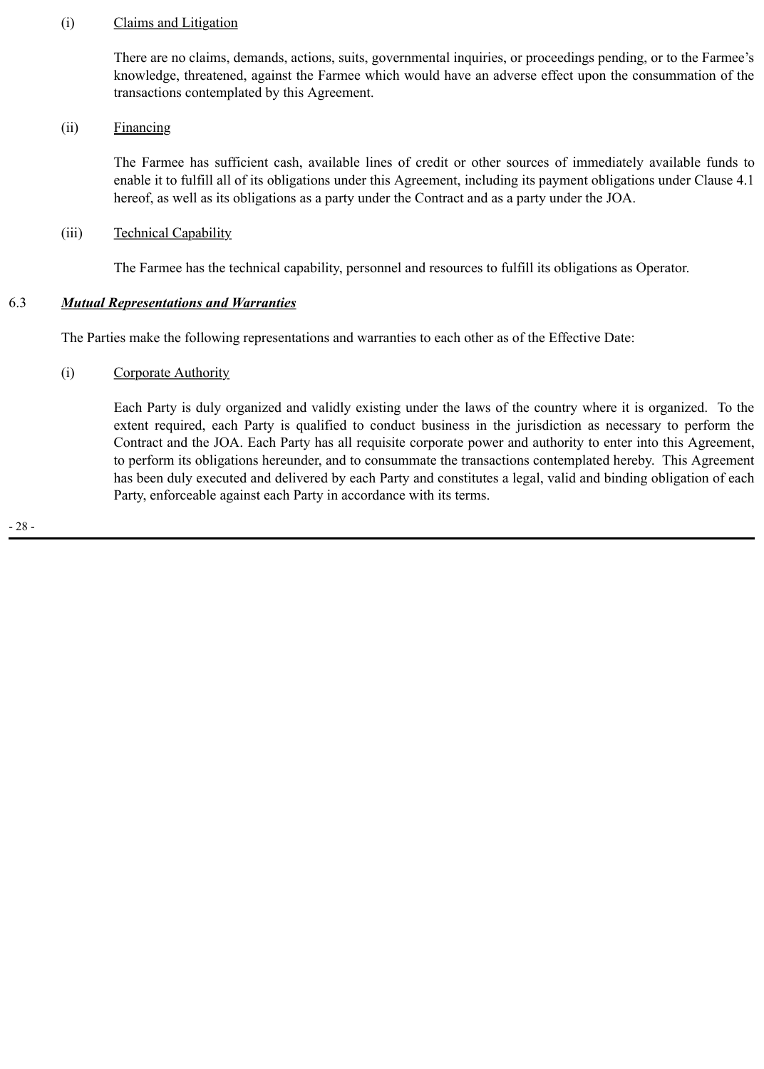(i) Claims and Litigation

There are no claims, demands, actions, suits, governmental inquiries, or proceedings pending, or to the Farmee's knowledge, threatened, against the Farmee which would have an adverse effect upon the consummation of the transactions contemplated by this Agreement.

(ii) Financing

The Farmee has sufficient cash, available lines of credit or other sources of immediately available funds to enable it to fulfill all of its obligations under this Agreement, including its payment obligations under Clause 4.1 hereof, as well as its obligations as a party under the Contract and as a party under the JOA.

(iii) Technical Capability

The Farmee has the technical capability, personnel and resources to fulfill its obligations as Operator.

### 6.3 ***Mutual Representations and Warranties***

The Parties make the following representations and warranties to each other as of the Effective Date:

(i) Corporate Authority

Each Party is duly organized and validly existing under the laws of the country where it is organized. To the extent required, each Party is qualified to conduct business in the jurisdiction as necessary to perform the Contract and the JOA. Each Party has all requisite corporate power and authority to enter into this Agreement, to perform its obligations hereunder, and to consummate the transactions contemplated hereby. This Agreement has been duly executed and delivered by each Party and constitutes a legal, valid and binding obligation of each Party, enforceable against each Party in accordance with its terms.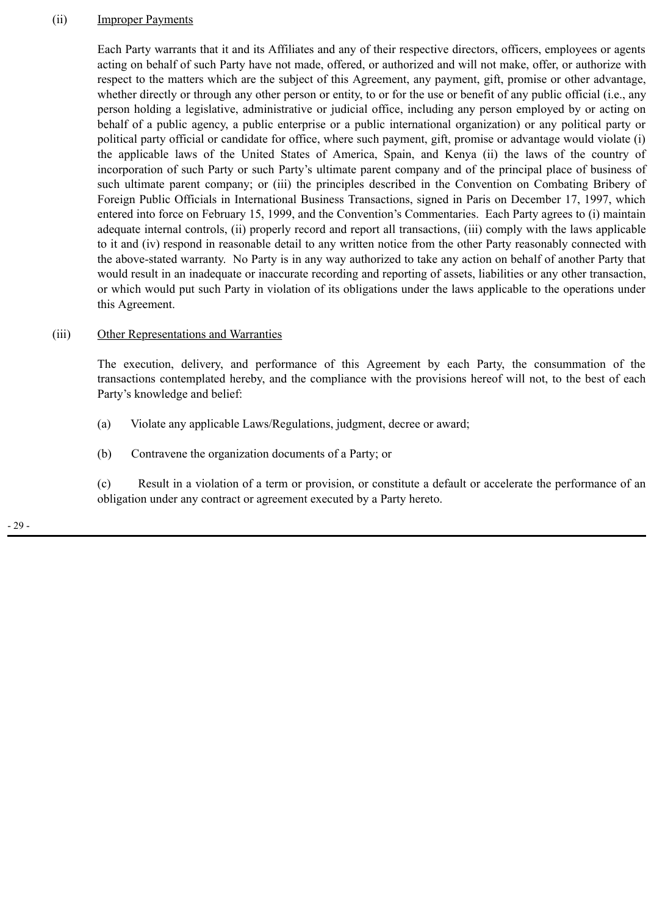(ii) Improper Payments

Each Party warrants that it and its Affiliates and any of their respective directors, officers, employees or agents acting on behalf of such Party have not made, offered, or authorized and will not make, offer, or authorize with respect to the matters which are the subject of this Agreement, any payment, gift, promise or other advantage, whether directly or through any other person or entity, to or for the use or benefit of any public official (i.e., any person holding a legislative, administrative or judicial office, including any person employed by or acting on behalf of a public agency, a public enterprise or a public international organization) or any political party or political party official or candidate for office, where such payment, gift, promise or advantage would violate (i) the applicable laws of the United States of America, Spain, and Kenya (ii) the laws of the country of incorporation of such Party or such Party's ultimate parent company and of the principal place of business of such ultimate parent company; or (iii) the principles described in the Convention on Combating Bribery of Foreign Public Officials in International Business Transactions, signed in Paris on December 17, 1997, which entered into force on February 15, 1999, and the Convention's Commentaries. Each Party agrees to (i) maintain adequate internal controls, (ii) properly record and report all transactions, (iii) comply with the laws applicable to it and (iv) respond in reasonable detail to any written notice from the other Party reasonably connected with the above-stated warranty. No Party is in any way authorized to take any action on behalf of another Party that would result in an inadequate or inaccurate recording and reporting of assets, liabilities or any other transaction, or which would put such Party in violation of its obligations under the laws applicable to the operations under this Agreement.

(iii) Other Representations and Warranties

The execution, delivery, and performance of this Agreement by each Party, the consummation of the transactions contemplated hereby, and the compliance with the provisions hereof will not, to the best of each Party's knowledge and belief:

(a) Violate any applicable Laws/Regulations, judgment, decree or award;

(b) Contravene the organization documents of a Party; or

(c) Result in a violation of a term or provision, or constitute a default or accelerate the performance of an obligation under any contract or agreement executed by a Party hereto.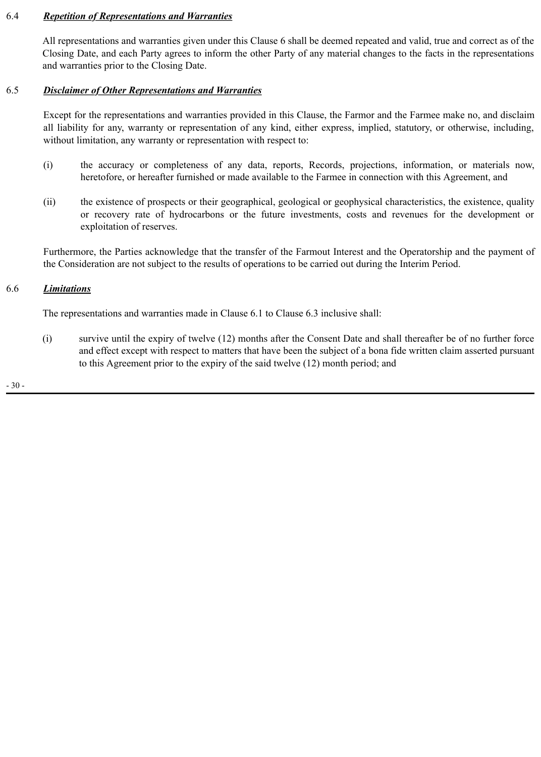### 6.4 ***Repetition of Representations and Warranties***

All representations and warranties given under this Clause 6 shall be deemed repeated and valid, true and correct as of the Closing Date, and each Party agrees to inform the other Party of any material changes to the facts in the representations and warranties prior to the Closing Date.

### 6.5 ***Disclaimer of Other Representations and Warranties***

Except for the representations and warranties provided in this Clause, the Farmor and the Farmee make no, and disclaim all liability for any, warranty or representation of any kind, either express, implied, statutory, or otherwise, including, without limitation, any warranty or representation with respect to:

(i) the accuracy or completeness of any data, reports, Records, projections, information, or materials now, heretofore, or hereafter furnished or made available to the Farmee in connection with this Agreement, and

(ii) the existence of prospects or their geographical, geological or geophysical characteristics, the existence, quality or recovery rate of hydrocarbons or the future investments, costs and revenues for the development or exploitation of reserves.

Furthermore, the Parties acknowledge that the transfer of the Farmout Interest and the Operatorship and the payment of the Consideration are not subject to the results of operations to be carried out during the Interim Period.

### 6.6 ***Limitations***

The representations and warranties made in Clause 6.1 to Clause 6.3 inclusive shall:

(i) survive until the expiry of twelve (12) months after the Consent Date and shall thereafter be of no further force and effect except with respect to matters that have been the subject of a bona fide written claim asserted pursuant to this Agreement prior to the expiry of the said twelve (12) month period; and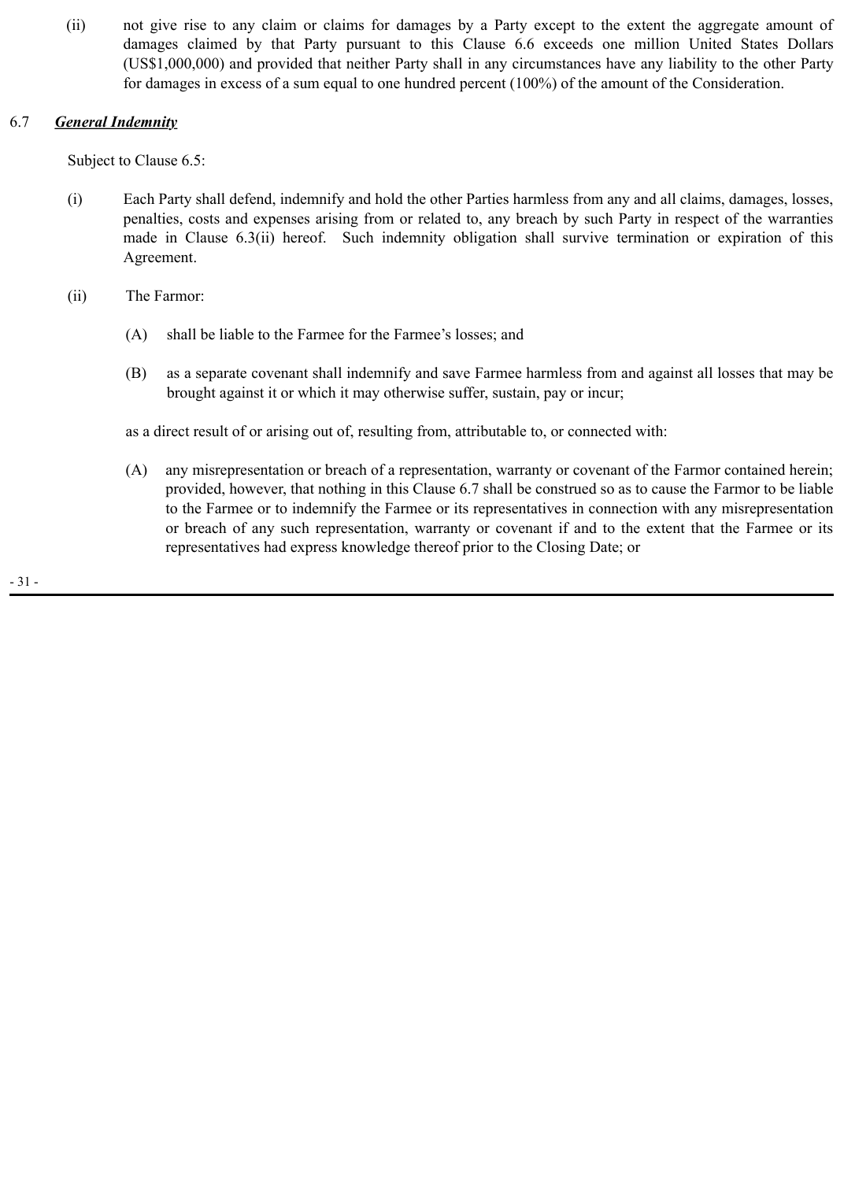(ii) not give rise to any claim or claims for damages by a Party except to the extent the aggregate amount of damages claimed by that Party pursuant to this Clause 6.6 exceeds one million United States Dollars (US$1,000,000) and provided that neither Party shall in any circumstances have any liability to the other Party for damages in excess of a sum equal to one hundred percent (100%) of the amount of the Consideration.

### 6.7 ***General Indemnity***

Subject to Clause 6.5:

(i) Each Party shall defend, indemnify and hold the other Parties harmless from any and all claims, damages, losses, penalties, costs and expenses arising from or related to, any breach by such Party in respect of the warranties made in Clause 6.3(ii) hereof. Such indemnity obligation shall survive termination or expiration of this Agreement.

(ii) The Farmor:

(A) shall be liable to the Farmee for the Farmee's losses; and

(B) as a separate covenant shall indemnify and save Farmee harmless from and against all losses that may be brought against it or which it may otherwise suffer, sustain, pay or incur;

as a direct result of or arising out of, resulting from, attributable to, or connected with:

(A) any misrepresentation or breach of a representation, warranty or covenant of the Farmor contained herein; provided, however, that nothing in this Clause 6.7 shall be construed so as to cause the Farmor to be liable to the Farmee or to indemnify the Farmee or its representatives in connection with any misrepresentation or breach of any such representation, warranty or covenant if and to the extent that the Farmee or its representatives had express knowledge thereof prior to the Closing Date; or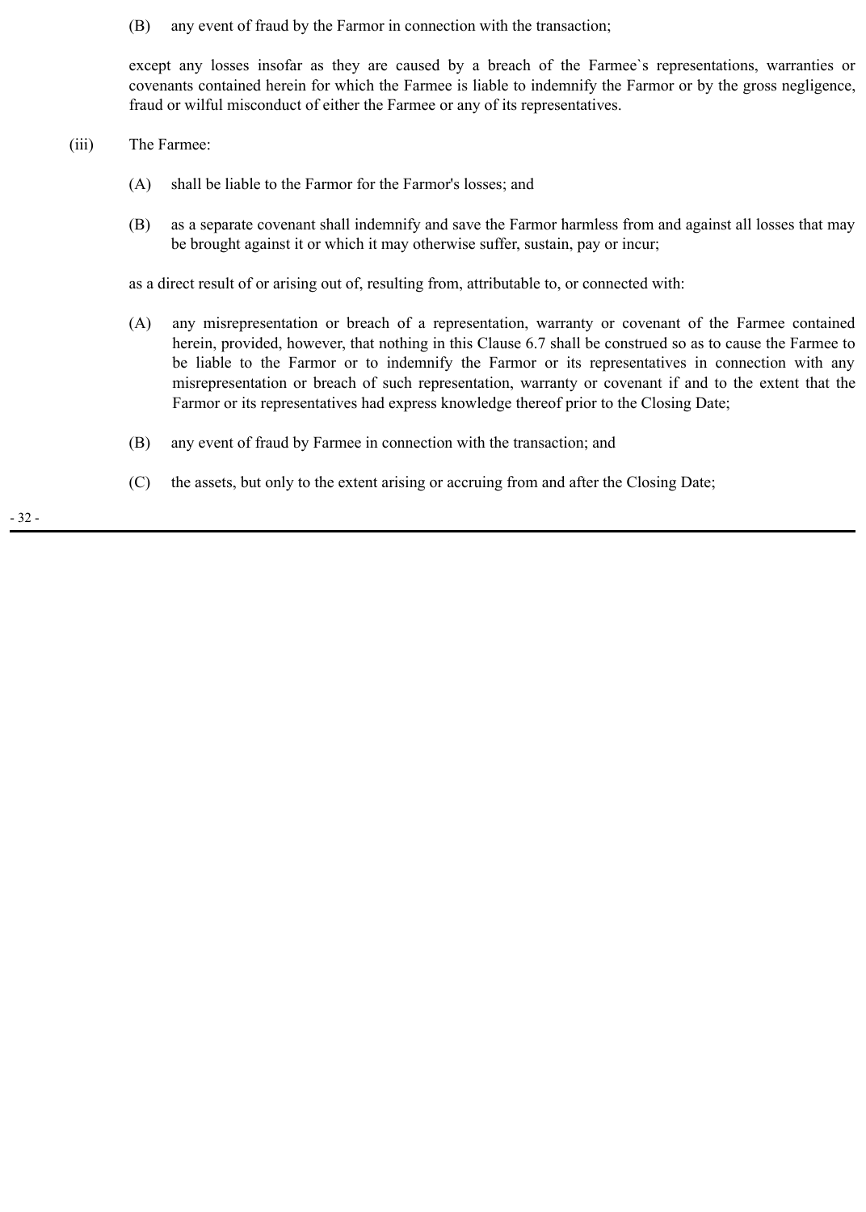(B) any event of fraud by the Farmor in connection with the transaction;

except any losses insofar as they are caused by a breach of the Farmee`s representations, warranties or covenants contained herein for which the Farmee is liable to indemnify the Farmor or by the gross negligence, fraud or wilful misconduct of either the Farmee or any of its representatives.

(iii) The Farmee:

(A) shall be liable to the Farmor for the Farmor's losses; and

(B) as a separate covenant shall indemnify and save the Farmor harmless from and against all losses that may be brought against it or which it may otherwise suffer, sustain, pay or incur;

as a direct result of or arising out of, resulting from, attributable to, or connected with:

(A) any misrepresentation or breach of a representation, warranty or covenant of the Farmee contained herein, provided, however, that nothing in this Clause 6.7 shall be construed so as to cause the Farmee to be liable to the Farmor or to indemnify the Farmor or its representatives in connection with any misrepresentation or breach of such representation, warranty or covenant if and to the extent that the Farmor or its representatives had express knowledge thereof prior to the Closing Date;

(B) any event of fraud by Farmee in connection with the transaction; and

(C) the assets, but only to the extent arising or accruing from and after the Closing Date;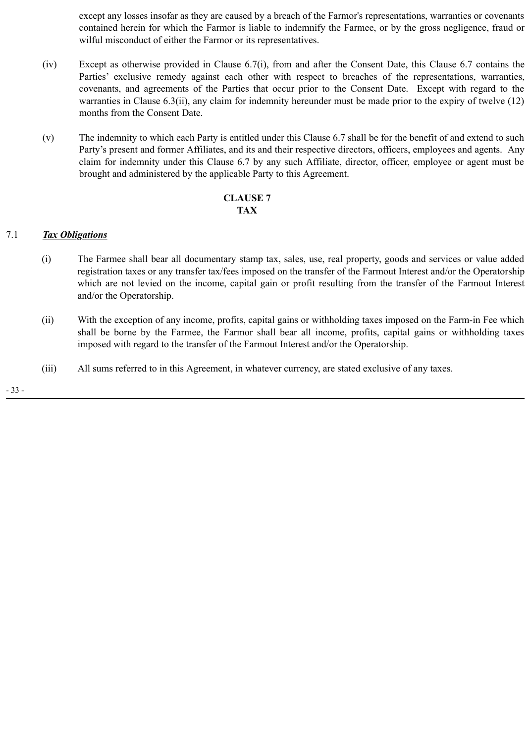except any losses insofar as they are caused by a breach of the Farmor's representations, warranties or covenants contained herein for which the Farmor is liable to indemnify the Farmee, or by the gross negligence, fraud or wilful misconduct of either the Farmor or its representatives.

(iv) Except as otherwise provided in Clause 6.7(i), from and after the Consent Date, this Clause 6.7 contains the Parties' exclusive remedy against each other with respect to breaches of the representations, warranties, covenants, and agreements of the Parties that occur prior to the Consent Date. Except with regard to the warranties in Clause 6.3(ii), any claim for indemnity hereunder must be made prior to the expiry of twelve (12) months from the Consent Date.

(v) The indemnity to which each Party is entitled under this Clause 6.7 shall be for the benefit of and extend to such Party's present and former Affiliates, and its and their respective directors, officers, employees and agents. Any claim for indemnity under this Clause 6.7 by any such Affiliate, director, officer, employee or agent must be brought and administered by the applicable Party to this Agreement.

## CLAUSE 7
## TAX

7.1 ***Tax Obligations***

(i) The Farmee shall bear all documentary stamp tax, sales, use, real property, goods and services or value added registration taxes or any transfer tax/fees imposed on the transfer of the Farmout Interest and/or the Operatorship which are not levied on the income, capital gain or profit resulting from the transfer of the Farmout Interest and/or the Operatorship.

(ii) With the exception of any income, profits, capital gains or withholding taxes imposed on the Farm-in Fee which shall be borne by the Farmee, the Farmor shall bear all income, profits, capital gains or withholding taxes imposed with regard to the transfer of the Farmout Interest and/or the Operatorship.

(iii) All sums referred to in this Agreement, in whatever currency, are stated exclusive of any taxes.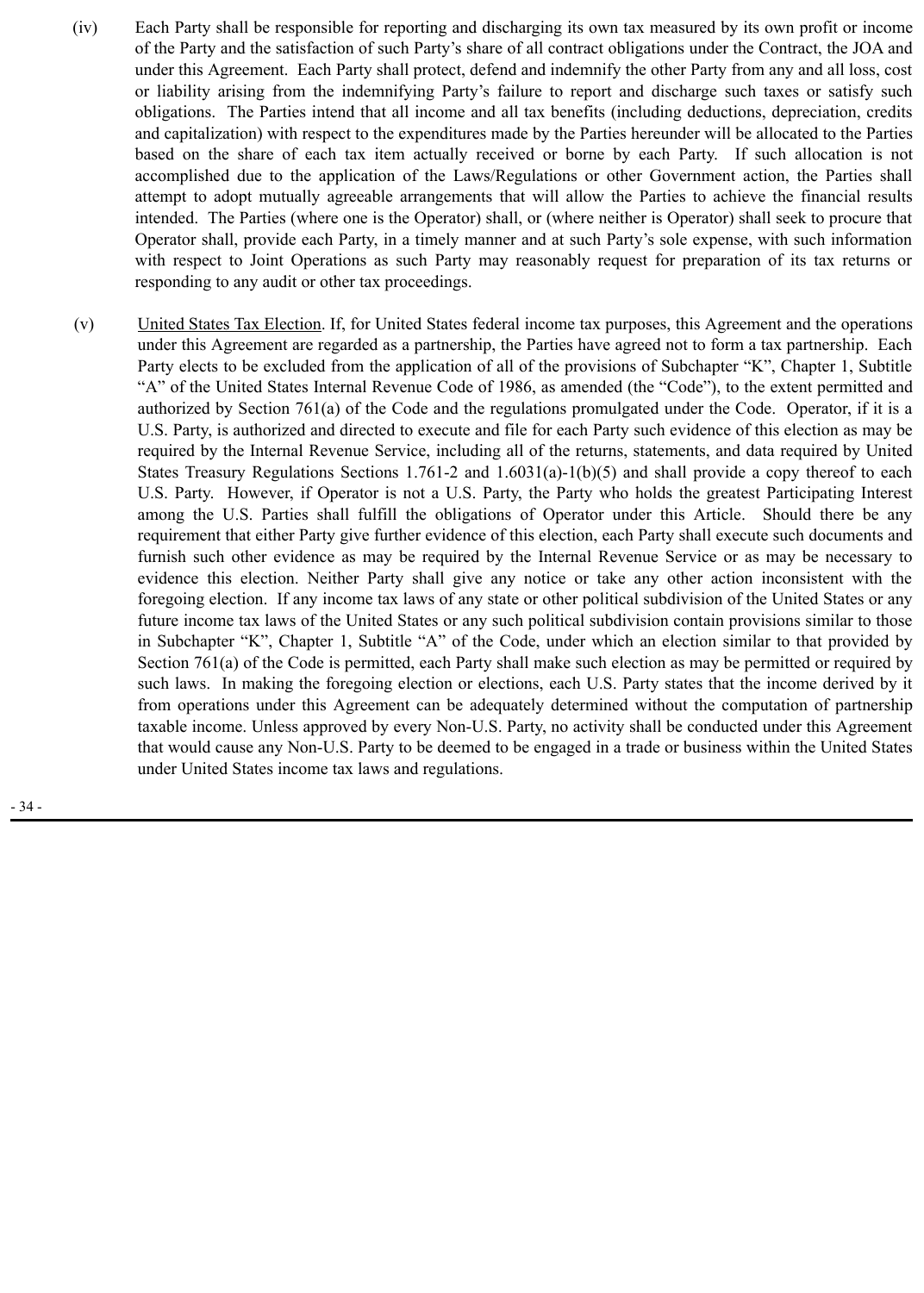(iv) Each Party shall be responsible for reporting and discharging its own tax measured by its own profit or income of the Party and the satisfaction of such Party's share of all contract obligations under the Contract, the JOA and under this Agreement. Each Party shall protect, defend and indemnify the other Party from any and all loss, cost or liability arising from the indemnifying Party's failure to report and discharge such taxes or satisfy such obligations. The Parties intend that all income and all tax benefits (including deductions, depreciation, credits and capitalization) with respect to the expenditures made by the Parties hereunder will be allocated to the Parties based on the share of each tax item actually received or borne by each Party. If such allocation is not accomplished due to the application of the Laws/Regulations or other Government action, the Parties shall attempt to adopt mutually agreeable arrangements that will allow the Parties to achieve the financial results intended. The Parties (where one is the Operator) shall, or (where neither is Operator) shall seek to procure that Operator shall, provide each Party, in a timely manner and at such Party's sole expense, with such information with respect to Joint Operations as such Party may reasonably request for preparation of its tax returns or responding to any audit or other tax proceedings.

(v) United States Tax Election. If, for United States federal income tax purposes, this Agreement and the operations under this Agreement are regarded as a partnership, the Parties have agreed not to form a tax partnership. Each Party elects to be excluded from the application of all of the provisions of Subchapter "K", Chapter 1, Subtitle "A" of the United States Internal Revenue Code of 1986, as amended (the "Code"), to the extent permitted and authorized by Section 761(a) of the Code and the regulations promulgated under the Code. Operator, if it is a U.S. Party, is authorized and directed to execute and file for each Party such evidence of this election as may be required by the Internal Revenue Service, including all of the returns, statements, and data required by United States Treasury Regulations Sections 1.761-2 and 1.6031(a)-1(b)(5) and shall provide a copy thereof to each U.S. Party. However, if Operator is not a U.S. Party, the Party who holds the greatest Participating Interest among the U.S. Parties shall fulfill the obligations of Operator under this Article. Should there be any requirement that either Party give further evidence of this election, each Party shall execute such documents and furnish such other evidence as may be required by the Internal Revenue Service or as may be necessary to evidence this election. Neither Party shall give any notice or take any other action inconsistent with the foregoing election. If any income tax laws of any state or other political subdivision of the United States or any future income tax laws of the United States or any such political subdivision contain provisions similar to those in Subchapter "K", Chapter 1, Subtitle "A" of the Code, under which an election similar to that provided by Section 761(a) of the Code is permitted, each Party shall make such election as may be permitted or required by such laws. In making the foregoing election or elections, each U.S. Party states that the income derived by it from operations under this Agreement can be adequately determined without the computation of partnership taxable income. Unless approved by every Non-U.S. Party, no activity shall be conducted under this Agreement that would cause any Non-U.S. Party to be deemed to be engaged in a trade or business within the United States under United States income tax laws and regulations.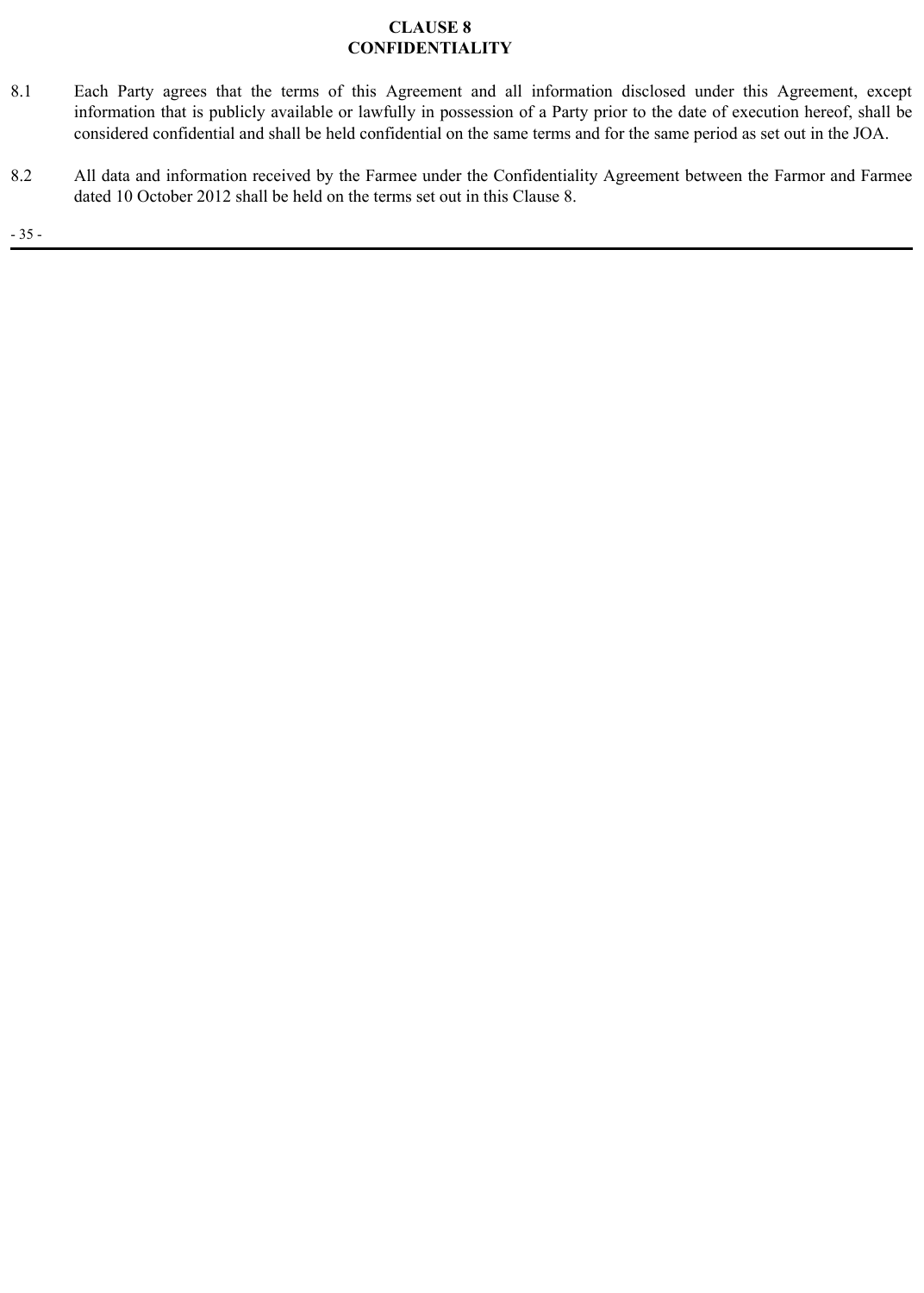## CLAUSE 8
## CONFIDENTIALITY

8.1 Each Party agrees that the terms of this Agreement and all information disclosed under this Agreement, except information that is publicly available or lawfully in possession of a Party prior to the date of execution hereof, shall be considered confidential and shall be held confidential on the same terms and for the same period as set out in the JOA.

8.2 All data and information received by the Farmee under the Confidentiality Agreement between the Farmor and Farmee dated 10 October 2012 shall be held on the terms set out in this Clause 8.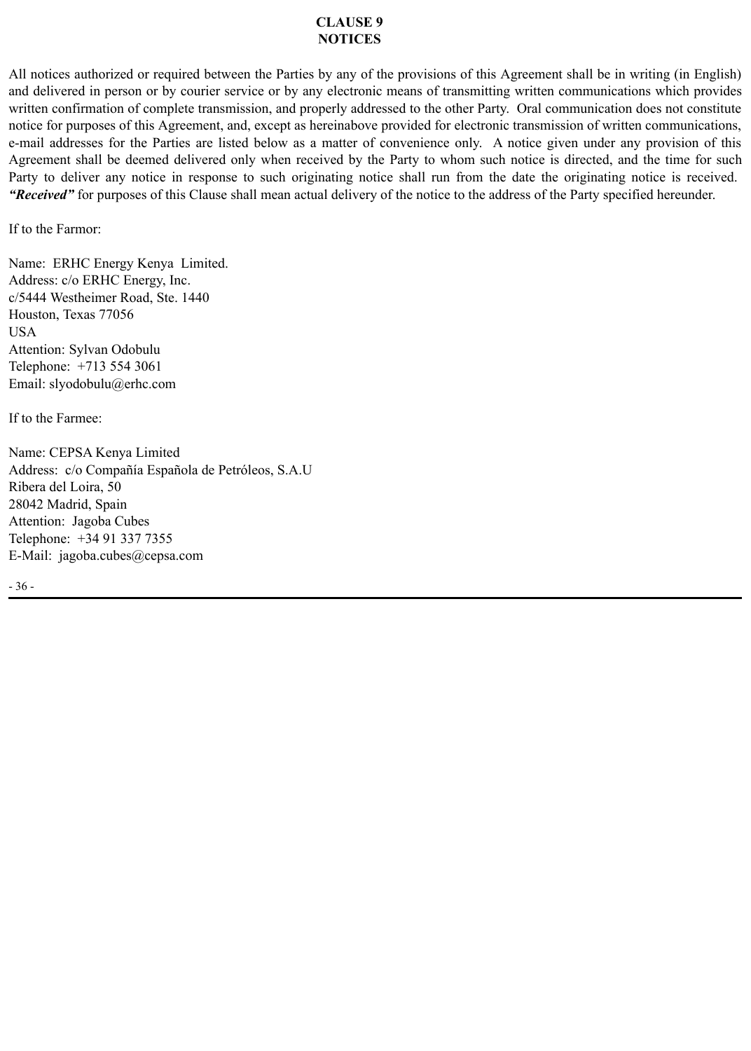# CLAUSE 9
# NOTICES

All notices authorized or required between the Parties by any of the provisions of this Agreement shall be in writing (in English) and delivered in person or by courier service or by any electronic means of transmitting written communications which provides written confirmation of complete transmission, and properly addressed to the other Party. Oral communication does not constitute notice for purposes of this Agreement, and, except as hereinabove provided for electronic transmission of written communications, e-mail addresses for the Parties are listed below as a matter of convenience only. A notice given under any provision of this Agreement shall be deemed delivered only when received by the Party to whom such notice is directed, and the time for such Party to deliver any notice in response to such originating notice shall run from the date the originating notice is received. ***"Received"*** for purposes of this Clause shall mean actual delivery of the notice to the address of the Party specified hereunder.

If to the Farmor:

Name: ERHC Energy Kenya Limited.
Address: c/o ERHC Energy, Inc.
c/5444 Westheimer Road, Ste. 1440
Houston, Texas 77056
USA
Attention: Sylvan Odobulu
Telephone: +713 554 3061
Email: slyodobulu@erhc.com

If to the Farmee:

Name: CEPSA Kenya Limited
Address: c/o Compañía Española de Petróleos, S.A.U
Ribera del Loira, 50
28042 Madrid, Spain
Attention: Jagoba Cubes
Telephone: +34 91 337 7355
E-Mail: jagoba.cubes@cepsa.com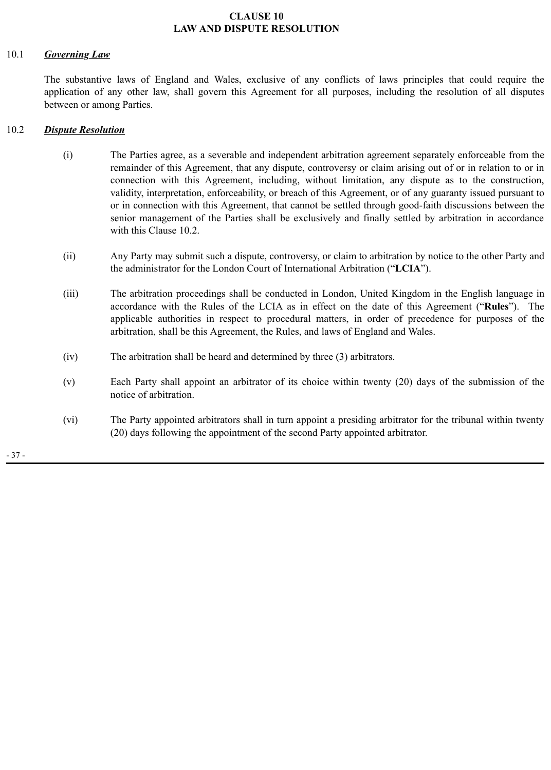# CLAUSE 10
# LAW AND DISPUTE RESOLUTION

10.1 ***Governing Law***

The substantive laws of England and Wales, exclusive of any conflicts of laws principles that could require the application of any other law, shall govern this Agreement for all purposes, including the resolution of all disputes between or among Parties.

10.2 ***Dispute Resolution***

(i) The Parties agree, as a severable and independent arbitration agreement separately enforceable from the remainder of this Agreement, that any dispute, controversy or claim arising out of or in relation to or in connection with this Agreement, including, without limitation, any dispute as to the construction, validity, interpretation, enforceability, or breach of this Agreement, or of any guaranty issued pursuant to or in connection with this Agreement, that cannot be settled through good-faith discussions between the senior management of the Parties shall be exclusively and finally settled by arbitration in accordance with this Clause 10.2.

(ii) Any Party may submit such a dispute, controversy, or claim to arbitration by notice to the other Party and the administrator for the London Court of International Arbitration ("**LCIA**").

(iii) The arbitration proceedings shall be conducted in London, United Kingdom in the English language in accordance with the Rules of the LCIA as in effect on the date of this Agreement ("**Rules**"). The applicable authorities in respect to procedural matters, in order of precedence for purposes of the arbitration, shall be this Agreement, the Rules, and laws of England and Wales.

(iv) The arbitration shall be heard and determined by three (3) arbitrators.

(v) Each Party shall appoint an arbitrator of its choice within twenty (20) days of the submission of the notice of arbitration.

(vi) The Party appointed arbitrators shall in turn appoint a presiding arbitrator for the tribunal within twenty (20) days following the appointment of the second Party appointed arbitrator.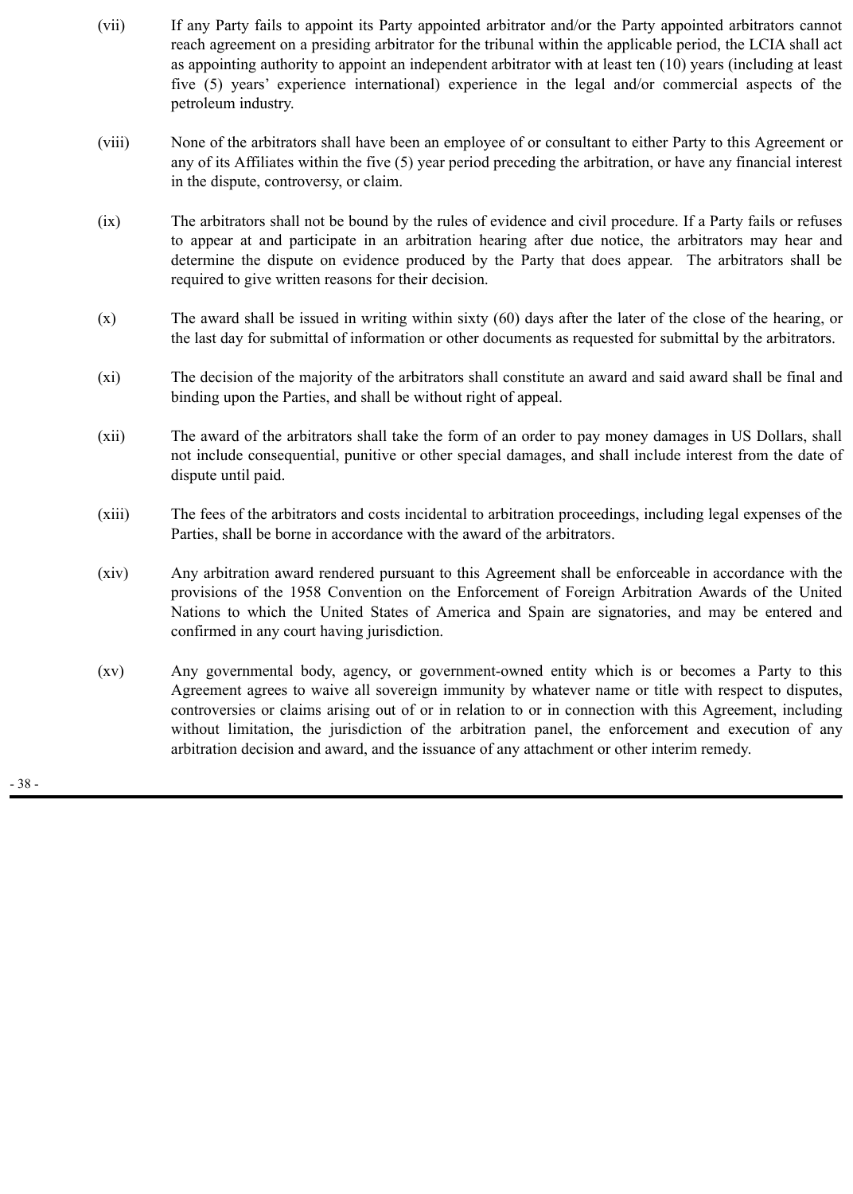(vii) If any Party fails to appoint its Party appointed arbitrator and/or the Party appointed arbitrators cannot reach agreement on a presiding arbitrator for the tribunal within the applicable period, the LCIA shall act as appointing authority to appoint an independent arbitrator with at least ten (10) years (including at least five (5) years' experience international) experience in the legal and/or commercial aspects of the petroleum industry.

(viii) None of the arbitrators shall have been an employee of or consultant to either Party to this Agreement or any of its Affiliates within the five (5) year period preceding the arbitration, or have any financial interest in the dispute, controversy, or claim.

(ix) The arbitrators shall not be bound by the rules of evidence and civil procedure. If a Party fails or refuses to appear at and participate in an arbitration hearing after due notice, the arbitrators may hear and determine the dispute on evidence produced by the Party that does appear. The arbitrators shall be required to give written reasons for their decision.

(x) The award shall be issued in writing within sixty (60) days after the later of the close of the hearing, or the last day for submittal of information or other documents as requested for submittal by the arbitrators.

(xi) The decision of the majority of the arbitrators shall constitute an award and said award shall be final and binding upon the Parties, and shall be without right of appeal.

(xii) The award of the arbitrators shall take the form of an order to pay money damages in US Dollars, shall not include consequential, punitive or other special damages, and shall include interest from the date of dispute until paid.

(xiii) The fees of the arbitrators and costs incidental to arbitration proceedings, including legal expenses of the Parties, shall be borne in accordance with the award of the arbitrators.

(xiv) Any arbitration award rendered pursuant to this Agreement shall be enforceable in accordance with the provisions of the 1958 Convention on the Enforcement of Foreign Arbitration Awards of the United Nations to which the United States of America and Spain are signatories, and may be entered and confirmed in any court having jurisdiction.

(xv) Any governmental body, agency, or government-owned entity which is or becomes a Party to this Agreement agrees to waive all sovereign immunity by whatever name or title with respect to disputes, controversies or claims arising out of or in relation to or in connection with this Agreement, including without limitation, the jurisdiction of the arbitration panel, the enforcement and execution of any arbitration decision and award, and the issuance of any attachment or other interim remedy.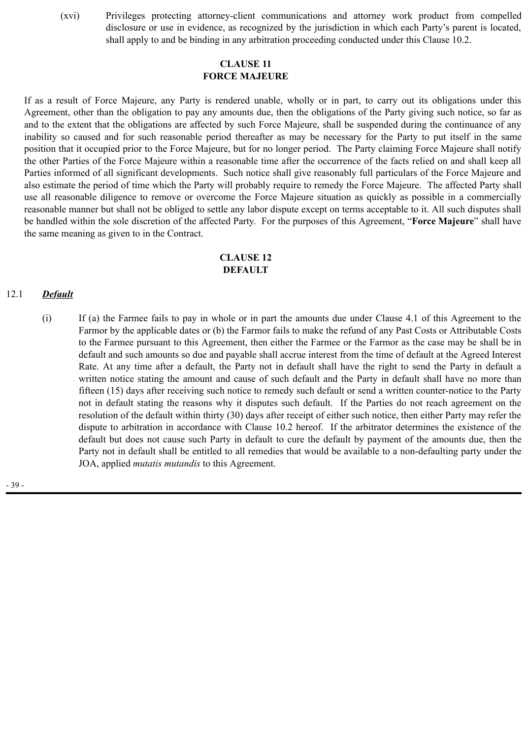(xvi) Privileges protecting attorney-client communications and attorney work product from compelled disclosure or use in evidence, as recognized by the jurisdiction in which each Party's parent is located, shall apply to and be binding in any arbitration proceeding conducted under this Clause 10.2.

## CLAUSE 11
## FORCE MAJEURE

If as a result of Force Majeure, any Party is rendered unable, wholly or in part, to carry out its obligations under this Agreement, other than the obligation to pay any amounts due, then the obligations of the Party giving such notice, so far as and to the extent that the obligations are affected by such Force Majeure, shall be suspended during the continuance of any inability so caused and for such reasonable period thereafter as may be necessary for the Party to put itself in the same position that it occupied prior to the Force Majeure, but for no longer period. The Party claiming Force Majeure shall notify the other Parties of the Force Majeure within a reasonable time after the occurrence of the facts relied on and shall keep all Parties informed of all significant developments. Such notice shall give reasonably full particulars of the Force Majeure and also estimate the period of time which the Party will probably require to remedy the Force Majeure. The affected Party shall use all reasonable diligence to remove or overcome the Force Majeure situation as quickly as possible in a commercially reasonable manner but shall not be obliged to settle any labor dispute except on terms acceptable to it. All such disputes shall be handled within the sole discretion of the affected Party. For the purposes of this Agreement, "**Force Majeure**" shall have the same meaning as given to in the Contract.

## CLAUSE 12
## DEFAULT

12.1 ***Default***

(i) If (a) the Farmee fails to pay in whole or in part the amounts due under Clause 4.1 of this Agreement to the Farmor by the applicable dates or (b) the Farmor fails to make the refund of any Past Costs or Attributable Costs to the Farmee pursuant to this Agreement, then either the Farmee or the Farmor as the case may be shall be in default and such amounts so due and payable shall accrue interest from the time of default at the Agreed Interest Rate. At any time after a default, the Party not in default shall have the right to send the Party in default a written notice stating the amount and cause of such default and the Party in default shall have no more than fifteen (15) days after receiving such notice to remedy such default or send a written counter-notice to the Party not in default stating the reasons why it disputes such default. If the Parties do not reach agreement on the resolution of the default within thirty (30) days after receipt of either such notice, then either Party may refer the dispute to arbitration in accordance with Clause 10.2 hereof. If the arbitrator determines the existence of the default but does not cause such Party in default to cure the default by payment of the amounts due, then the Party not in default shall be entitled to all remedies that would be available to a non-defaulting party under the JOA, applied *mutatis mutandis* to this Agreement.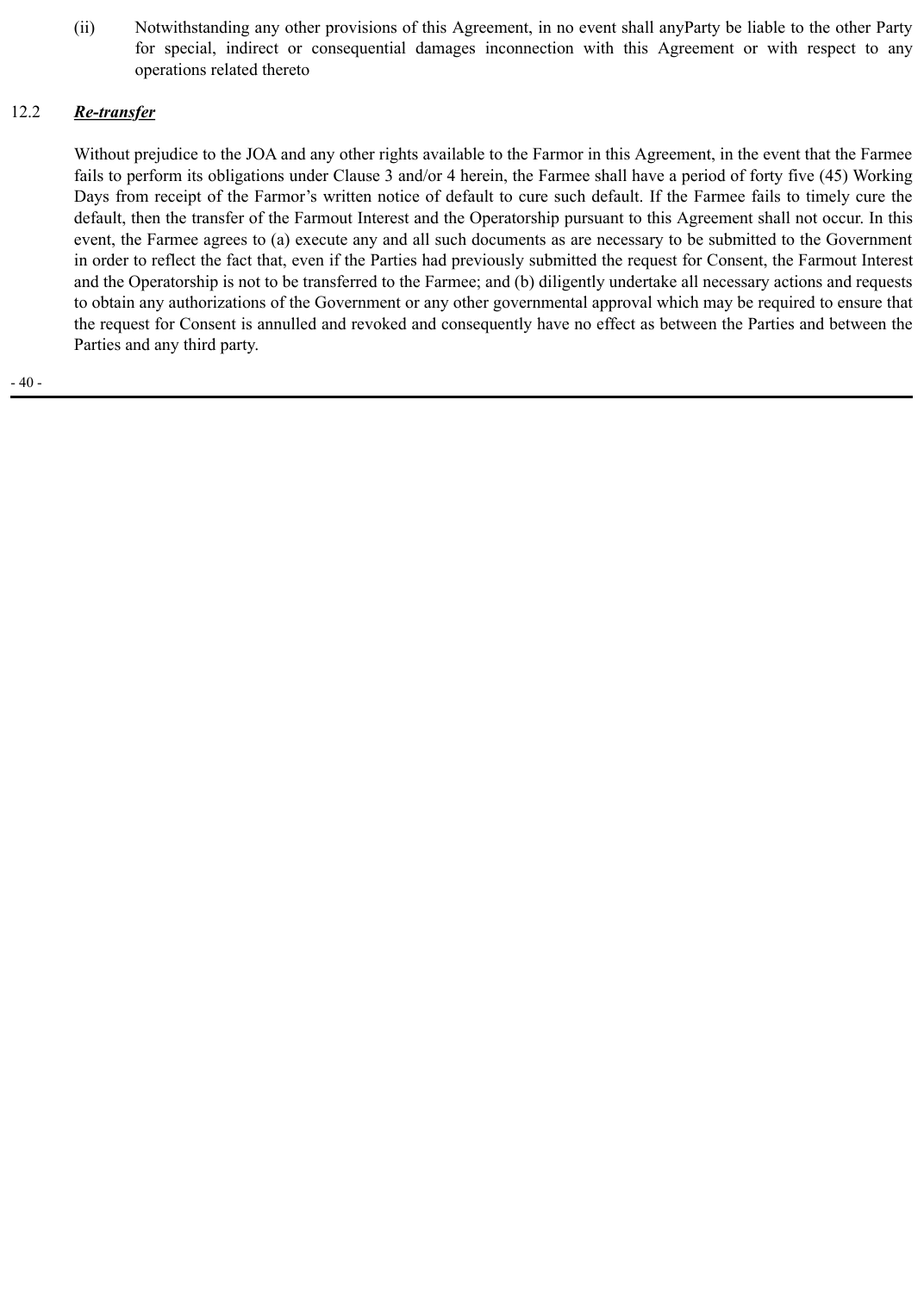(ii) Notwithstanding any other provisions of this Agreement, in no event shall anyParty be liable to the other Party for special, indirect or consequential damages inconnection with this Agreement or with respect to any operations related thereto

12.2 ***Re-transfer***

Without prejudice to the JOA and any other rights available to the Farmor in this Agreement, in the event that the Farmee fails to perform its obligations under Clause 3 and/or 4 herein, the Farmee shall have a period of forty five (45) Working Days from receipt of the Farmor's written notice of default to cure such default. If the Farmee fails to timely cure the default, then the transfer of the Farmout Interest and the Operatorship pursuant to this Agreement shall not occur. In this event, the Farmee agrees to (a) execute any and all such documents as are necessary to be submitted to the Government in order to reflect the fact that, even if the Parties had previously submitted the request for Consent, the Farmout Interest and the Operatorship is not to be transferred to the Farmee; and (b) diligently undertake all necessary actions and requests to obtain any authorizations of the Government or any other governmental approval which may be required to ensure that the request for Consent is annulled and revoked and consequently have no effect as between the Parties and between the Parties and any third party.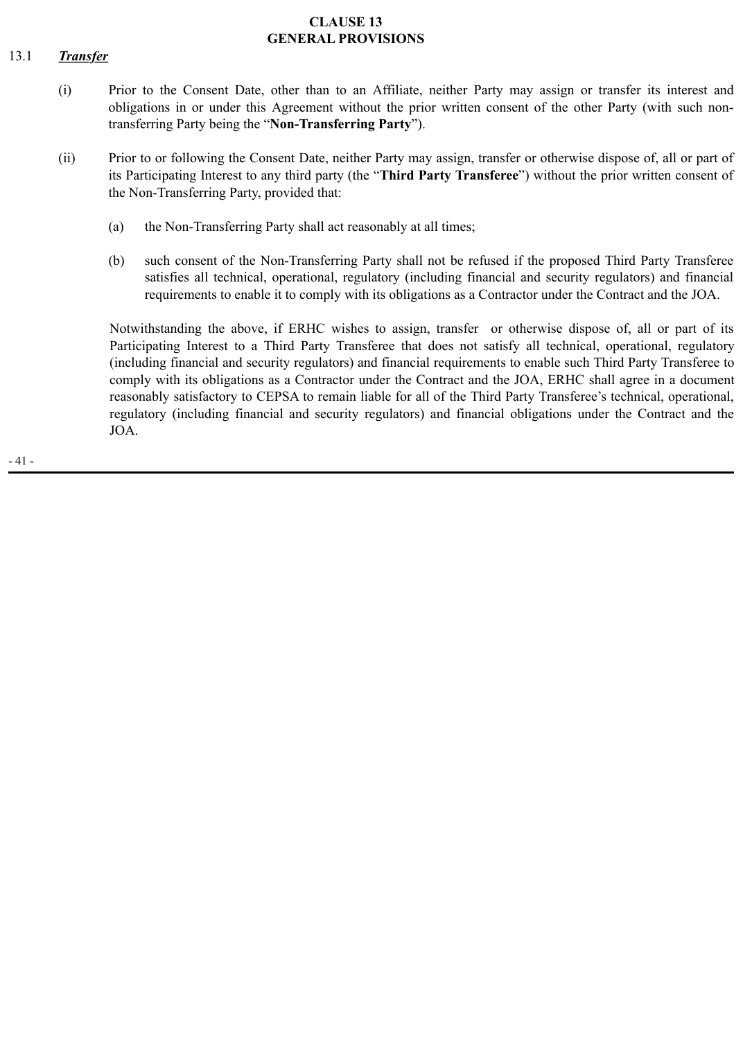# CLAUSE 13
# GENERAL PROVISIONS

13.1 ***Transfer***

(i) Prior to the Consent Date, other than to an Affiliate, neither Party may assign or transfer its interest and obligations in or under this Agreement without the prior written consent of the other Party (with such non-transferring Party being the "**Non-Transferring Party**").

(ii) Prior to or following the Consent Date, neither Party may assign, transfer or otherwise dispose of, all or part of its Participating Interest to any third party (the "**Third Party Transferee**") without the prior written consent of the Non-Transferring Party, provided that:

(a) the Non-Transferring Party shall act reasonably at all times;

(b) such consent of the Non-Transferring Party shall not be refused if the proposed Third Party Transferee satisfies all technical, operational, regulatory (including financial and security regulators) and financial requirements to enable it to comply with its obligations as a Contractor under the Contract and the JOA.

Notwithstanding the above, if ERHC wishes to assign, transfer or otherwise dispose of, all or part of its Participating Interest to a Third Party Transferee that does not satisfy all technical, operational, regulatory (including financial and security regulators) and financial requirements to enable such Third Party Transferee to comply with its obligations as a Contractor under the Contract and the JOA, ERHC shall agree in a document reasonably satisfactory to CEPSA to remain liable for all of the Third Party Transferee's technical, operational, regulatory (including financial and security regulators) and financial obligations under the Contract and the JOA.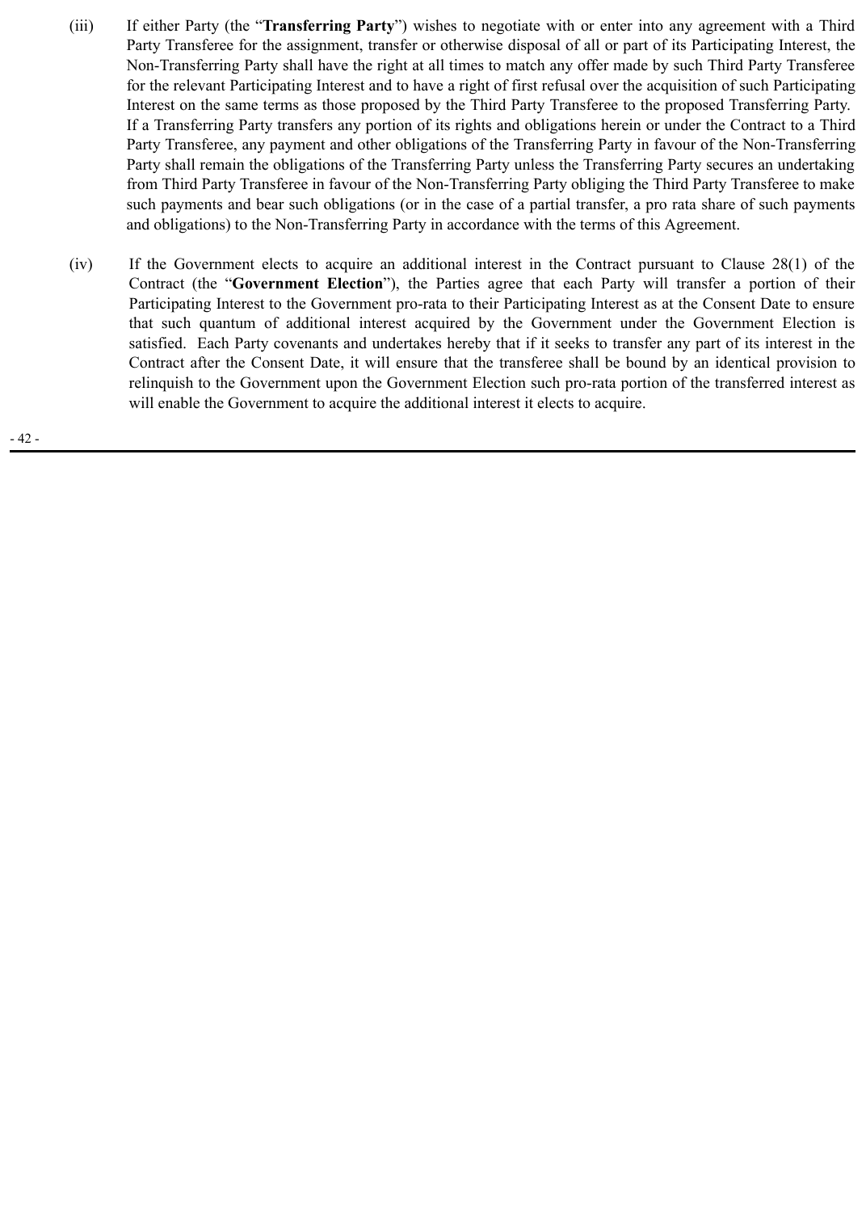(iii) If either Party (the "**Transferring Party**") wishes to negotiate with or enter into any agreement with a Third Party Transferee for the assignment, transfer or otherwise disposal of all or part of its Participating Interest, the Non-Transferring Party shall have the right at all times to match any offer made by such Third Party Transferee for the relevant Participating Interest and to have a right of first refusal over the acquisition of such Participating Interest on the same terms as those proposed by the Third Party Transferee to the proposed Transferring Party. If a Transferring Party transfers any portion of its rights and obligations herein or under the Contract to a Third Party Transferee, any payment and other obligations of the Transferring Party in favour of the Non-Transferring Party shall remain the obligations of the Transferring Party unless the Transferring Party secures an undertaking from Third Party Transferee in favour of the Non-Transferring Party obliging the Third Party Transferee to make such payments and bear such obligations (or in the case of a partial transfer, a pro rata share of such payments and obligations) to the Non-Transferring Party in accordance with the terms of this Agreement.

(iv) If the Government elects to acquire an additional interest in the Contract pursuant to Clause 28(1) of the Contract (the "**Government Election**"), the Parties agree that each Party will transfer a portion of their Participating Interest to the Government pro-rata to their Participating Interest as at the Consent Date to ensure that such quantum of additional interest acquired by the Government under the Government Election is satisfied. Each Party covenants and undertakes hereby that if it seeks to transfer any part of its interest in the Contract after the Consent Date, it will ensure that the transferee shall be bound by an identical provision to relinquish to the Government upon the Government Election such pro-rata portion of the transferred interest as will enable the Government to acquire the additional interest it elects to acquire.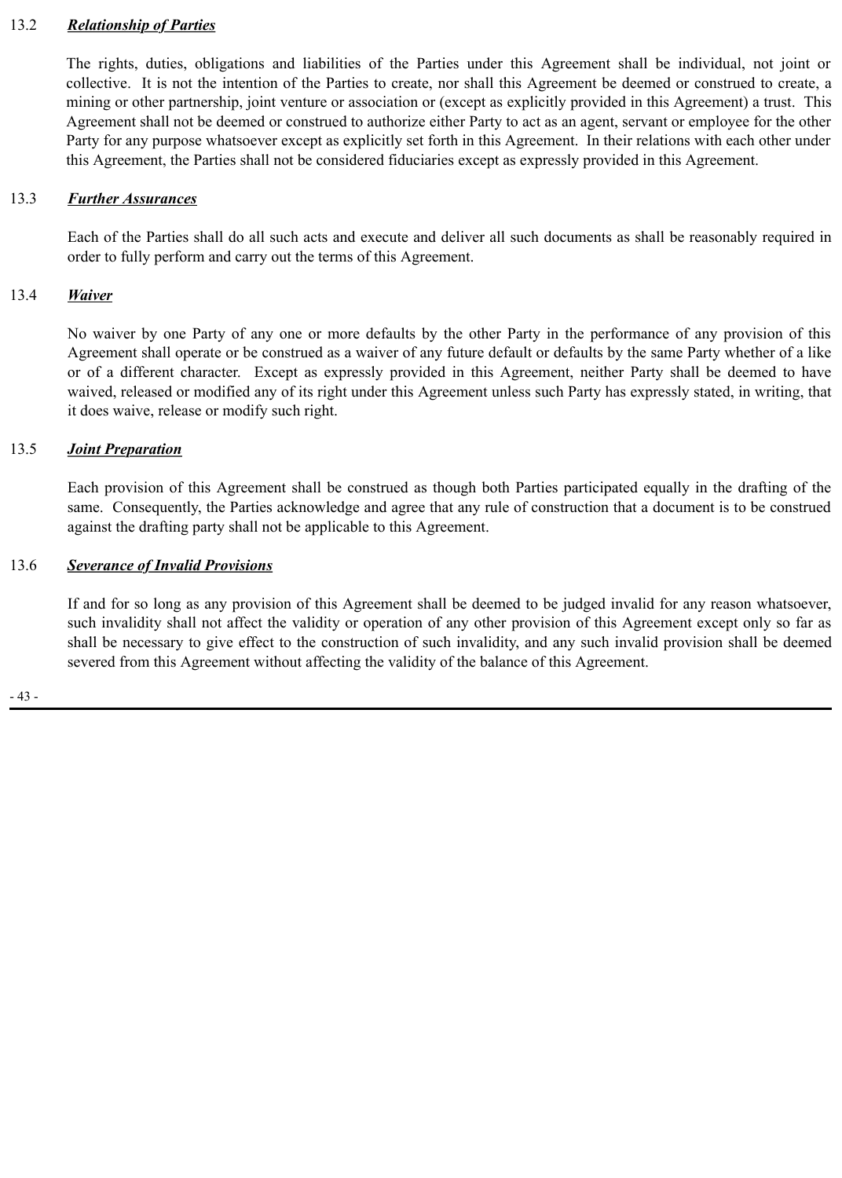### 13.2 ***Relationship of Parties***

The rights, duties, obligations and liabilities of the Parties under this Agreement shall be individual, not joint or collective. It is not the intention of the Parties to create, nor shall this Agreement be deemed or construed to create, a mining or other partnership, joint venture or association or (except as explicitly provided in this Agreement) a trust. This Agreement shall not be deemed or construed to authorize either Party to act as an agent, servant or employee for the other Party for any purpose whatsoever except as explicitly set forth in this Agreement. In their relations with each other under this Agreement, the Parties shall not be considered fiduciaries except as expressly provided in this Agreement.

### 13.3 ***Further Assurances***

Each of the Parties shall do all such acts and execute and deliver all such documents as shall be reasonably required in order to fully perform and carry out the terms of this Agreement.

### 13.4 ***Waiver***

No waiver by one Party of any one or more defaults by the other Party in the performance of any provision of this Agreement shall operate or be construed as a waiver of any future default or defaults by the same Party whether of a like or of a different character. Except as expressly provided in this Agreement, neither Party shall be deemed to have waived, released or modified any of its right under this Agreement unless such Party has expressly stated, in writing, that it does waive, release or modify such right.

### 13.5 ***Joint Preparation***

Each provision of this Agreement shall be construed as though both Parties participated equally in the drafting of the same. Consequently, the Parties acknowledge and agree that any rule of construction that a document is to be construed against the drafting party shall not be applicable to this Agreement.

### 13.6 ***Severance of Invalid Provisions***

If and for so long as any provision of this Agreement shall be deemed to be judged invalid for any reason whatsoever, such invalidity shall not affect the validity or operation of any other provision of this Agreement except only so far as shall be necessary to give effect to the construction of such invalidity, and any such invalid provision shall be deemed severed from this Agreement without affecting the validity of the balance of this Agreement.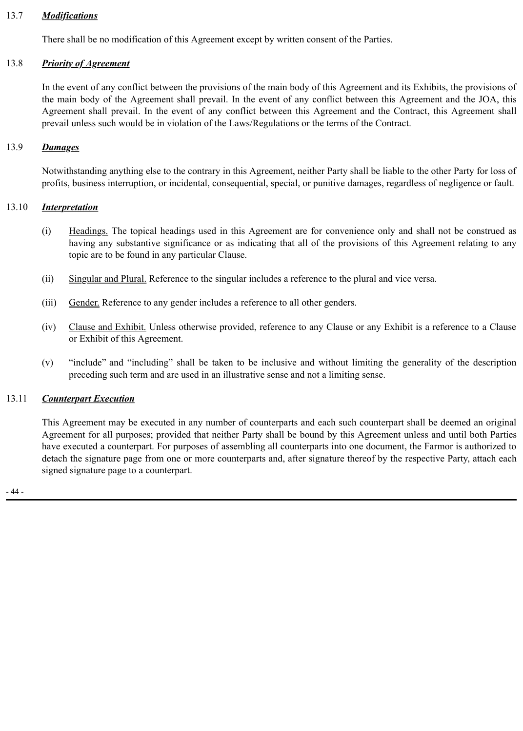### 13.7 ***Modifications***

There shall be no modification of this Agreement except by written consent of the Parties.

### 13.8 ***Priority of Agreement***

In the event of any conflict between the provisions of the main body of this Agreement and its Exhibits, the provisions of the main body of the Agreement shall prevail. In the event of any conflict between this Agreement and the JOA, this Agreement shall prevail. In the event of any conflict between this Agreement and the Contract, this Agreement shall prevail unless such would be in violation of the Laws/Regulations or the terms of the Contract.

### 13.9 ***Damages***

Notwithstanding anything else to the contrary in this Agreement, neither Party shall be liable to the other Party for loss of profits, business interruption, or incidental, consequential, special, or punitive damages, regardless of negligence or fault.

### 13.10 ***Interpretation***

(i) Headings. The topical headings used in this Agreement are for convenience only and shall not be construed as having any substantive significance or as indicating that all of the provisions of this Agreement relating to any topic are to be found in any particular Clause.

(ii) Singular and Plural. Reference to the singular includes a reference to the plural and vice versa.

(iii) Gender. Reference to any gender includes a reference to all other genders.

(iv) Clause and Exhibit. Unless otherwise provided, reference to any Clause or any Exhibit is a reference to a Clause or Exhibit of this Agreement.

(v) "include" and "including" shall be taken to be inclusive and without limiting the generality of the description preceding such term and are used in an illustrative sense and not a limiting sense.

### 13.11 ***Counterpart Execution***

This Agreement may be executed in any number of counterparts and each such counterpart shall be deemed an original Agreement for all purposes; provided that neither Party shall be bound by this Agreement unless and until both Parties have executed a counterpart. For purposes of assembling all counterparts into one document, the Farmor is authorized to detach the signature page from one or more counterparts and, after signature thereof by the respective Party, attach each signed signature page to a counterpart.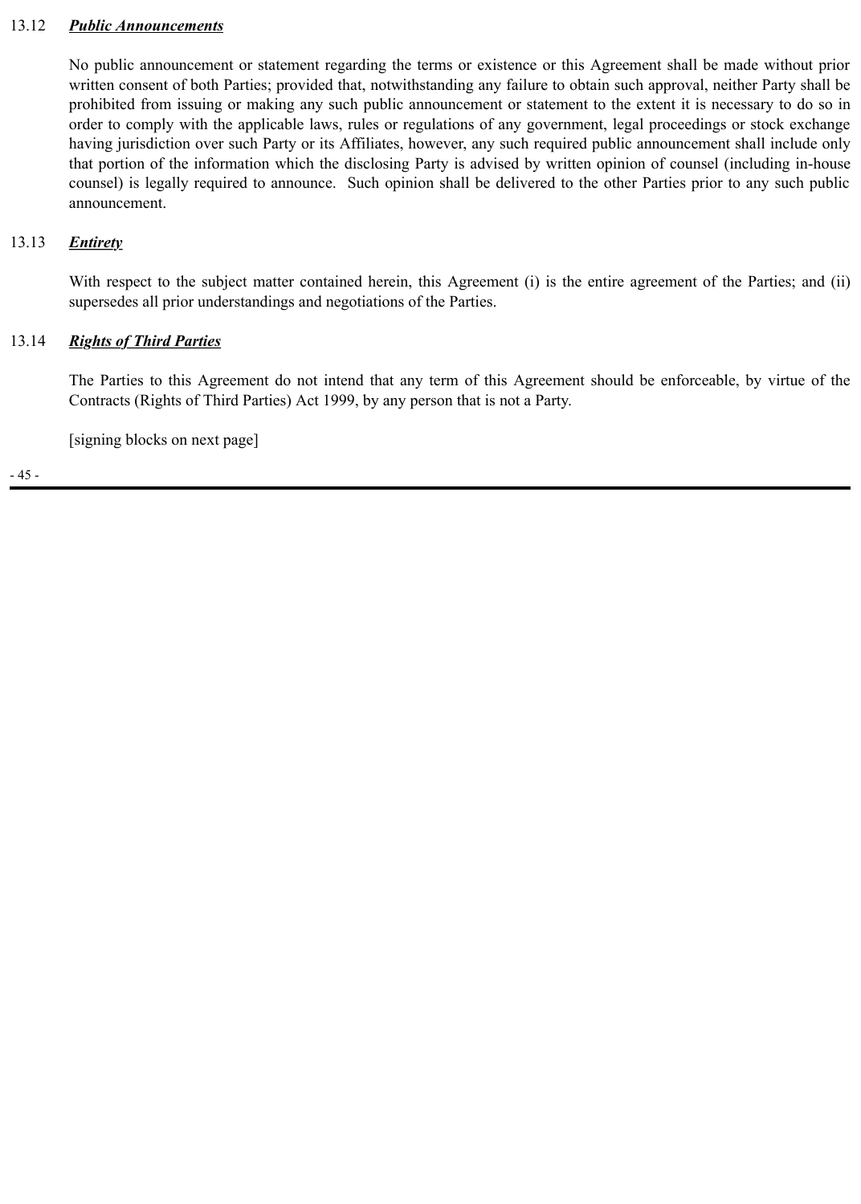13.12 ***Public Announcements***

No public announcement or statement regarding the terms or existence or this Agreement shall be made without prior written consent of both Parties; provided that, notwithstanding any failure to obtain such approval, neither Party shall be prohibited from issuing or making any such public announcement or statement to the extent it is necessary to do so in order to comply with the applicable laws, rules or regulations of any government, legal proceedings or stock exchange having jurisdiction over such Party or its Affiliates, however, any such required public announcement shall include only that portion of the information which the disclosing Party is advised by written opinion of counsel (including in-house counsel) is legally required to announce. Such opinion shall be delivered to the other Parties prior to any such public announcement.

13.13 ***Entirety***

With respect to the subject matter contained herein, this Agreement (i) is the entire agreement of the Parties; and (ii) supersedes all prior understandings and negotiations of the Parties.

13.14 ***Rights of Third Parties***

The Parties to this Agreement do not intend that any term of this Agreement should be enforceable, by virtue of the Contracts (Rights of Third Parties) Act 1999, by any person that is not a Party.

[signing blocks on next page]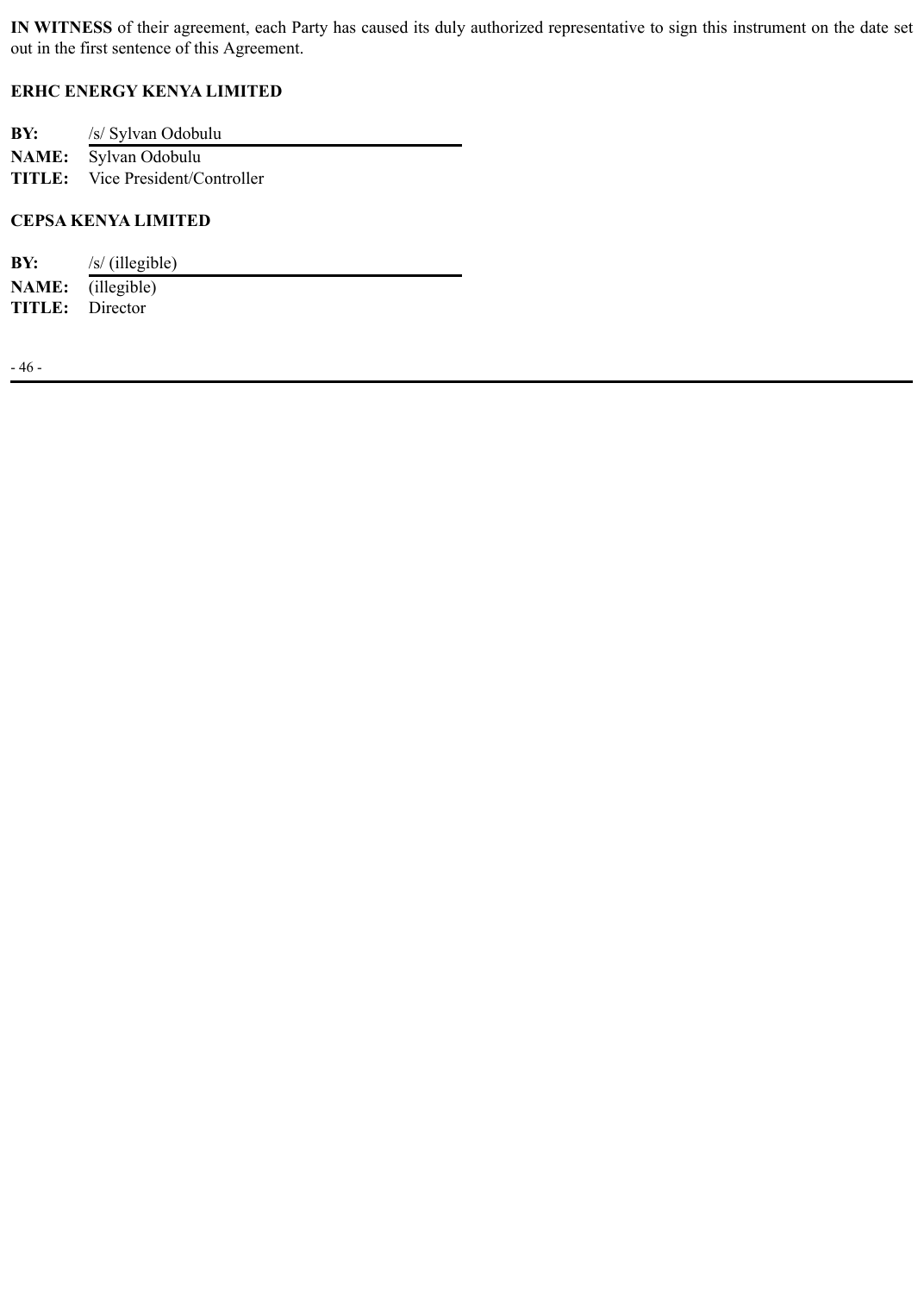**IN WITNESS** of their agreement, each Party has caused its duly authorized representative to sign this instrument on the date set out in the first sentence of this Agreement.

**ERHC ENERGY KENYA LIMITED**

**BY:** /s/ Sylvan Odobulu
**NAME:** Sylvan Odobulu
**TITLE:** Vice President/Controller

**CEPSA KENYA LIMITED**

**BY:** /s/ (illegible)
**NAME:** (illegible)
**TITLE:** Director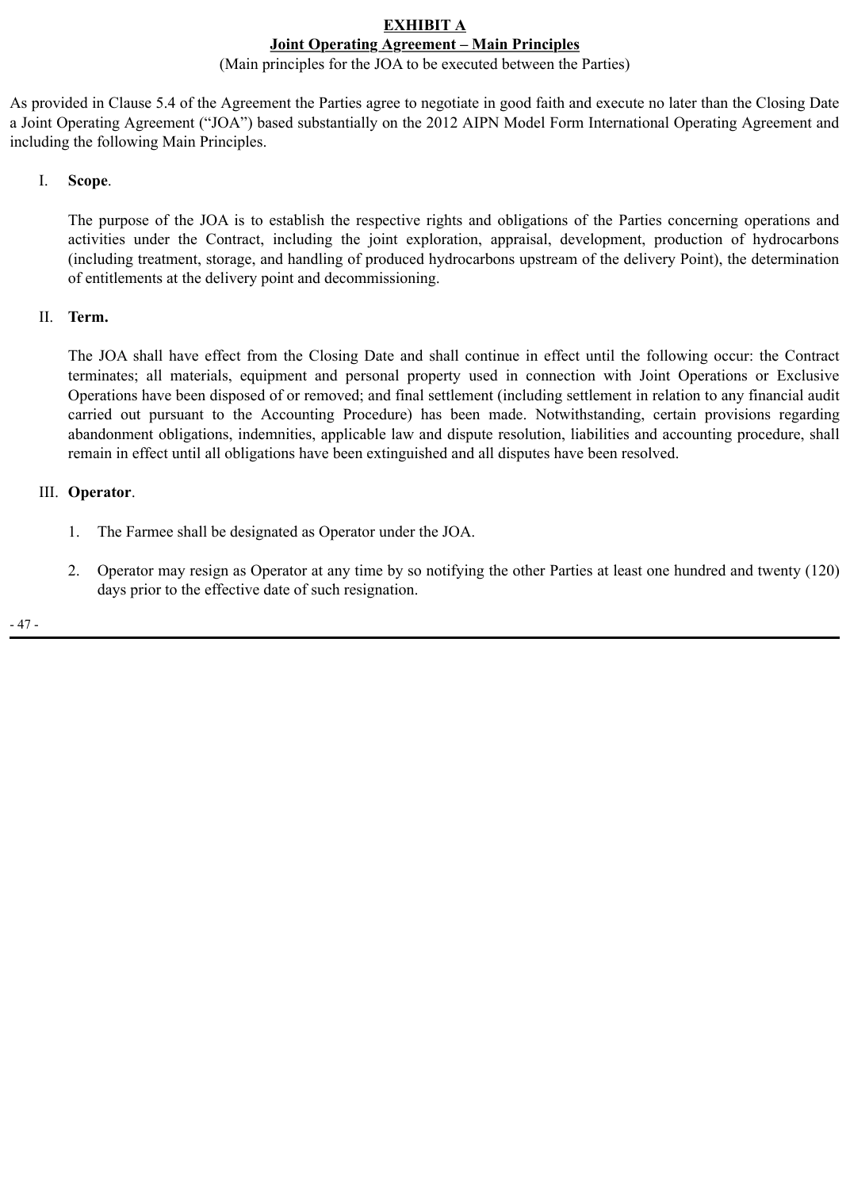# EXHIBIT A

## Joint Operating Agreement – Main Principles

(Main principles for the JOA to be executed between the Parties)

As provided in Clause 5.4 of the Agreement the Parties agree to negotiate in good faith and execute no later than the Closing Date a Joint Operating Agreement ("JOA") based substantially on the 2012 AIPN Model Form International Operating Agreement and including the following Main Principles.

I. **Scope**.

The purpose of the JOA is to establish the respective rights and obligations of the Parties concerning operations and activities under the Contract, including the joint exploration, appraisal, development, production of hydrocarbons (including treatment, storage, and handling of produced hydrocarbons upstream of the delivery Point), the determination of entitlements at the delivery point and decommissioning.

II. **Term.**

The JOA shall have effect from the Closing Date and shall continue in effect until the following occur: the Contract terminates; all materials, equipment and personal property used in connection with Joint Operations or Exclusive Operations have been disposed of or removed; and final settlement (including settlement in relation to any financial audit carried out pursuant to the Accounting Procedure) has been made. Notwithstanding, certain provisions regarding abandonment obligations, indemnities, applicable law and dispute resolution, liabilities and accounting procedure, shall remain in effect until all obligations have been extinguished and all disputes have been resolved.

III. **Operator**.

1. The Farmee shall be designated as Operator under the JOA.
2. Operator may resign as Operator at any time by so notifying the other Parties at least one hundred and twenty (120) days prior to the effective date of such resignation.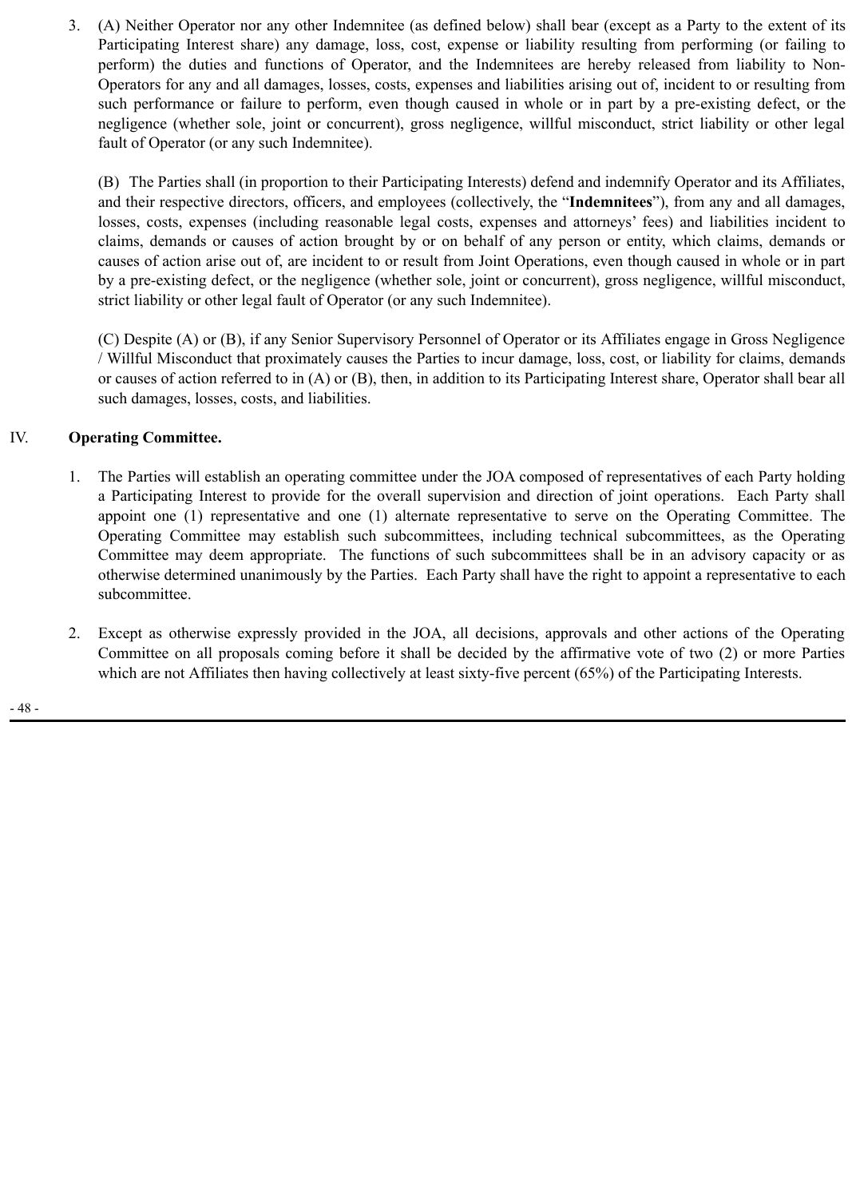3. (A) Neither Operator nor any other Indemnitee (as defined below) shall bear (except as a Party to the extent of its Participating Interest share) any damage, loss, cost, expense or liability resulting from performing (or failing to perform) the duties and functions of Operator, and the Indemnitees are hereby released from liability to Non-Operators for any and all damages, losses, costs, expenses and liabilities arising out of, incident to or resulting from such performance or failure to perform, even though caused in whole or in part by a pre-existing defect, or the negligence (whether sole, joint or concurrent), gross negligence, willful misconduct, strict liability or other legal fault of Operator (or any such Indemnitee).

   (B) The Parties shall (in proportion to their Participating Interests) defend and indemnify Operator and its Affiliates, and their respective directors, officers, and employees (collectively, the "**Indemnitees**"), from any and all damages, losses, costs, expenses (including reasonable legal costs, expenses and attorneys' fees) and liabilities incident to claims, demands or causes of action brought by or on behalf of any person or entity, which claims, demands or causes of action arise out of, are incident to or result from Joint Operations, even though caused in whole or in part by a pre-existing defect, or the negligence (whether sole, joint or concurrent), gross negligence, willful misconduct, strict liability or other legal fault of Operator (or any such Indemnitee).

   (C) Despite (A) or (B), if any Senior Supervisory Personnel of Operator or its Affiliates engage in Gross Negligence / Willful Misconduct that proximately causes the Parties to incur damage, loss, cost, or liability for claims, demands or causes of action referred to in (A) or (B), then, in addition to its Participating Interest share, Operator shall bear all such damages, losses, costs, and liabilities.

## IV. **Operating Committee.**

1. The Parties will establish an operating committee under the JOA composed of representatives of each Party holding a Participating Interest to provide for the overall supervision and direction of joint operations. Each Party shall appoint one (1) representative and one (1) alternate representative to serve on the Operating Committee. The Operating Committee may establish such subcommittees, including technical subcommittees, as the Operating Committee may deem appropriate. The functions of such subcommittees shall be in an advisory capacity or as otherwise determined unanimously by the Parties. Each Party shall have the right to appoint a representative to each subcommittee.

2. Except as otherwise expressly provided in the JOA, all decisions, approvals and other actions of the Operating Committee on all proposals coming before it shall be decided by the affirmative vote of two (2) or more Parties which are not Affiliates then having collectively at least sixty-five percent (65%) of the Participating Interests.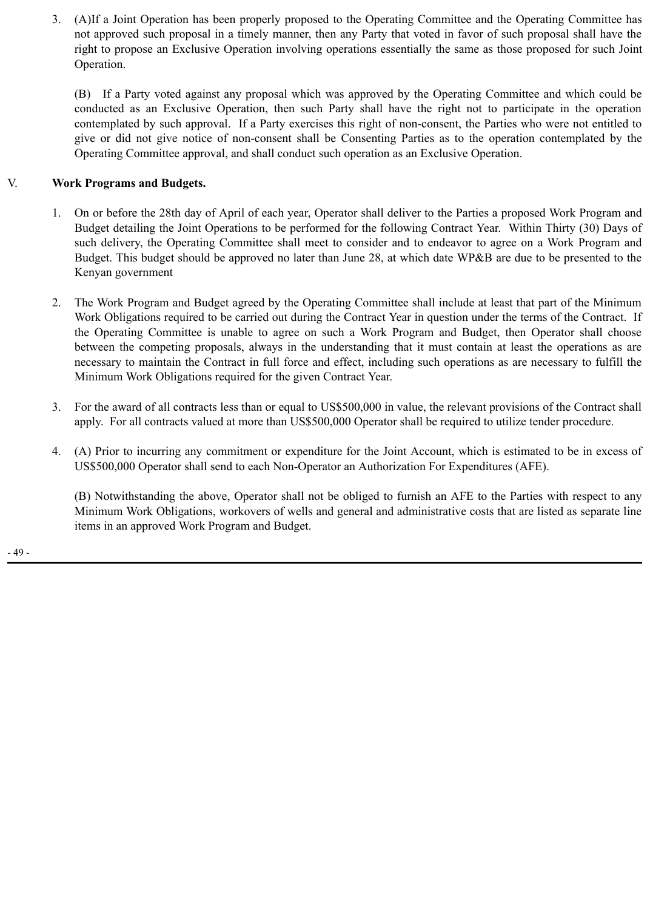3. (A)If a Joint Operation has been properly proposed to the Operating Committee and the Operating Committee has not approved such proposal in a timely manner, then any Party that voted in favor of such proposal shall have the right to propose an Exclusive Operation involving operations essentially the same as those proposed for such Joint Operation.

   (B) If a Party voted against any proposal which was approved by the Operating Committee and which could be conducted as an Exclusive Operation, then such Party shall have the right not to participate in the operation contemplated by such approval. If a Party exercises this right of non-consent, the Parties who were not entitled to give or did not give notice of non-consent shall be Consenting Parties as to the operation contemplated by the Operating Committee approval, and shall conduct such operation as an Exclusive Operation.

## V. **Work Programs and Budgets.**

1. On or before the 28th day of April of each year, Operator shall deliver to the Parties a proposed Work Program and Budget detailing the Joint Operations to be performed for the following Contract Year. Within Thirty (30) Days of such delivery, the Operating Committee shall meet to consider and to endeavor to agree on a Work Program and Budget. This budget should be approved no later than June 28, at which date WP&B are due to be presented to the Kenyan government

2. The Work Program and Budget agreed by the Operating Committee shall include at least that part of the Minimum Work Obligations required to be carried out during the Contract Year in question under the terms of the Contract. If the Operating Committee is unable to agree on such a Work Program and Budget, then Operator shall choose between the competing proposals, always in the understanding that it must contain at least the operations as are necessary to maintain the Contract in full force and effect, including such operations as are necessary to fulfill the Minimum Work Obligations required for the given Contract Year.

3. For the award of all contracts less than or equal to US$500,000 in value, the relevant provisions of the Contract shall apply. For all contracts valued at more than US$500,000 Operator shall be required to utilize tender procedure.

4. (A) Prior to incurring any commitment or expenditure for the Joint Account, which is estimated to be in excess of US$500,000 Operator shall send to each Non-Operator an Authorization For Expenditures (AFE).

   (B) Notwithstanding the above, Operator shall not be obliged to furnish an AFE to the Parties with respect to any Minimum Work Obligations, workovers of wells and general and administrative costs that are listed as separate line items in an approved Work Program and Budget.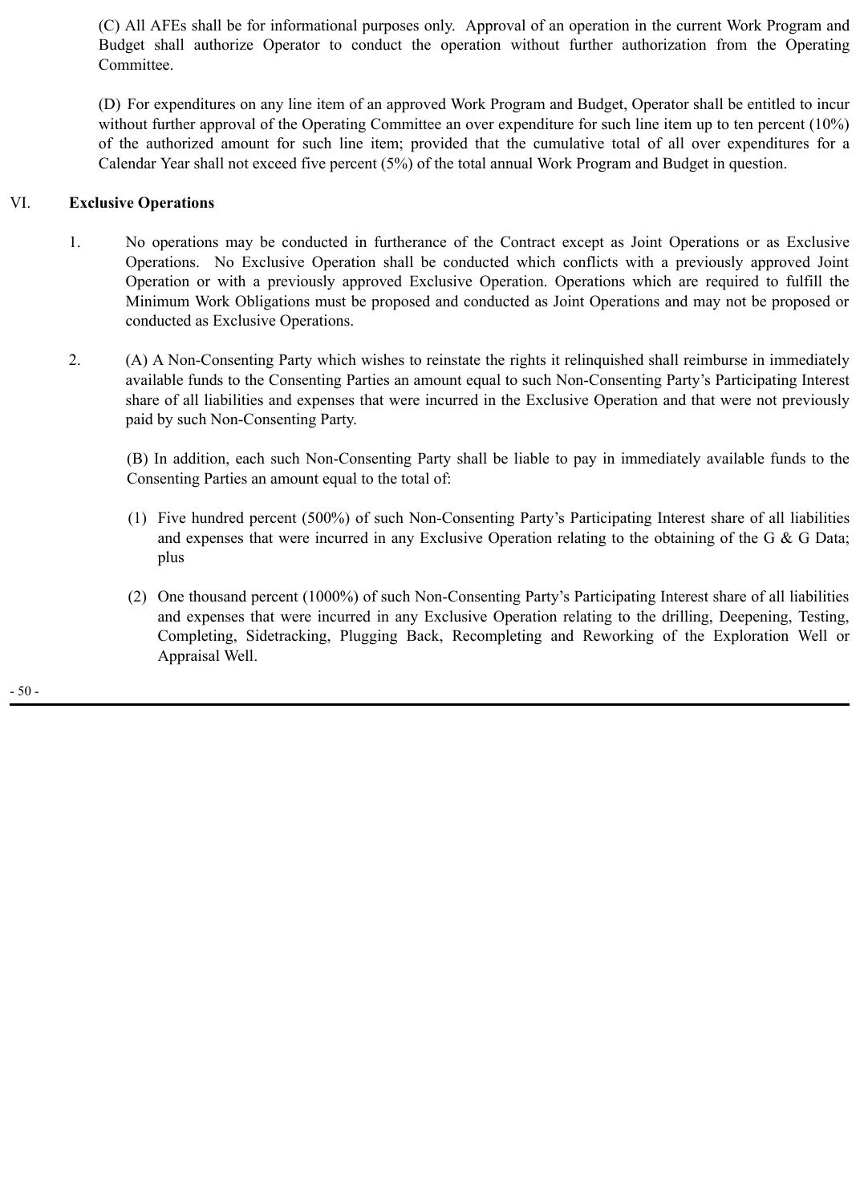(C) All AFEs shall be for informational purposes only. Approval of an operation in the current Work Program and Budget shall authorize Operator to conduct the operation without further authorization from the Operating Committee.

(D) For expenditures on any line item of an approved Work Program and Budget, Operator shall be entitled to incur without further approval of the Operating Committee an over expenditure for such line item up to ten percent (10%) of the authorized amount for such line item; provided that the cumulative total of all over expenditures for a Calendar Year shall not exceed five percent (5%) of the total annual Work Program and Budget in question.

VI. **Exclusive Operations**

1. No operations may be conducted in furtherance of the Contract except as Joint Operations or as Exclusive Operations. No Exclusive Operation shall be conducted which conflicts with a previously approved Joint Operation or with a previously approved Exclusive Operation. Operations which are required to fulfill the Minimum Work Obligations must be proposed and conducted as Joint Operations and may not be proposed or conducted as Exclusive Operations.

2. (A) A Non-Consenting Party which wishes to reinstate the rights it relinquished shall reimburse in immediately available funds to the Consenting Parties an amount equal to such Non-Consenting Party's Participating Interest share of all liabilities and expenses that were incurred in the Exclusive Operation and that were not previously paid by such Non-Consenting Party.

   (B) In addition, each such Non-Consenting Party shall be liable to pay in immediately available funds to the Consenting Parties an amount equal to the total of:

   (1) Five hundred percent (500%) of such Non-Consenting Party's Participating Interest share of all liabilities and expenses that were incurred in any Exclusive Operation relating to the obtaining of the G & G Data; plus

   (2) One thousand percent (1000%) of such Non-Consenting Party's Participating Interest share of all liabilities and expenses that were incurred in any Exclusive Operation relating to the drilling, Deepening, Testing, Completing, Sidetracking, Plugging Back, Recompleting and Reworking of the Exploration Well or Appraisal Well.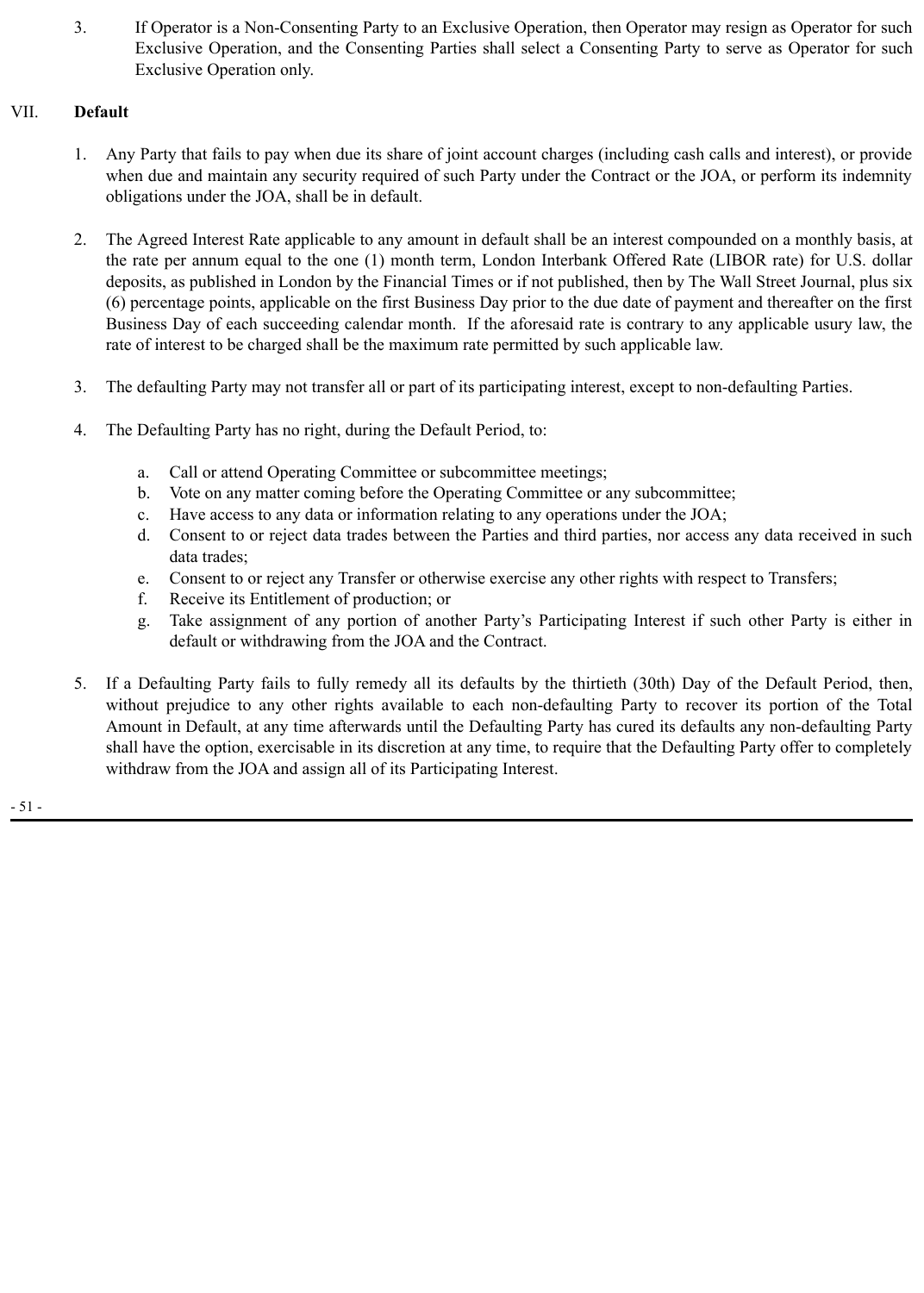3. If Operator is a Non-Consenting Party to an Exclusive Operation, then Operator may resign as Operator for such Exclusive Operation, and the Consenting Parties shall select a Consenting Party to serve as Operator for such Exclusive Operation only.

## VII. **Default**

1. Any Party that fails to pay when due its share of joint account charges (including cash calls and interest), or provide when due and maintain any security required of such Party under the Contract or the JOA, or perform its indemnity obligations under the JOA, shall be in default.

2. The Agreed Interest Rate applicable to any amount in default shall be an interest compounded on a monthly basis, at the rate per annum equal to the one (1) month term, London Interbank Offered Rate (LIBOR rate) for U.S. dollar deposits, as published in London by the Financial Times or if not published, then by The Wall Street Journal, plus six (6) percentage points, applicable on the first Business Day prior to the due date of payment and thereafter on the first Business Day of each succeeding calendar month. If the aforesaid rate is contrary to any applicable usury law, the rate of interest to be charged shall be the maximum rate permitted by such applicable law.

3. The defaulting Party may not transfer all or part of its participating interest, except to non-defaulting Parties.

4. The Defaulting Party has no right, during the Default Period, to:

   a. Call or attend Operating Committee or subcommittee meetings;
   b. Vote on any matter coming before the Operating Committee or any subcommittee;
   c. Have access to any data or information relating to any operations under the JOA;
   d. Consent to or reject data trades between the Parties and third parties, nor access any data received in such data trades;
   e. Consent to or reject any Transfer or otherwise exercise any other rights with respect to Transfers;
   f. Receive its Entitlement of production; or
   g. Take assignment of any portion of another Party's Participating Interest if such other Party is either in default or withdrawing from the JOA and the Contract.

5. If a Defaulting Party fails to fully remedy all its defaults by the thirtieth (30th) Day of the Default Period, then, without prejudice to any other rights available to each non-defaulting Party to recover its portion of the Total Amount in Default, at any time afterwards until the Defaulting Party has cured its defaults any non-defaulting Party shall have the option, exercisable in its discretion at any time, to require that the Defaulting Party offer to completely withdraw from the JOA and assign all of its Participating Interest.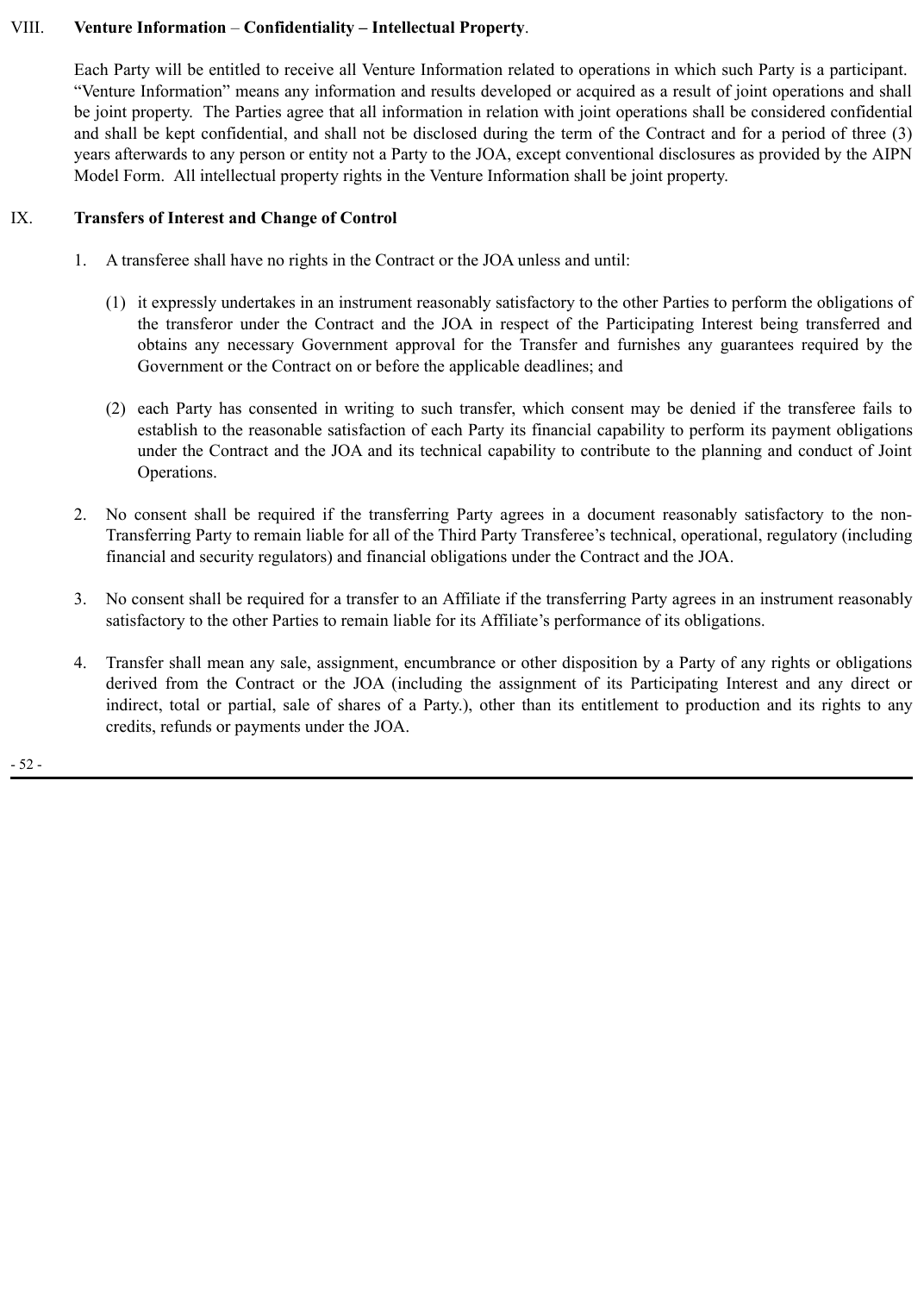VIII. **Venture Information** – **Confidentiality – Intellectual Property**.

Each Party will be entitled to receive all Venture Information related to operations in which such Party is a participant. "Venture Information" means any information and results developed or acquired as a result of joint operations and shall be joint property. The Parties agree that all information in relation with joint operations shall be considered confidential and shall be kept confidential, and shall not be disclosed during the term of the Contract and for a period of three (3) years afterwards to any person or entity not a Party to the JOA, except conventional disclosures as provided by the AIPN Model Form. All intellectual property rights in the Venture Information shall be joint property.

IX. **Transfers of Interest and Change of Control**

1. A transferee shall have no rights in the Contract or the JOA unless and until:

   (1) it expressly undertakes in an instrument reasonably satisfactory to the other Parties to perform the obligations of the transferor under the Contract and the JOA in respect of the Participating Interest being transferred and obtains any necessary Government approval for the Transfer and furnishes any guarantees required by the Government or the Contract on or before the applicable deadlines; and

   (2) each Party has consented in writing to such transfer, which consent may be denied if the transferee fails to establish to the reasonable satisfaction of each Party its financial capability to perform its payment obligations under the Contract and the JOA and its technical capability to contribute to the planning and conduct of Joint Operations.

2. No consent shall be required if the transferring Party agrees in a document reasonably satisfactory to the non-Transferring Party to remain liable for all of the Third Party Transferee's technical, operational, regulatory (including financial and security regulators) and financial obligations under the Contract and the JOA.

3. No consent shall be required for a transfer to an Affiliate if the transferring Party agrees in an instrument reasonably satisfactory to the other Parties to remain liable for its Affiliate's performance of its obligations.

4. Transfer shall mean any sale, assignment, encumbrance or other disposition by a Party of any rights or obligations derived from the Contract or the JOA (including the assignment of its Participating Interest and any direct or indirect, total or partial, sale of shares of a Party.), other than its entitlement to production and its rights to any credits, refunds or payments under the JOA.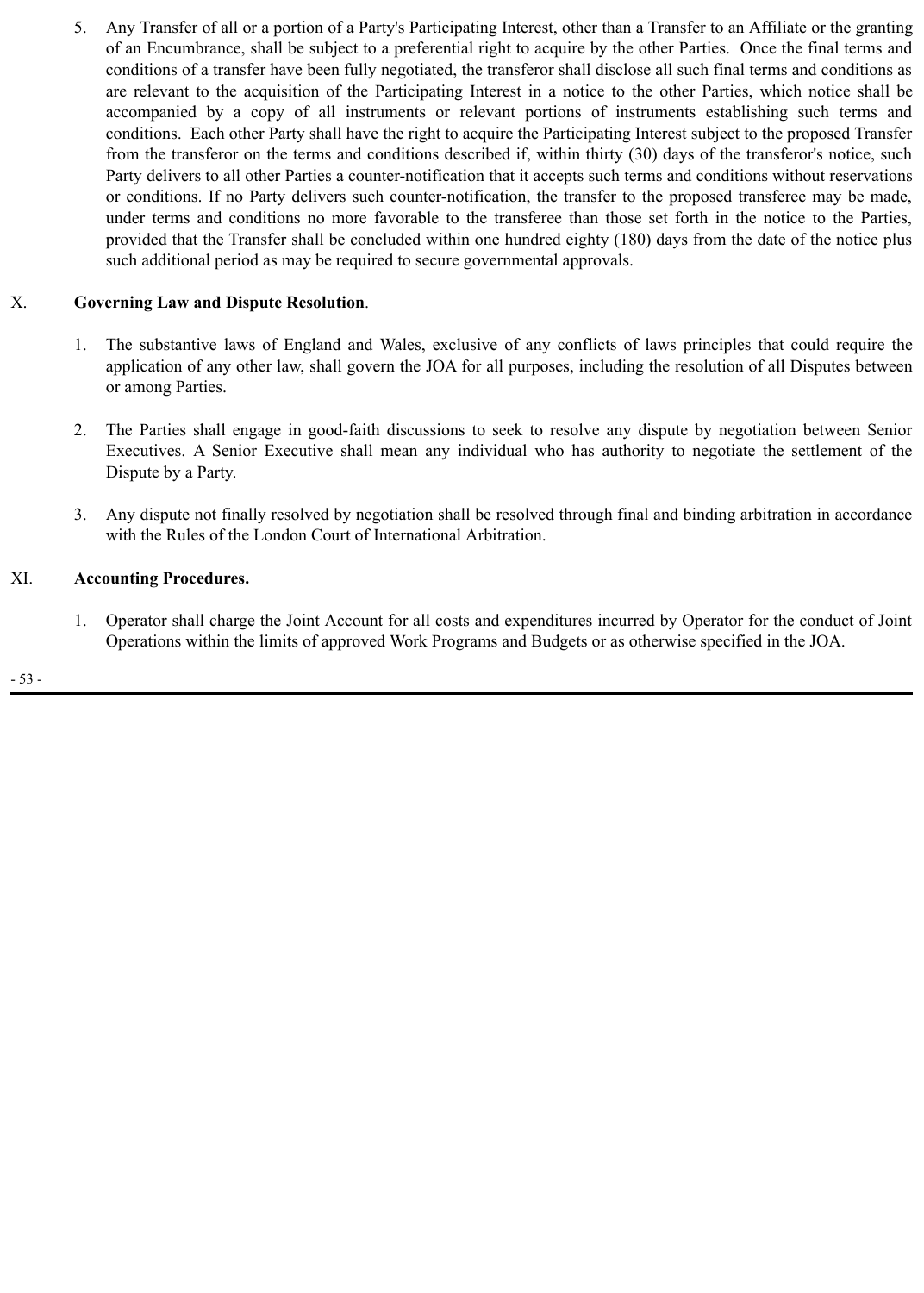5. Any Transfer of all or a portion of a Party's Participating Interest, other than a Transfer to an Affiliate or the granting of an Encumbrance, shall be subject to a preferential right to acquire by the other Parties. Once the final terms and conditions of a transfer have been fully negotiated, the transferor shall disclose all such final terms and conditions as are relevant to the acquisition of the Participating Interest in a notice to the other Parties, which notice shall be accompanied by a copy of all instruments or relevant portions of instruments establishing such terms and conditions. Each other Party shall have the right to acquire the Participating Interest subject to the proposed Transfer from the transferor on the terms and conditions described if, within thirty (30) days of the transferor's notice, such Party delivers to all other Parties a counter-notification that it accepts such terms and conditions without reservations or conditions. If no Party delivers such counter-notification, the transfer to the proposed transferee may be made, under terms and conditions no more favorable to the transferee than those set forth in the notice to the Parties, provided that the Transfer shall be concluded within one hundred eighty (180) days from the date of the notice plus such additional period as may be required to secure governmental approvals.

## X. **Governing Law and Dispute Resolution**.

1. The substantive laws of England and Wales, exclusive of any conflicts of laws principles that could require the application of any other law, shall govern the JOA for all purposes, including the resolution of all Disputes between or among Parties.

2. The Parties shall engage in good-faith discussions to seek to resolve any dispute by negotiation between Senior Executives. A Senior Executive shall mean any individual who has authority to negotiate the settlement of the Dispute by a Party.

3. Any dispute not finally resolved by negotiation shall be resolved through final and binding arbitration in accordance with the Rules of the London Court of International Arbitration.

## XI. **Accounting Procedures.**

1. Operator shall charge the Joint Account for all costs and expenditures incurred by Operator for the conduct of Joint Operations within the limits of approved Work Programs and Budgets or as otherwise specified in the JOA.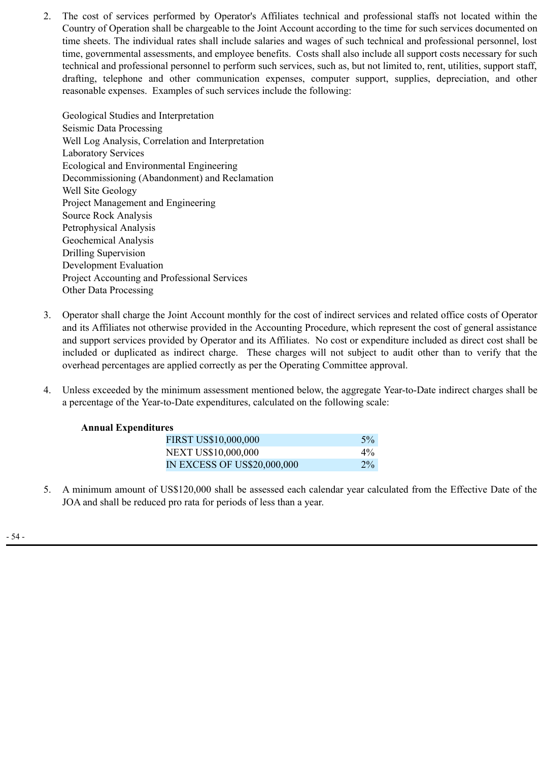2. The cost of services performed by Operator's Affiliates technical and professional staffs not located within the Country of Operation shall be chargeable to the Joint Account according to the time for such services documented on time sheets. The individual rates shall include salaries and wages of such technical and professional personnel, lost time, governmental assessments, and employee benefits. Costs shall also include all support costs necessary for such technical and professional personnel to perform such services, such as, but not limited to, rent, utilities, support staff, drafting, telephone and other communication expenses, computer support, supplies, depreciation, and other reasonable expenses. Examples of such services include the following:

   Geological Studies and Interpretation
   Seismic Data Processing
   Well Log Analysis, Correlation and Interpretation
   Laboratory Services
   Ecological and Environmental Engineering
   Decommissioning (Abandonment) and Reclamation
   Well Site Geology
   Project Management and Engineering
   Source Rock Analysis
   Petrophysical Analysis
   Geochemical Analysis
   Drilling Supervision
   Development Evaluation
   Project Accounting and Professional Services
   Other Data Processing

3. Operator shall charge the Joint Account monthly for the cost of indirect services and related office costs of Operator and its Affiliates not otherwise provided in the Accounting Procedure, which represent the cost of general assistance and support services provided by Operator and its Affiliates. No cost or expenditure included as direct cost shall be included or duplicated as indirect charge. These charges will not subject to audit other than to verify that the overhead percentages are applied correctly as per the Operating Committee approval.

4. Unless exceeded by the minimum assessment mentioned below, the aggregate Year-to-Date indirect charges shall be a percentage of the Year-to-Date expenditures, calculated on the following scale:

   **Annual Expenditures**

   | | |
   |---|---|
   | FIRST US$10,000,000 | 5% |
   | NEXT US$10,000,000 | 4% |
   | IN EXCESS OF US$20,000,000 | 2% |

5. A minimum amount of US$120,000 shall be assessed each calendar year calculated from the Effective Date of the JOA and shall be reduced pro rata for periods of less than a year.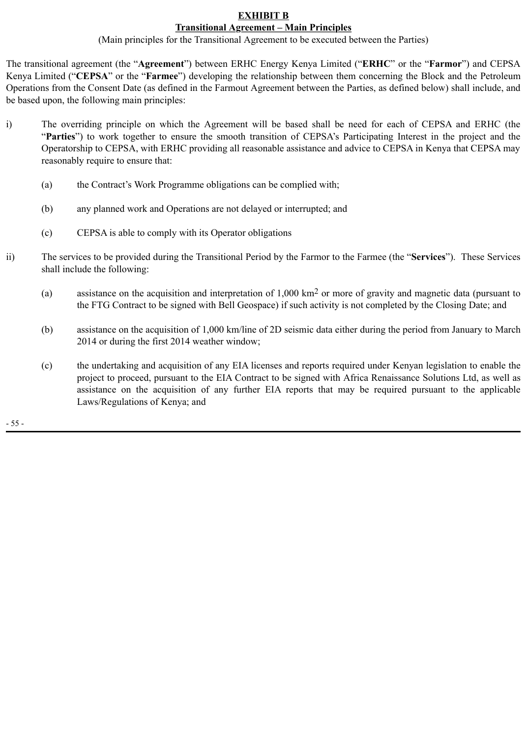**EXHIBIT B**

**Transitional Agreement – Main Principles**

(Main principles for the Transitional Agreement to be executed between the Parties)

The transitional agreement (the "**Agreement**") between ERHC Energy Kenya Limited ("**ERHC**" or the "**Farmor**") and CEPSA Kenya Limited ("**CEPSA**" or the "**Farmee**") developing the relationship between them concerning the Block and the Petroleum Operations from the Consent Date (as defined in the Farmout Agreement between the Parties, as defined below) shall include, and be based upon, the following main principles:

i) The overriding principle on which the Agreement will be based shall be need for each of CEPSA and ERHC (the "**Parties**") to work together to ensure the smooth transition of CEPSA's Participating Interest in the project and the Operatorship to CEPSA, with ERHC providing all reasonable assistance and advice to CEPSA in Kenya that CEPSA may reasonably require to ensure that:

   (a) the Contract's Work Programme obligations can be complied with;

   (b) any planned work and Operations are not delayed or interrupted; and

   (c) CEPSA is able to comply with its Operator obligations

ii) The services to be provided during the Transitional Period by the Farmor to the Farmee (the "**Services**"). These Services shall include the following:

   (a) assistance on the acquisition and interpretation of 1,000 km$^2$ or more of gravity and magnetic data (pursuant to the FTG Contract to be signed with Bell Geospace) if such activity is not completed by the Closing Date; and

   (b) assistance on the acquisition of 1,000 km/line of 2D seismic data either during the period from January to March 2014 or during the first 2014 weather window;

   (c) the undertaking and acquisition of any EIA licenses and reports required under Kenyan legislation to enable the project to proceed, pursuant to the EIA Contract to be signed with Africa Renaissance Solutions Ltd, as well as assistance on the acquisition of any further EIA reports that may be required pursuant to the applicable Laws/Regulations of Kenya; and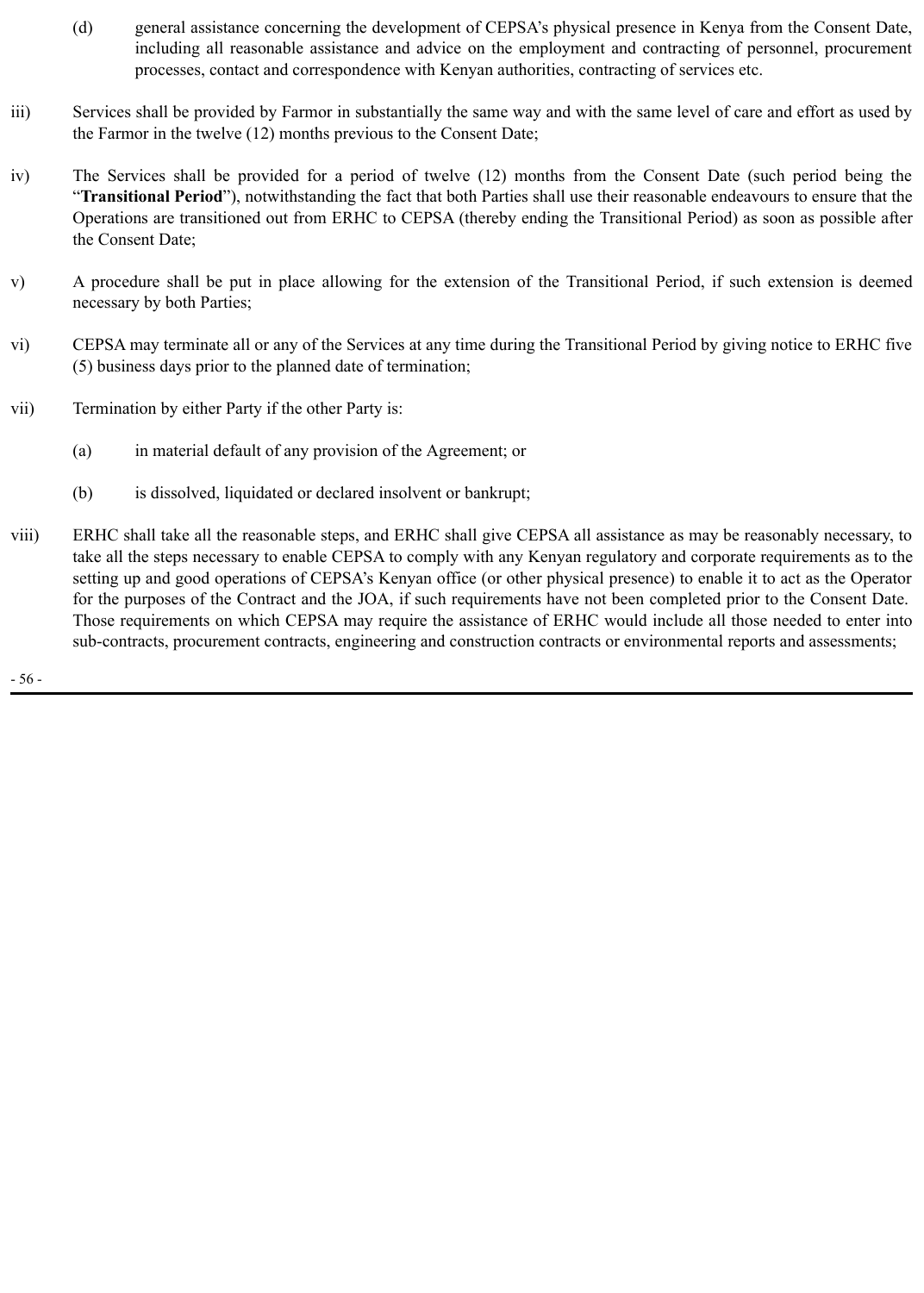(d) general assistance concerning the development of CEPSA's physical presence in Kenya from the Consent Date, including all reasonable assistance and advice on the employment and contracting of personnel, procurement processes, contact and correspondence with Kenyan authorities, contracting of services etc.

iii) Services shall be provided by Farmor in substantially the same way and with the same level of care and effort as used by the Farmor in the twelve (12) months previous to the Consent Date;

iv) The Services shall be provided for a period of twelve (12) months from the Consent Date (such period being the "**Transitional Period**"), notwithstanding the fact that both Parties shall use their reasonable endeavours to ensure that the Operations are transitioned out from ERHC to CEPSA (thereby ending the Transitional Period) as soon as possible after the Consent Date;

v) A procedure shall be put in place allowing for the extension of the Transitional Period, if such extension is deemed necessary by both Parties;

vi) CEPSA may terminate all or any of the Services at any time during the Transitional Period by giving notice to ERHC five (5) business days prior to the planned date of termination;

vii) Termination by either Party if the other Party is:

(a) in material default of any provision of the Agreement; or

(b) is dissolved, liquidated or declared insolvent or bankrupt;

viii) ERHC shall take all the reasonable steps, and ERHC shall give CEPSA all assistance as may be reasonably necessary, to take all the steps necessary to enable CEPSA to comply with any Kenyan regulatory and corporate requirements as to the setting up and good operations of CEPSA's Kenyan office (or other physical presence) to enable it to act as the Operator for the purposes of the Contract and the JOA, if such requirements have not been completed prior to the Consent Date. Those requirements on which CEPSA may require the assistance of ERHC would include all those needed to enter into sub-contracts, procurement contracts, engineering and construction contracts or environmental reports and assessments;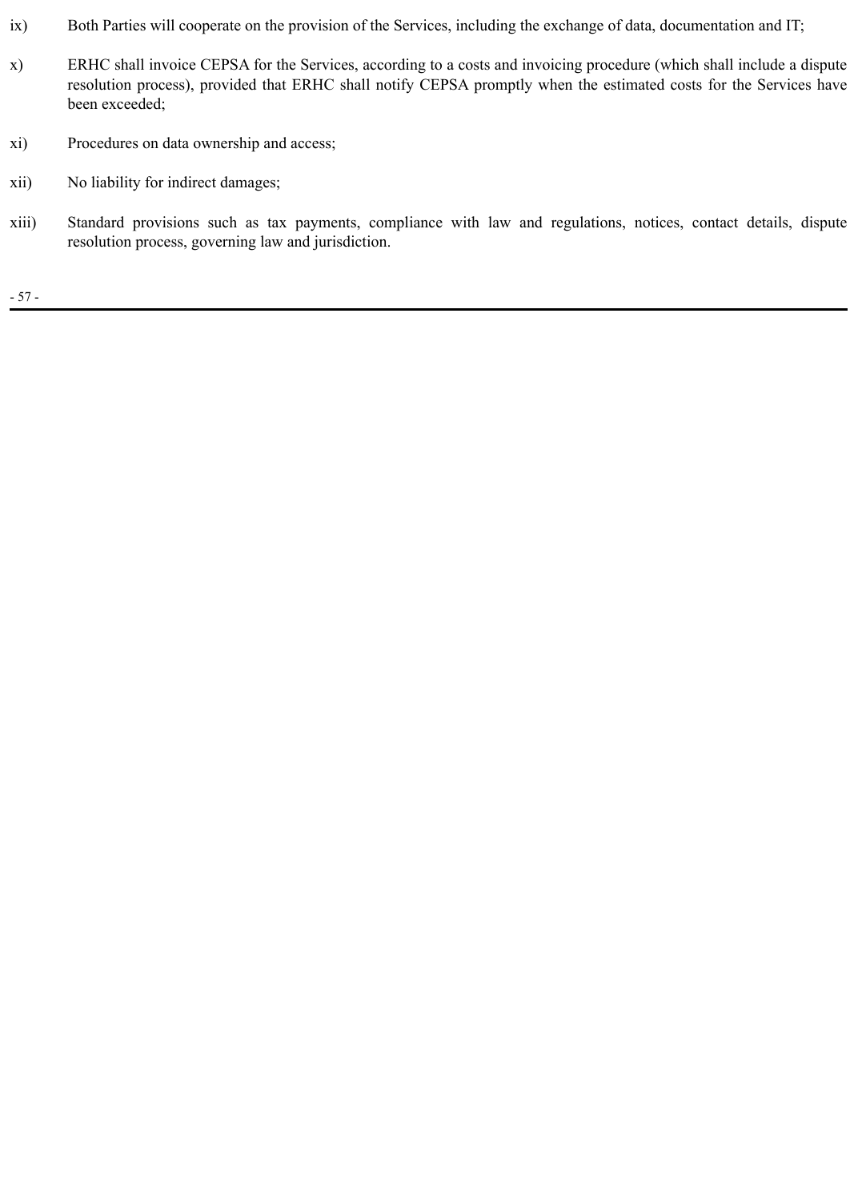ix) Both Parties will cooperate on the provision of the Services, including the exchange of data, documentation and IT;

x) ERHC shall invoice CEPSA for the Services, according to a costs and invoicing procedure (which shall include a dispute resolution process), provided that ERHC shall notify CEPSA promptly when the estimated costs for the Services have been exceeded;

xi) Procedures on data ownership and access;

xii) No liability for indirect damages;

xiii) Standard provisions such as tax payments, compliance with law and regulations, notices, contact details, dispute resolution process, governing law and jurisdiction.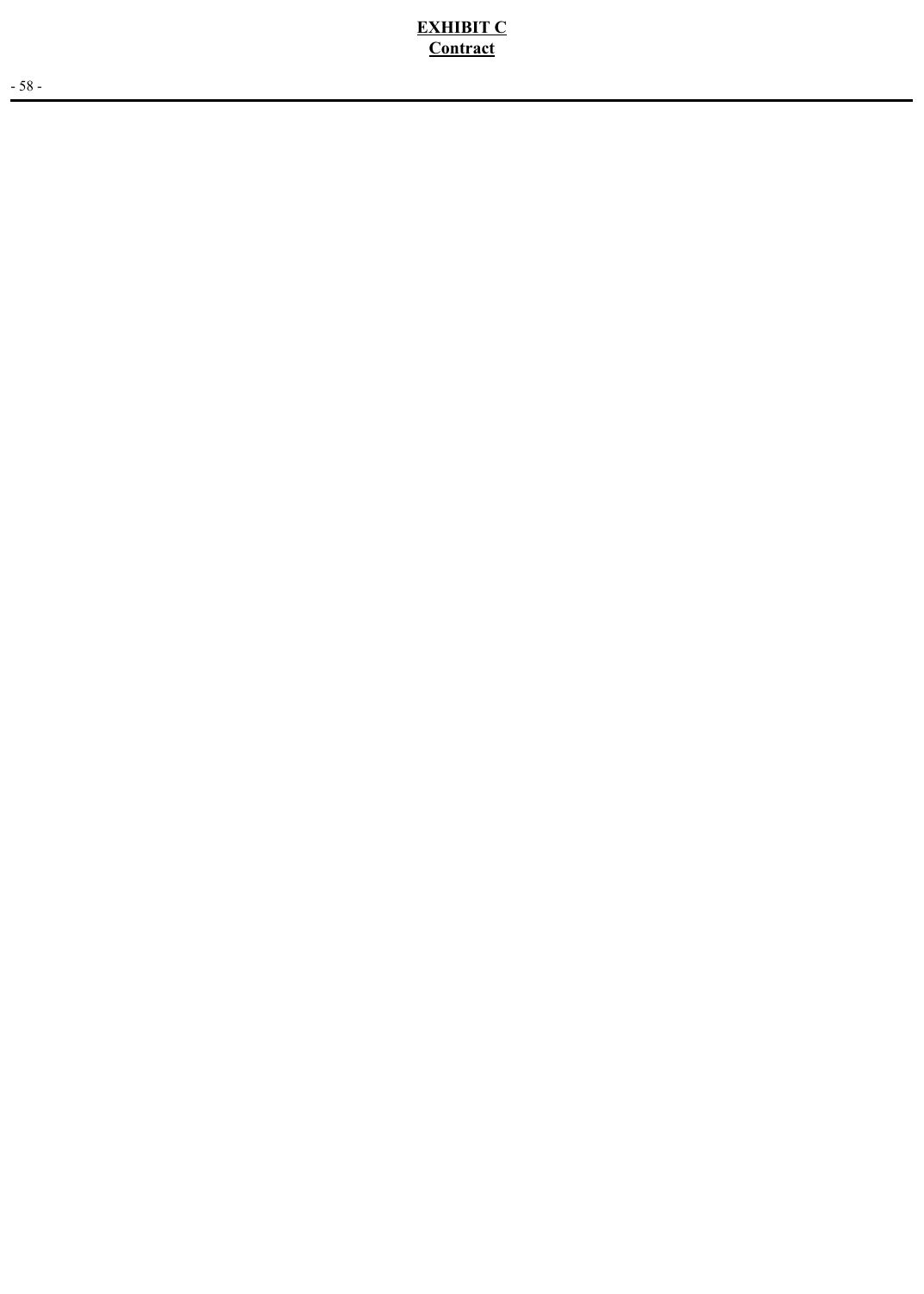**EXHIBIT C**
**Contract**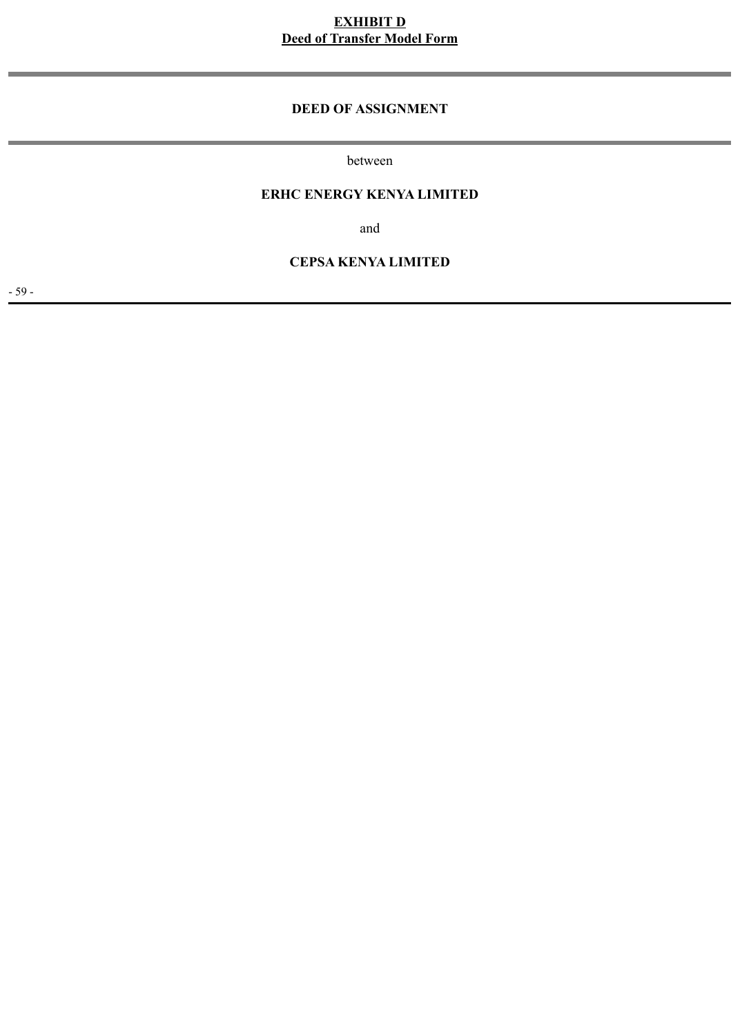**EXHIBIT D**
**Deed of Transfer Model Form**

---

# DEED OF ASSIGNMENT

---

between

**ERHC ENERGY KENYA LIMITED**

and

**CEPSA KENYA LIMITED**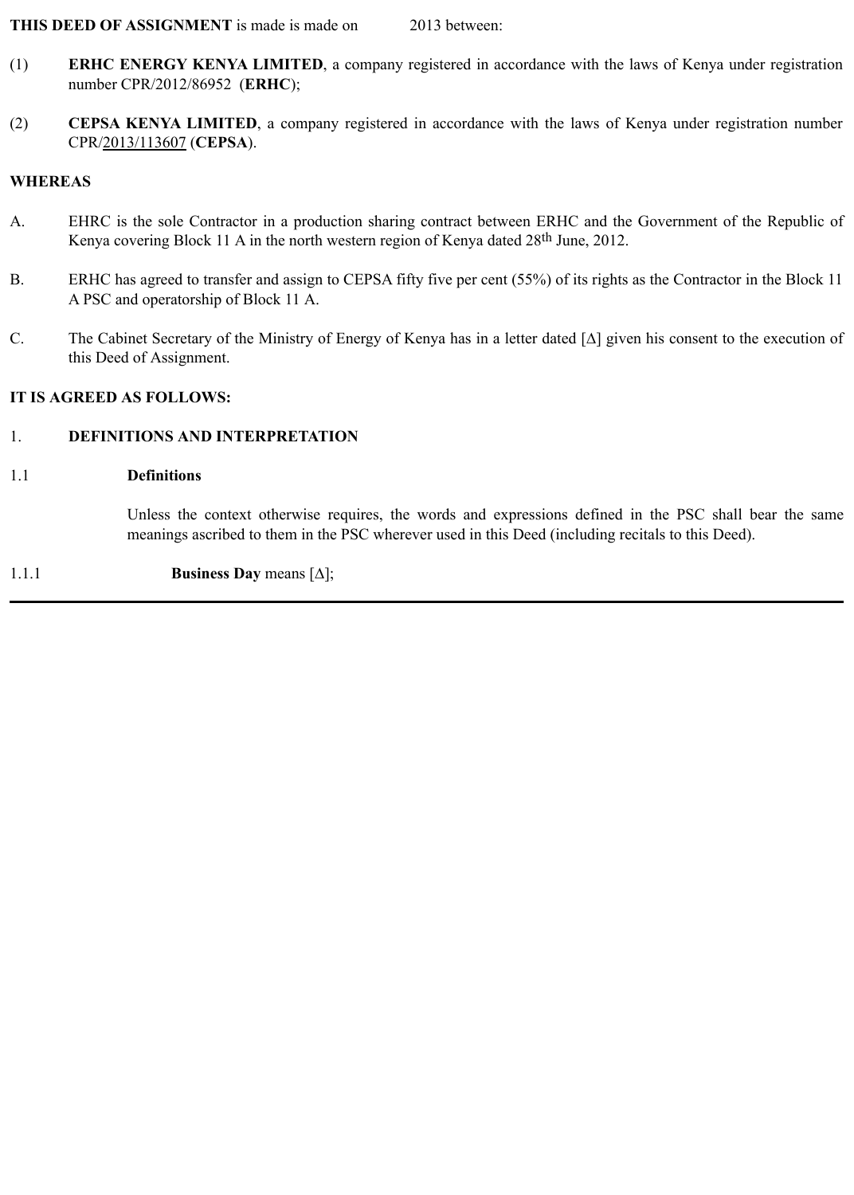**THIS DEED OF ASSIGNMENT** is made is made on 2013 between:

(1) **ERHC ENERGY KENYA LIMITED**, a company registered in accordance with the laws of Kenya under registration number CPR/2012/86952 (**ERHC**);

(2) **CEPSA KENYA LIMITED**, a company registered in accordance with the laws of Kenya under registration number CPR/2013/113607 (**CEPSA**).

**WHEREAS**

A. EHRC is the sole Contractor in a production sharing contract between ERHC and the Government of the Republic of Kenya covering Block 11 A in the north western region of Kenya dated 28th June, 2012.

B. ERHC has agreed to transfer and assign to CEPSA fifty five per cent (55%) of its rights as the Contractor in the Block 11 A PSC and operatorship of Block 11 A.

C. The Cabinet Secretary of the Ministry of Energy of Kenya has in a letter dated [Δ] given his consent to the execution of this Deed of Assignment.

**IT IS AGREED AS FOLLOWS:**

1. **DEFINITIONS AND INTERPRETATION**

1.1 **Definitions**

Unless the context otherwise requires, the words and expressions defined in the PSC shall bear the same meanings ascribed to them in the PSC wherever used in this Deed (including recitals to this Deed).

1.1.1 **Business Day** means [Δ];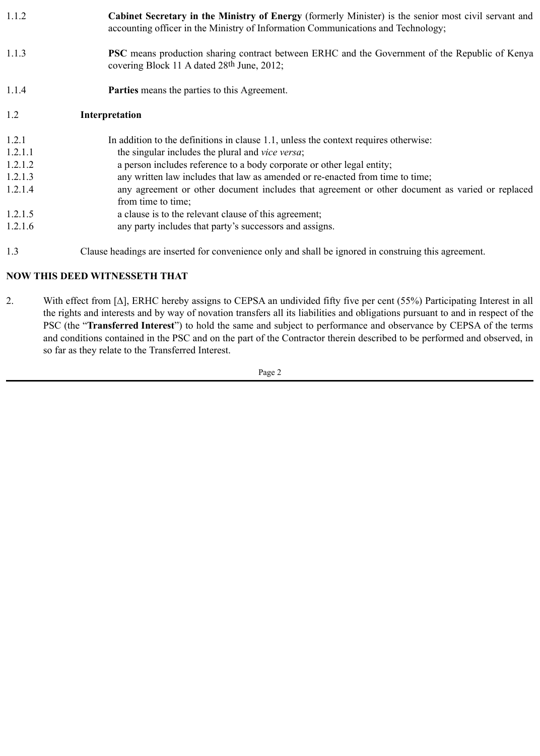1.1.2 **Cabinet Secretary in the Ministry of Energy** (formerly Minister) is the senior most civil servant and accounting officer in the Ministry of Information Communications and Technology;

1.1.3 **PSC** means production sharing contract between ERHC and the Government of the Republic of Kenya covering Block 11 A dated 28th June, 2012;

1.1.4 **Parties** means the parties to this Agreement.

1.2 **Interpretation**

1.2.1 In addition to the definitions in clause 1.1, unless the context requires otherwise:

1.2.1.1 the singular includes the plural and *vice versa*;

1.2.1.2 a person includes reference to a body corporate or other legal entity;

1.2.1.3 any written law includes that law as amended or re-enacted from time to time;

1.2.1.4 any agreement or other document includes that agreement or other document as varied or replaced from time to time;

1.2.1.5 a clause is to the relevant clause of this agreement;

1.2.1.6 any party includes that party's successors and assigns.

1.3 Clause headings are inserted for convenience only and shall be ignored in construing this agreement.

**NOW THIS DEED WITNESSETH THAT**

2. With effect from [Δ], ERHC hereby assigns to CEPSA an undivided fifty five per cent (55%) Participating Interest in all the rights and interests and by way of novation transfers all its liabilities and obligations pursuant to and in respect of the PSC (the "**Transferred Interest**") to hold the same and subject to performance and observance by CEPSA of the terms and conditions contained in the PSC and on the part of the Contractor therein described to be performed and observed, in so far as they relate to the Transferred Interest.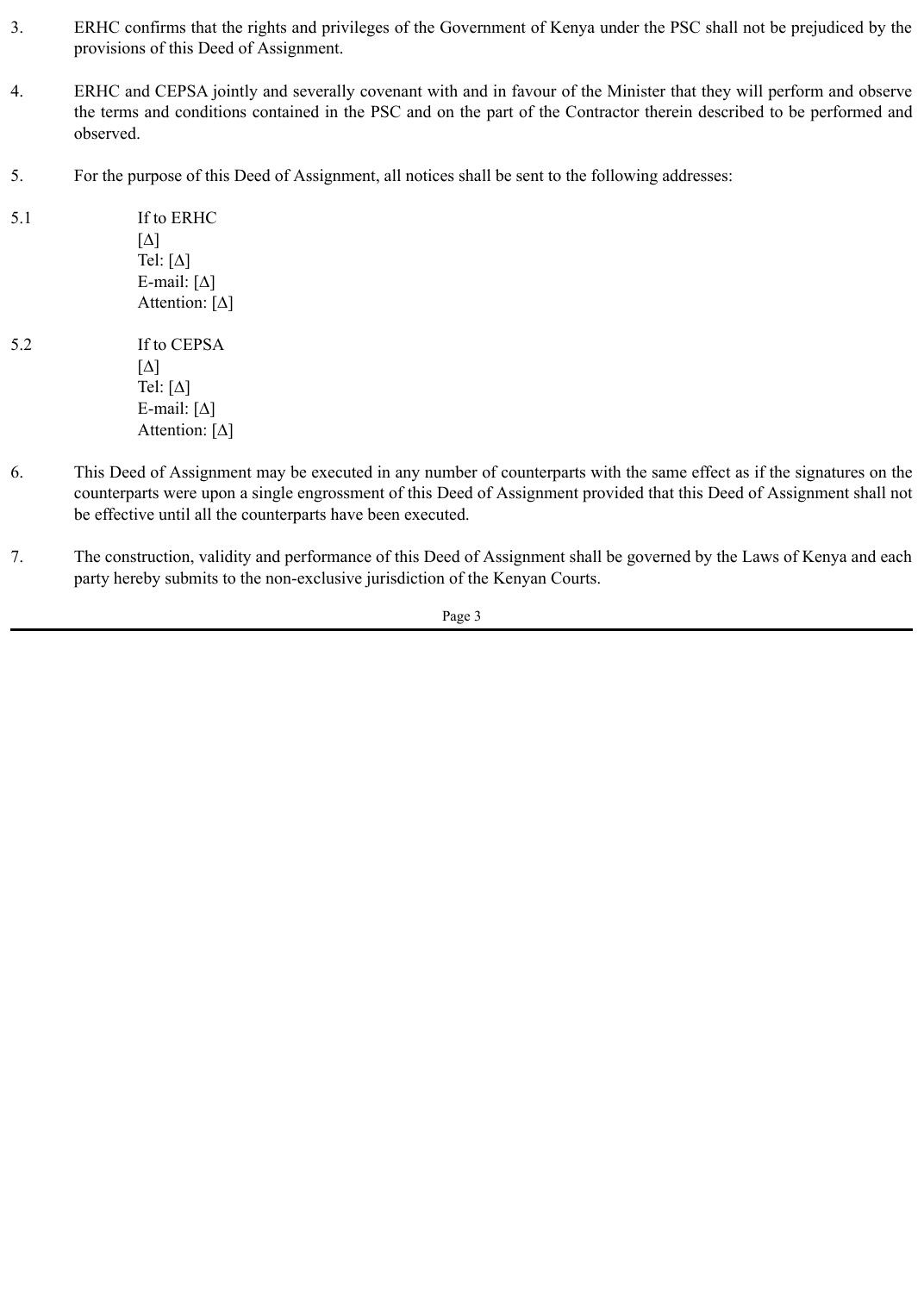3. ERHC confirms that the rights and privileges of the Government of Kenya under the PSC shall not be prejudiced by the provisions of this Deed of Assignment.

4. ERHC and CEPSA jointly and severally covenant with and in favour of the Minister that they will perform and observe the terms and conditions contained in the PSC and on the part of the Contractor therein described to be performed and observed.

5. For the purpose of this Deed of Assignment, all notices shall be sent to the following addresses:

5.1 If to ERHC
[Δ]
Tel: [Δ]
E-mail: [Δ]
Attention: [Δ]

5.2 If to CEPSA
[Δ]
Tel: [Δ]
E-mail: [Δ]
Attention: [Δ]

6. This Deed of Assignment may be executed in any number of counterparts with the same effect as if the signatures on the counterparts were upon a single engrossment of this Deed of Assignment provided that this Deed of Assignment shall not be effective until all the counterparts have been executed.

7. The construction, validity and performance of this Deed of Assignment shall be governed by the Laws of Kenya and each party hereby submits to the non-exclusive jurisdiction of the Kenyan Courts.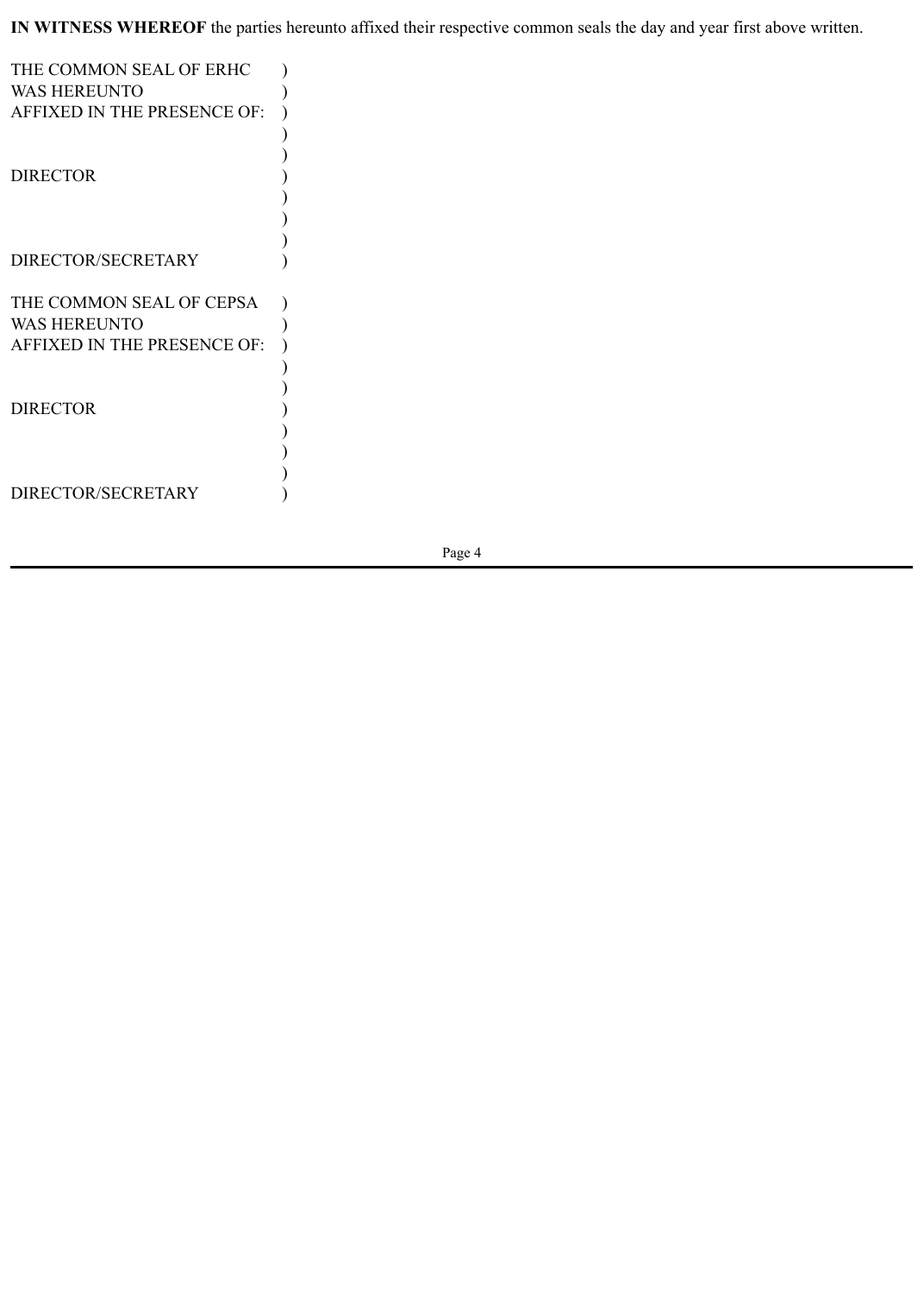**IN WITNESS WHEREOF** the parties hereunto affixed their respective common seals the day and year first above written.

THE COMMON SEAL OF ERHC )
WAS HEREUNTO )
AFFIXED IN THE PRESENCE OF: )
)
)
DIRECTOR )
)
)
)
DIRECTOR/SECRETARY )

THE COMMON SEAL OF CEPSA )
WAS HEREUNTO )
AFFIXED IN THE PRESENCE OF: )
)
)
DIRECTOR )
)
)
)
DIRECTOR/SECRETARY )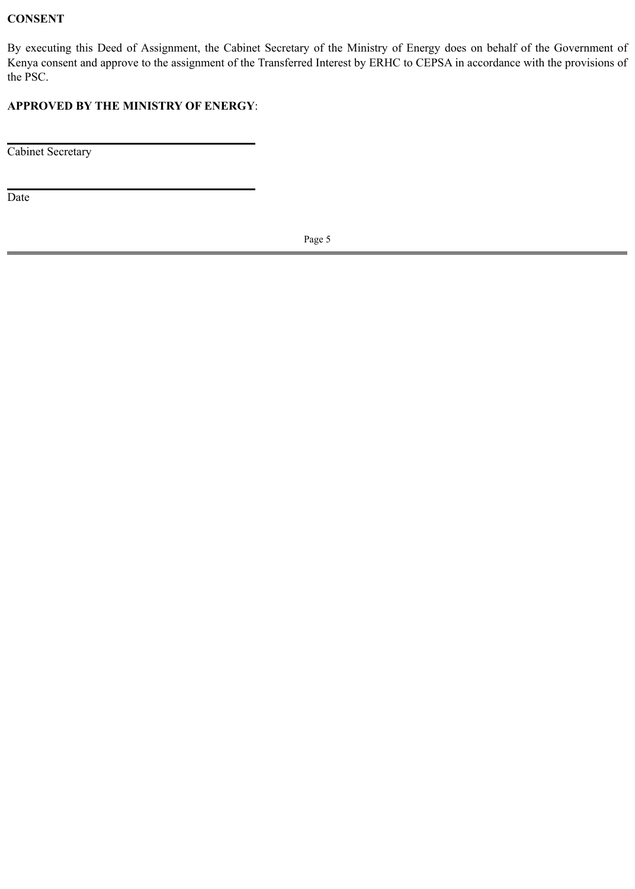**CONSENT**

By executing this Deed of Assignment, the Cabinet Secretary of the Ministry of Energy does on behalf of the Government of Kenya consent and approve to the assignment of the Transferred Interest by ERHC to CEPSA in accordance with the provisions of the PSC.

**APPROVED BY THE MINISTRY OF ENERGY**:

\_\_\_\_\_\_\_\_\_\_\_\_\_\_\_\_\_\_\_\_\_\_\_\_\_\_\_\_\_\_\_\_\_\_\_\_\_\_\_\_

Cabinet Secretary

\_\_\_\_\_\_\_\_\_\_\_\_\_\_\_\_\_\_\_\_\_\_\_\_\_\_\_\_\_\_\_\_\_\_\_\_\_\_\_\_

Date